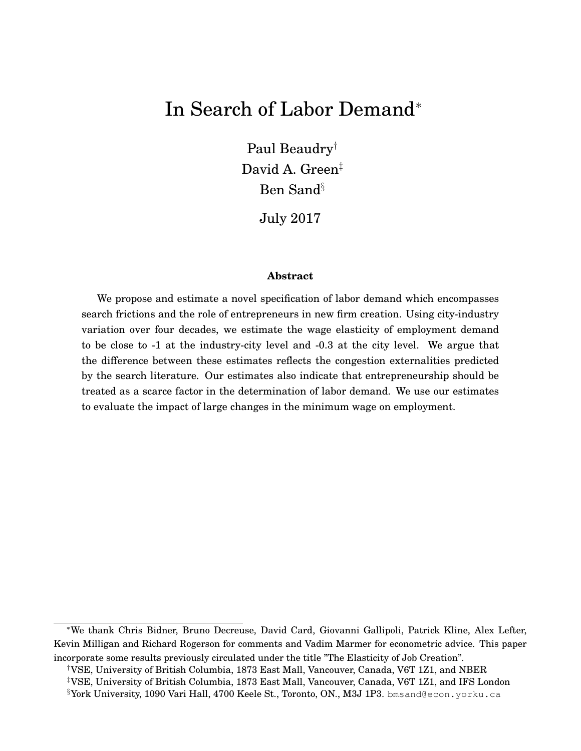# In Search of Labor Demand[*]

Paul Beaudry[†]
David A. Green[‡]
Ben Sand[§]

July 2017

### Abstract

We propose and estimate a novel specification of labor demand which encompasses search frictions and the role of entrepreneurs in new firm creation. Using city-industry variation over four decades, we estimate the wage elasticity of employment demand to be close to -1 at the industry-city level and -0.3 at the city level. We argue that the difference between these estimates reflects the congestion externalities predicted by the search literature. Our estimates also indicate that entrepreneurship should be treated as a scarce factor in the determination of labor demand. We use our estimates to evaluate the impact of large changes in the minimum wage on employment.

---

[*] We thank Chris Bidner, Bruno Decreuse, David Card, Giovanni Gallipoli, Patrick Kline, Alex Lefter, Kevin Milligan and Richard Rogerson for comments and Vadim Marmer for econometric advice. This paper incorporate some results previously circulated under the title "The Elasticity of Job Creation".

[†] VSE, University of British Columbia, 1873 East Mall, Vancouver, Canada, V6T 1Z1, and NBER

[‡] VSE, University of British Columbia, 1873 East Mall, Vancouver, Canada, V6T 1Z1, and IFS London

[§] York University, 1090 Vari Hall, 4700 Keele St., Toronto, ON., M3J 1P3. bmsand@econ.yorku.ca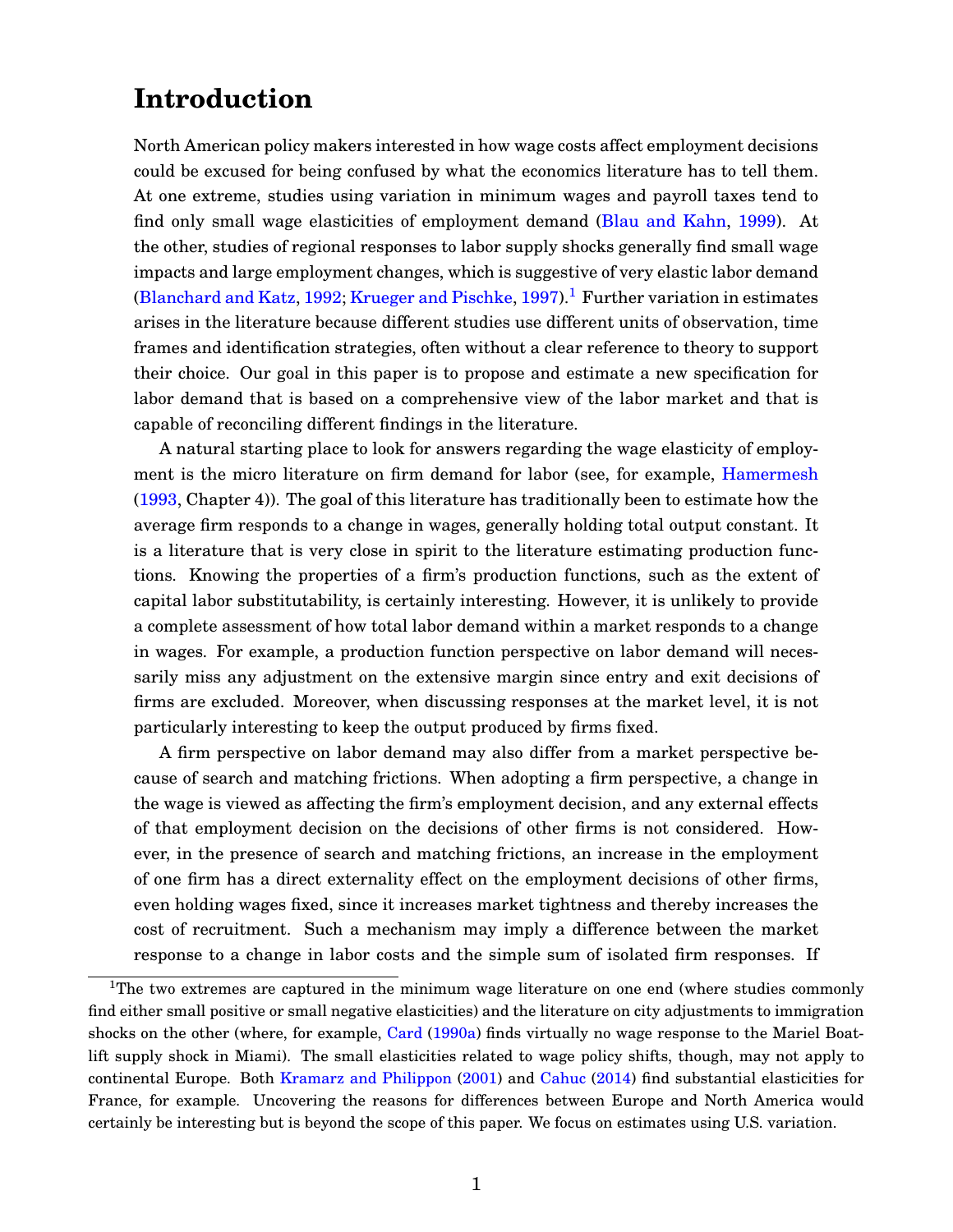# Introduction

North American policy makers interested in how wage costs affect employment decisions could be excused for being confused by what the economics literature has to tell them. At one extreme, studies using variation in minimum wages and payroll taxes tend to find only small wage elasticities of employment demand (Blau and Kahn, 1999). At the other, studies of regional responses to labor supply shocks generally find small wage impacts and large employment changes, which is suggestive of very elastic labor demand (Blanchard and Katz, 1992; Krueger and Pischke, 1997).[1] Further variation in estimates arises in the literature because different studies use different units of observation, time frames and identification strategies, often without a clear reference to theory to support their choice. Our goal in this paper is to propose and estimate a new specification for labor demand that is based on a comprehensive view of the labor market and that is capable of reconciling different findings in the literature.

A natural starting place to look for answers regarding the wage elasticity of employment is the micro literature on firm demand for labor (see, for example, Hamermesh (1993, Chapter 4)). The goal of this literature has traditionally been to estimate how the average firm responds to a change in wages, generally holding total output constant. It is a literature that is very close in spirit to the literature estimating production functions. Knowing the properties of a firm's production functions, such as the extent of capital labor substitutability, is certainly interesting. However, it is unlikely to provide a complete assessment of how total labor demand within a market responds to a change in wages. For example, a production function perspective on labor demand will necessarily miss any adjustment on the extensive margin since entry and exit decisions of firms are excluded. Moreover, when discussing responses at the market level, it is not particularly interesting to keep the output produced by firms fixed.

A firm perspective on labor demand may also differ from a market perspective because of search and matching frictions. When adopting a firm perspective, a change in the wage is viewed as affecting the firm's employment decision, and any external effects of that employment decision on the decisions of other firms is not considered. However, in the presence of search and matching frictions, an increase in the employment of one firm has a direct externality effect on the employment decisions of other firms, even holding wages fixed, since it increases market tightness and thereby increases the cost of recruitment. Such a mechanism may imply a difference between the market response to a change in labor costs and the simple sum of isolated firm responses. If

[1] The two extremes are captured in the minimum wage literature on one end (where studies commonly find either small positive or small negative elasticities) and the literature on city adjustments to immigration shocks on the other (where, for example, Card (1990a) finds virtually no wage response to the Mariel Boatlift supply shock in Miami). The small elasticities related to wage policy shifts, though, may not apply to continental Europe. Both Kramarz and Philippon (2001) and Cahuc (2014) find substantial elasticities for France, for example. Uncovering the reasons for differences between Europe and North America would certainly be interesting but is beyond the scope of this paper. We focus on estimates using U.S. variation.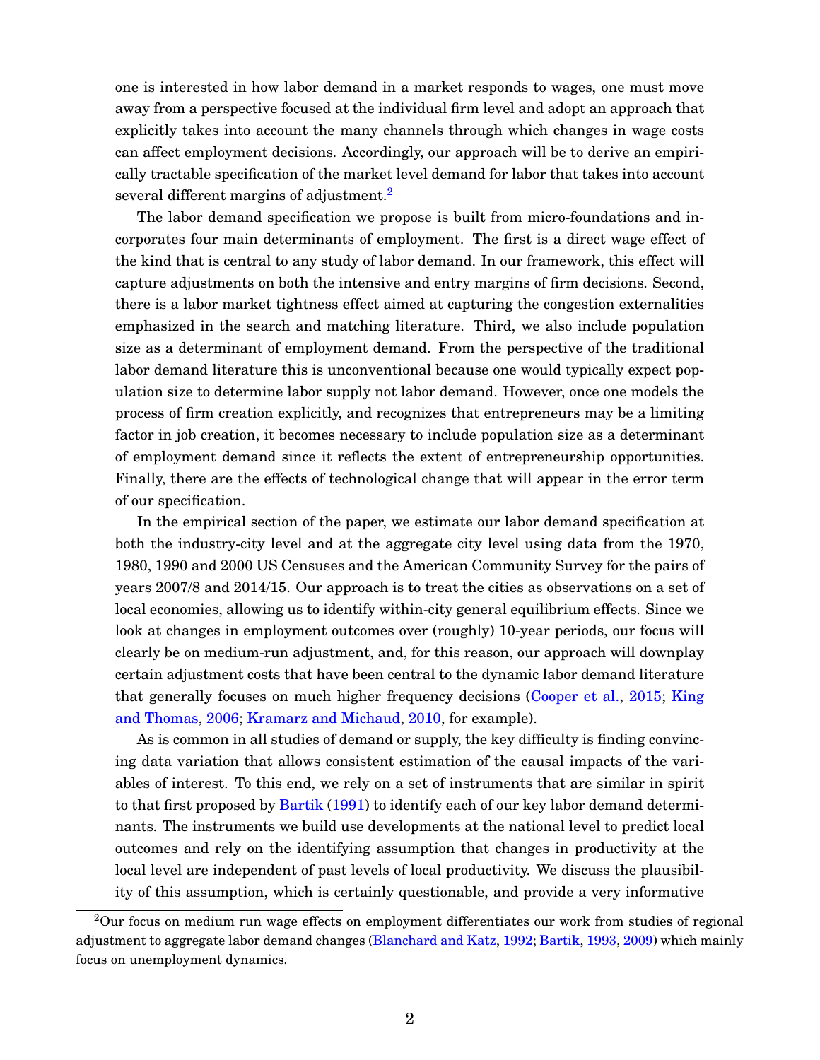one is interested in how labor demand in a market responds to wages, one must move away from a perspective focused at the individual firm level and adopt an approach that explicitly takes into account the many channels through which changes in wage costs can affect employment decisions. Accordingly, our approach will be to derive an empirically tractable specification of the market level demand for labor that takes into account several different margins of adjustment.[2]

The labor demand specification we propose is built from micro-foundations and incorporates four main determinants of employment. The first is a direct wage effect of the kind that is central to any study of labor demand. In our framework, this effect will capture adjustments on both the intensive and entry margins of firm decisions. Second, there is a labor market tightness effect aimed at capturing the congestion externalities emphasized in the search and matching literature. Third, we also include population size as a determinant of employment demand. From the perspective of the traditional labor demand literature this is unconventional because one would typically expect population size to determine labor supply not labor demand. However, once one models the process of firm creation explicitly, and recognizes that entrepreneurs may be a limiting factor in job creation, it becomes necessary to include population size as a determinant of employment demand since it reflects the extent of entrepreneurship opportunities. Finally, there are the effects of technological change that will appear in the error term of our specification.

In the empirical section of the paper, we estimate our labor demand specification at both the industry-city level and at the aggregate city level using data from the 1970, 1980, 1990 and 2000 US Censuses and the American Community Survey for the pairs of years 2007/8 and 2014/15. Our approach is to treat the cities as observations on a set of local economies, allowing us to identify within-city general equilibrium effects. Since we look at changes in employment outcomes over (roughly) 10-year periods, our focus will clearly be on medium-run adjustment, and, for this reason, our approach will downplay certain adjustment costs that have been central to the dynamic labor demand literature that generally focuses on much higher frequency decisions (Cooper et al., 2015; King and Thomas, 2006; Kramarz and Michaud, 2010, for example).

As is common in all studies of demand or supply, the key difficulty is finding convincing data variation that allows consistent estimation of the causal impacts of the variables of interest. To this end, we rely on a set of instruments that are similar in spirit to that first proposed by Bartik (1991) to identify each of our key labor demand determinants. The instruments we build use developments at the national level to predict local outcomes and rely on the identifying assumption that changes in productivity at the local level are independent of past levels of local productivity. We discuss the plausibility of this assumption, which is certainly questionable, and provide a very informative

[2] Our focus on medium run wage effects on employment differentiates our work from studies of regional adjustment to aggregate labor demand changes (Blanchard and Katz, 1992; Bartik, 1993, 2009) which mainly focus on unemployment dynamics.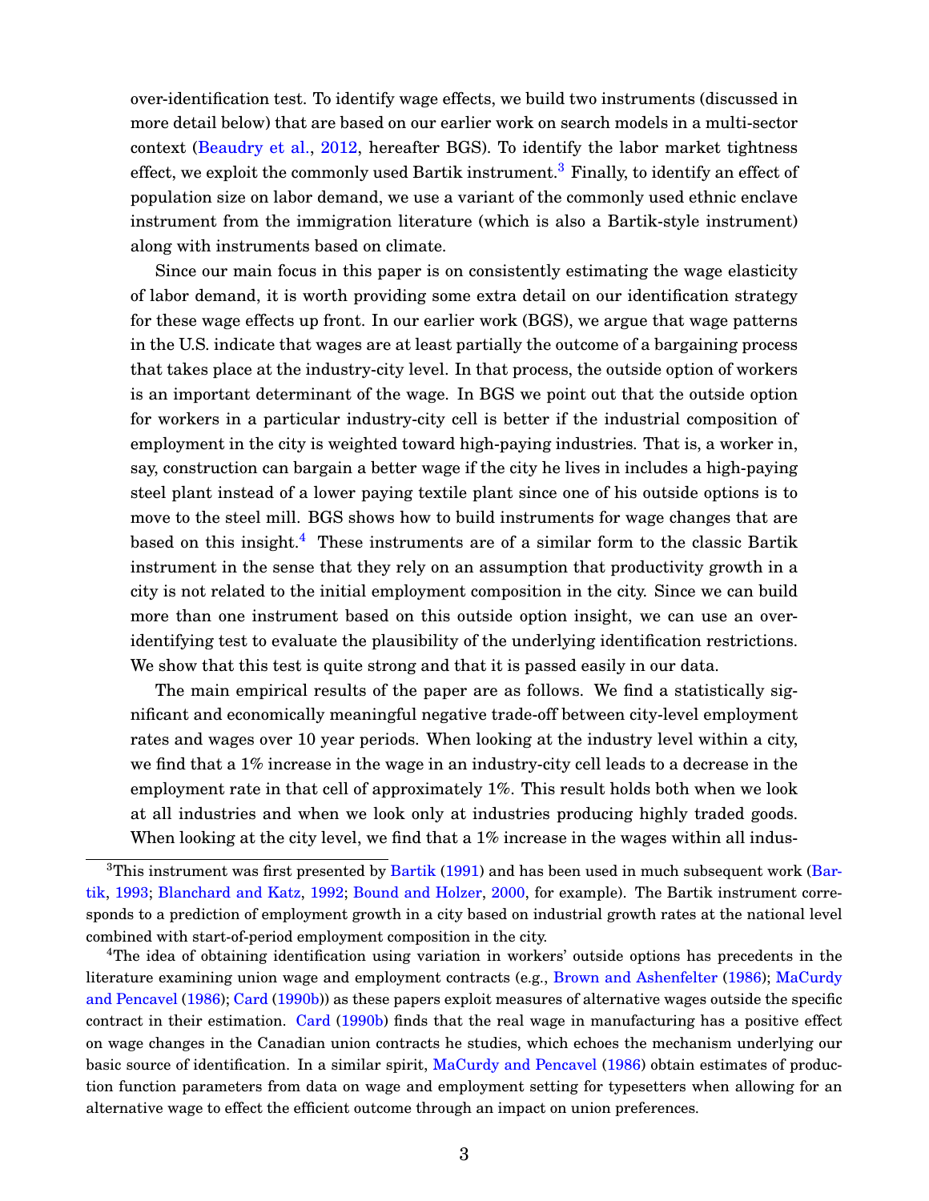over-identification test. To identify wage effects, we build two instruments (discussed in more detail below) that are based on our earlier work on search models in a multi-sector context (Beaudry et al., 2012, hereafter BGS). To identify the labor market tightness effect, we exploit the commonly used Bartik instrument.[3] Finally, to identify an effect of population size on labor demand, we use a variant of the commonly used ethnic enclave instrument from the immigration literature (which is also a Bartik-style instrument) along with instruments based on climate.

Since our main focus in this paper is on consistently estimating the wage elasticity of labor demand, it is worth providing some extra detail on our identification strategy for these wage effects up front. In our earlier work (BGS), we argue that wage patterns in the U.S. indicate that wages are at least partially the outcome of a bargaining process that takes place at the industry-city level. In that process, the outside option of workers is an important determinant of the wage. In BGS we point out that the outside option for workers in a particular industry-city cell is better if the industrial composition of employment in the city is weighted toward high-paying industries. That is, a worker in, say, construction can bargain a better wage if the city he lives in includes a high-paying steel plant instead of a lower paying textile plant since one of his outside options is to move to the steel mill. BGS shows how to build instruments for wage changes that are based on this insight.[4] These instruments are of a similar form to the classic Bartik instrument in the sense that they rely on an assumption that productivity growth in a city is not related to the initial employment composition in the city. Since we can build more than one instrument based on this outside option insight, we can use an over-identifying test to evaluate the plausibility of the underlying identification restrictions. We show that this test is quite strong and that it is passed easily in our data.

The main empirical results of the paper are as follows. We find a statistically significant and economically meaningful negative trade-off between city-level employment rates and wages over 10 year periods. When looking at the industry level within a city, we find that a 1% increase in the wage in an industry-city cell leads to a decrease in the employment rate in that cell of approximately 1%. This result holds both when we look at all industries and when we look only at industries producing highly traded goods. When looking at the city level, we find that a 1% increase in the wages within all indus-

[3] This instrument was first presented by Bartik (1991) and has been used in much subsequent work (Bartik, 1993; Blanchard and Katz, 1992; Bound and Holzer, 2000, for example). The Bartik instrument corresponds to a prediction of employment growth in a city based on industrial growth rates at the national level combined with start-of-period employment composition in the city.

[4] The idea of obtaining identification using variation in workers' outside options has precedents in the literature examining union wage and employment contracts (e.g., Brown and Ashenfelter (1986); MaCurdy and Pencavel (1986); Card (1990b)) as these papers exploit measures of alternative wages outside the specific contract in their estimation. Card (1990b) finds that the real wage in manufacturing has a positive effect on wage changes in the Canadian union contracts he studies, which echoes the mechanism underlying our basic source of identification. In a similar spirit, MaCurdy and Pencavel (1986) obtain estimates of production function parameters from data on wage and employment setting for typesetters when allowing for an alternative wage to effect the efficient outcome through an impact on union preferences.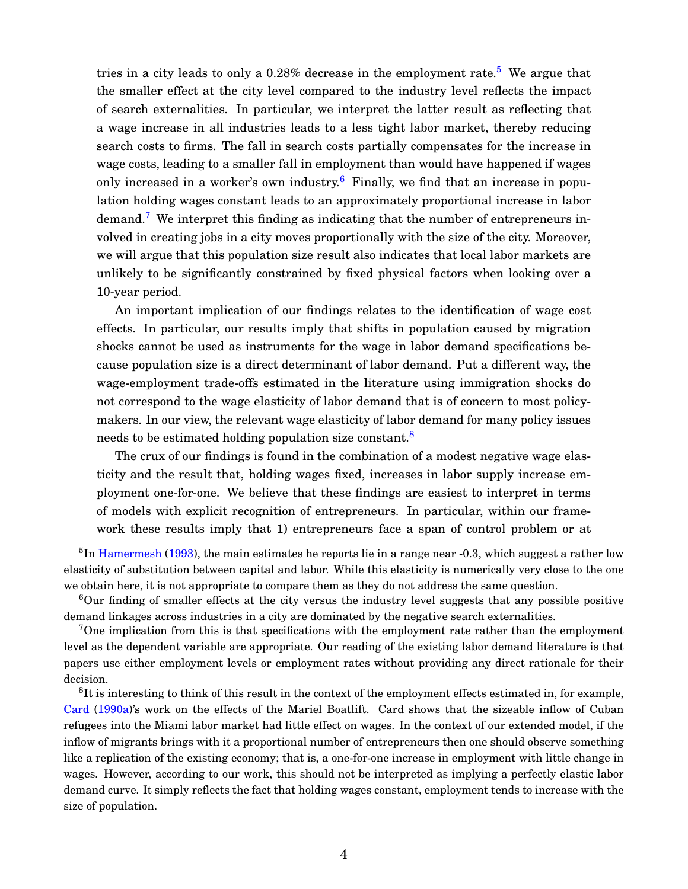tries in a city leads to only a 0.28% decrease in the employment rate.[5] We argue that the smaller effect at the city level compared to the industry level reflects the impact of search externalities. In particular, we interpret the latter result as reflecting that a wage increase in all industries leads to a less tight labor market, thereby reducing search costs to firms. The fall in search costs partially compensates for the increase in wage costs, leading to a smaller fall in employment than would have happened if wages only increased in a worker's own industry.[6] Finally, we find that an increase in population holding wages constant leads to an approximately proportional increase in labor demand.[7] We interpret this finding as indicating that the number of entrepreneurs involved in creating jobs in a city moves proportionally with the size of the city. Moreover, we will argue that this population size result also indicates that local labor markets are unlikely to be significantly constrained by fixed physical factors when looking over a 10-year period.

An important implication of our findings relates to the identification of wage cost effects. In particular, our results imply that shifts in population caused by migration shocks cannot be used as instruments for the wage in labor demand specifications because population size is a direct determinant of labor demand. Put a different way, the wage-employment trade-offs estimated in the literature using immigration shocks do not correspond to the wage elasticity of labor demand that is of concern to most policymakers. In our view, the relevant wage elasticity of labor demand for many policy issues needs to be estimated holding population size constant.[8]

The crux of our findings is found in the combination of a modest negative wage elasticity and the result that, holding wages fixed, increases in labor supply increase employment one-for-one. We believe that these findings are easiest to interpret in terms of models with explicit recognition of entrepreneurs. In particular, within our framework these results imply that 1) entrepreneurs face a span of control problem or at

---

[5] In Hamermesh (1993), the main estimates he reports lie in a range near -0.3, which suggest a rather low elasticity of substitution between capital and labor. While this elasticity is numerically very close to the one we obtain here, it is not appropriate to compare them as they do not address the same question.

[6] Our finding of smaller effects at the city versus the industry level suggests that any possible positive demand linkages across industries in a city are dominated by the negative search externalities.

[7] One implication from this is that specifications with the employment rate rather than the employment level as the dependent variable are appropriate. Our reading of the existing labor demand literature is that papers use either employment levels or employment rates without providing any direct rationale for their decision.

[8] It is interesting to think of this result in the context of the employment effects estimated in, for example, Card (1990a)'s work on the effects of the Mariel Boatlift. Card shows that the sizeable inflow of Cuban refugees into the Miami labor market had little effect on wages. In the context of our extended model, if the inflow of migrants brings with it a proportional number of entrepreneurs then one should observe something like a replication of the existing economy; that is, a one-for-one increase in employment with little change in wages. However, according to our work, this should not be interpreted as implying a perfectly elastic labor demand curve. It simply reflects the fact that holding wages constant, employment tends to increase with the size of population.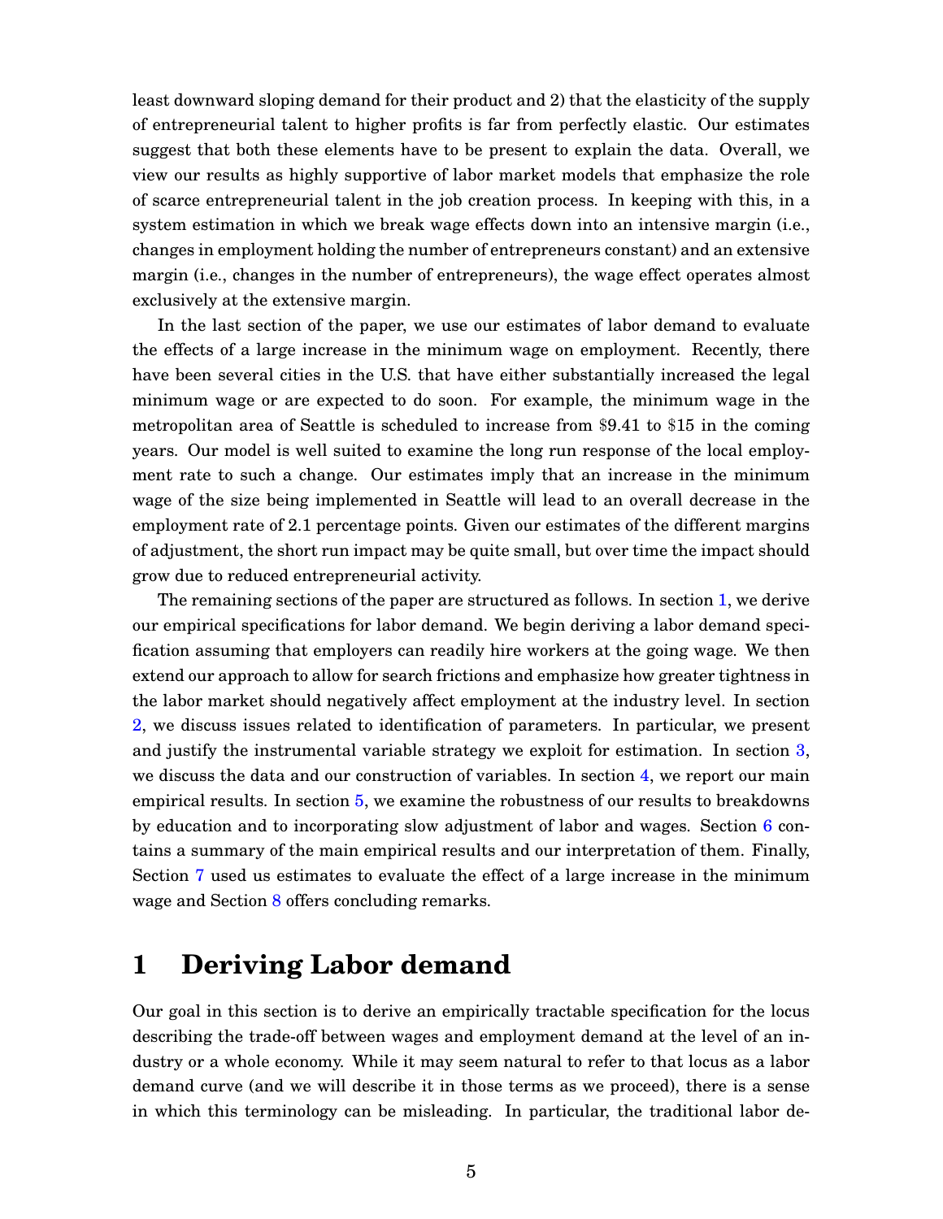least downward sloping demand for their product and 2) that the elasticity of the supply of entrepreneurial talent to higher profits is far from perfectly elastic. Our estimates suggest that both these elements have to be present to explain the data. Overall, we view our results as highly supportive of labor market models that emphasize the role of scarce entrepreneurial talent in the job creation process. In keeping with this, in a system estimation in which we break wage effects down into an intensive margin (i.e., changes in employment holding the number of entrepreneurs constant) and an extensive margin (i.e., changes in the number of entrepreneurs), the wage effect operates almost exclusively at the extensive margin.

In the last section of the paper, we use our estimates of labor demand to evaluate the effects of a large increase in the minimum wage on employment. Recently, there have been several cities in the U.S. that have either substantially increased the legal minimum wage or are expected to do soon. For example, the minimum wage in the metropolitan area of Seattle is scheduled to increase from $9.41 to $15 in the coming years. Our model is well suited to examine the long run response of the local employment rate to such a change. Our estimates imply that an increase in the minimum wage of the size being implemented in Seattle will lead to an overall decrease in the employment rate of 2.1 percentage points. Given our estimates of the different margins of adjustment, the short run impact may be quite small, but over time the impact should grow due to reduced entrepreneurial activity.

The remaining sections of the paper are structured as follows. In section 1, we derive our empirical specifications for labor demand. We begin deriving a labor demand specification assuming that employers can readily hire workers at the going wage. We then extend our approach to allow for search frictions and emphasize how greater tightness in the labor market should negatively affect employment at the industry level. In section 2, we discuss issues related to identification of parameters. In particular, we present and justify the instrumental variable strategy we exploit for estimation. In section 3, we discuss the data and our construction of variables. In section 4, we report our main empirical results. In section 5, we examine the robustness of our results to breakdowns by education and to incorporating slow adjustment of labor and wages. Section 6 contains a summary of the main empirical results and our interpretation of them. Finally, Section 7 used us estimates to evaluate the effect of a large increase in the minimum wage and Section 8 offers concluding remarks.

# 1 Deriving Labor demand

Our goal in this section is to derive an empirically tractable specification for the locus describing the trade-off between wages and employment demand at the level of an industry or a whole economy. While it may seem natural to refer to that locus as a labor demand curve (and we will describe it in those terms as we proceed), there is a sense in which this terminology can be misleading. In particular, the traditional labor de-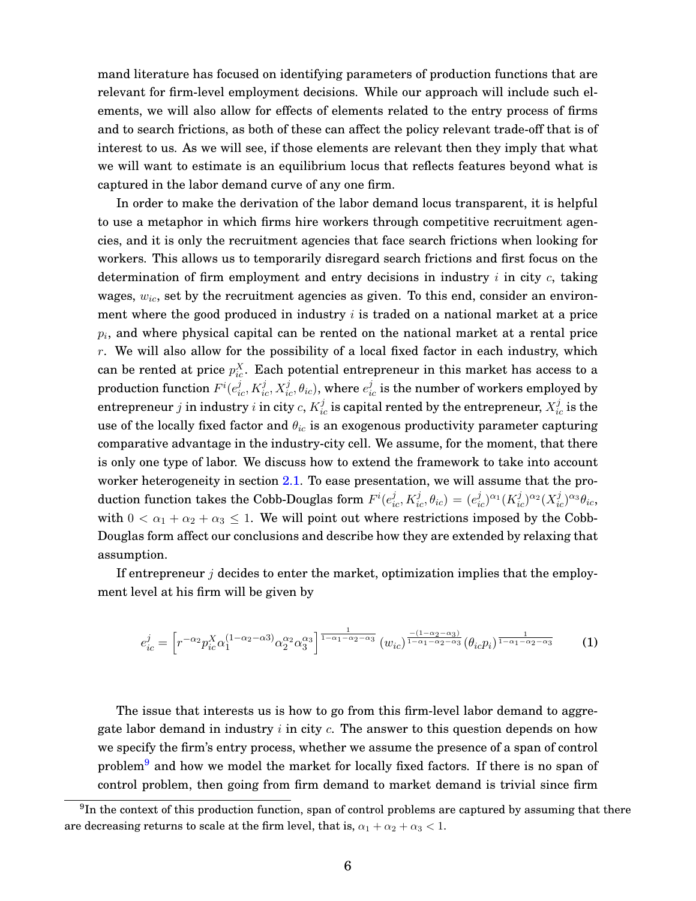mand literature has focused on identifying parameters of production functions that are relevant for firm-level employment decisions. While our approach will include such elements, we will also allow for effects of elements related to the entry process of firms and to search frictions, as both of these can affect the policy relevant trade-off that is of interest to us. As we will see, if those elements are relevant then they imply that what we will want to estimate is an equilibrium locus that reflects features beyond what is captured in the labor demand curve of any one firm.

In order to make the derivation of the labor demand locus transparent, it is helpful to use a metaphor in which firms hire workers through competitive recruitment agencies, and it is only the recruitment agencies that face search frictions when looking for workers. This allows us to temporarily disregard search frictions and first focus on the determination of firm employment and entry decisions in industry $i$ in city $c$, taking wages, $w_{ic}$, set by the recruitment agencies as given. To this end, consider an environment where the good produced in industry $i$ is traded on a national market at a price $p_i$, and where physical capital can be rented on the national market at a rental price $r$. We will also allow for the possibility of a local fixed factor in each industry, which can be rented at price $p^X_{ic}$. Each potential entrepreneur in this market has access to a production function $F^i(e^j_{ic}, K^j_{ic}, X^j_{ic}, \theta_{ic})$, where $e^j_{ic}$ is the number of workers employed by entrepreneur $j$ in industry $i$ in city $c$, $K^j_{ic}$ is capital rented by the entrepreneur, $X^j_{ic}$ is the use of the locally fixed factor and $\theta_{ic}$ is an exogenous productivity parameter capturing comparative advantage in the industry-city cell. We assume, for the moment, that there is only one type of labor. We discuss how to extend the framework to take into account worker heterogeneity in section 2.1. To ease presentation, we will assume that the production function takes the Cobb-Douglas form $F^i(e^j_{ic}, K^j_{ic}, \theta_{ic}) = (e^j_{ic})^{\alpha_1}(K^j_{ic})^{\alpha_2}(X^j_{ic})^{\alpha_3}\theta_{ic}$, with $0 < \alpha_1 + \alpha_2 + \alpha_3 \leq 1$. We will point out where restrictions imposed by the Cobb-Douglas form affect our conclusions and describe how they are extended by relaxing that assumption.

If entrepreneur $j$ decides to enter the market, optimization implies that the employment level at his firm will be given by

$$e^j_{ic} = \left[r^{-\alpha_2} p^X_{ic} \alpha_1^{(1-\alpha_2-\alpha_3)} \alpha_2^{\alpha_2} \alpha_3^{\alpha_3}\right]^{\frac{1}{1-\alpha_1-\alpha_2-\alpha_3}} (w_{ic})^{\frac{-(1-\alpha_2-\alpha_3)}{1-\alpha_1-\alpha_2-\alpha_3}} (\theta_{ic} p_i)^{\frac{1}{1-\alpha_1-\alpha_2-\alpha_3}} \tag{1}$$

The issue that interests us is how to go from this firm-level labor demand to aggregate labor demand in industry $i$ in city $c$. The answer to this question depends on how we specify the firm's entry process, whether we assume the presence of a span of control problem[9] and how we model the market for locally fixed factors. If there is no span of control problem, then going from firm demand to market demand is trivial since firm

[9] In the context of this production function, span of control problems are captured by assuming that there are decreasing returns to scale at the firm level, that is, $\alpha_1 + \alpha_2 + \alpha_3 < 1$.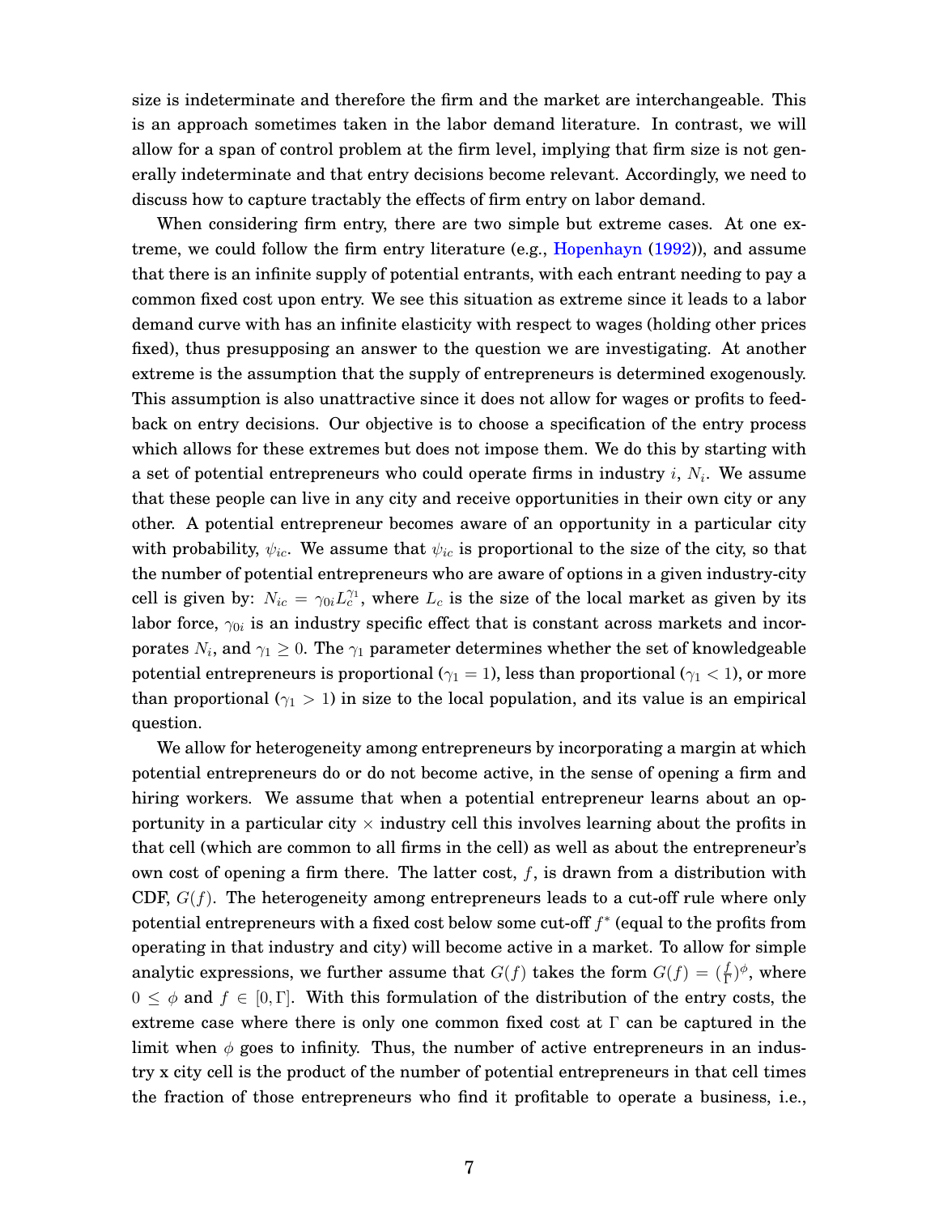size is indeterminate and therefore the firm and the market are interchangeable. This is an approach sometimes taken in the labor demand literature. In contrast, we will allow for a span of control problem at the firm level, implying that firm size is not generally indeterminate and that entry decisions become relevant. Accordingly, we need to discuss how to capture tractably the effects of firm entry on labor demand.

When considering firm entry, there are two simple but extreme cases. At one extreme, we could follow the firm entry literature (e.g., Hopenhayn (1992)), and assume that there is an infinite supply of potential entrants, with each entrant needing to pay a common fixed cost upon entry. We see this situation as extreme since it leads to a labor demand curve with has an infinite elasticity with respect to wages (holding other prices fixed), thus presupposing an answer to the question we are investigating. At another extreme is the assumption that the supply of entrepreneurs is determined exogenously. This assumption is also unattractive since it does not allow for wages or profits to feedback on entry decisions. Our objective is to choose a specification of the entry process which allows for these extremes but does not impose them. We do this by starting with a set of potential entrepreneurs who could operate firms in industry $i$, $N_i$. We assume that these people can live in any city and receive opportunities in their own city or any other. A potential entrepreneur becomes aware of an opportunity in a particular city with probability, $\psi_{ic}$. We assume that $\psi_{ic}$ is proportional to the size of the city, so that the number of potential entrepreneurs who are aware of options in a given industry-city cell is given by: $N_{ic} = \gamma_{0i} L_c^{\gamma_1}$, where $L_c$ is the size of the local market as given by its labor force, $\gamma_{0i}$ is an industry specific effect that is constant across markets and incorporates $N_i$, and $\gamma_1 \geq 0$. The $\gamma_1$ parameter determines whether the set of knowledgeable potential entrepreneurs is proportional ($\gamma_1 = 1$), less than proportional ($\gamma_1 < 1$), or more than proportional ($\gamma_1 > 1$) in size to the local population, and its value is an empirical question.

We allow for heterogeneity among entrepreneurs by incorporating a margin at which potential entrepreneurs do or do not become active, in the sense of opening a firm and hiring workers. We assume that when a potential entrepreneur learns about an opportunity in a particular city $\times$ industry cell this involves learning about the profits in that cell (which are common to all firms in the cell) as well as about the entrepreneur's own cost of opening a firm there. The latter cost, $f$, is drawn from a distribution with CDF, $G(f)$. The heterogeneity among entrepreneurs leads to a cut-off rule where only potential entrepreneurs with a fixed cost below some cut-off $f^*$ (equal to the profits from operating in that industry and city) will become active in a market. To allow for simple analytic expressions, we further assume that $G(f)$ takes the form $G(f) = (\frac{f}{\Gamma})^{\phi}$, where $0 \leq \phi$ and $f \in [0, \Gamma]$. With this formulation of the distribution of the entry costs, the extreme case where there is only one common fixed cost at $\Gamma$ can be captured in the limit when $\phi$ goes to infinity. Thus, the number of active entrepreneurs in an industry x city cell is the product of the number of potential entrepreneurs in that cell times the fraction of those entrepreneurs who find it profitable to operate a business, i.e.,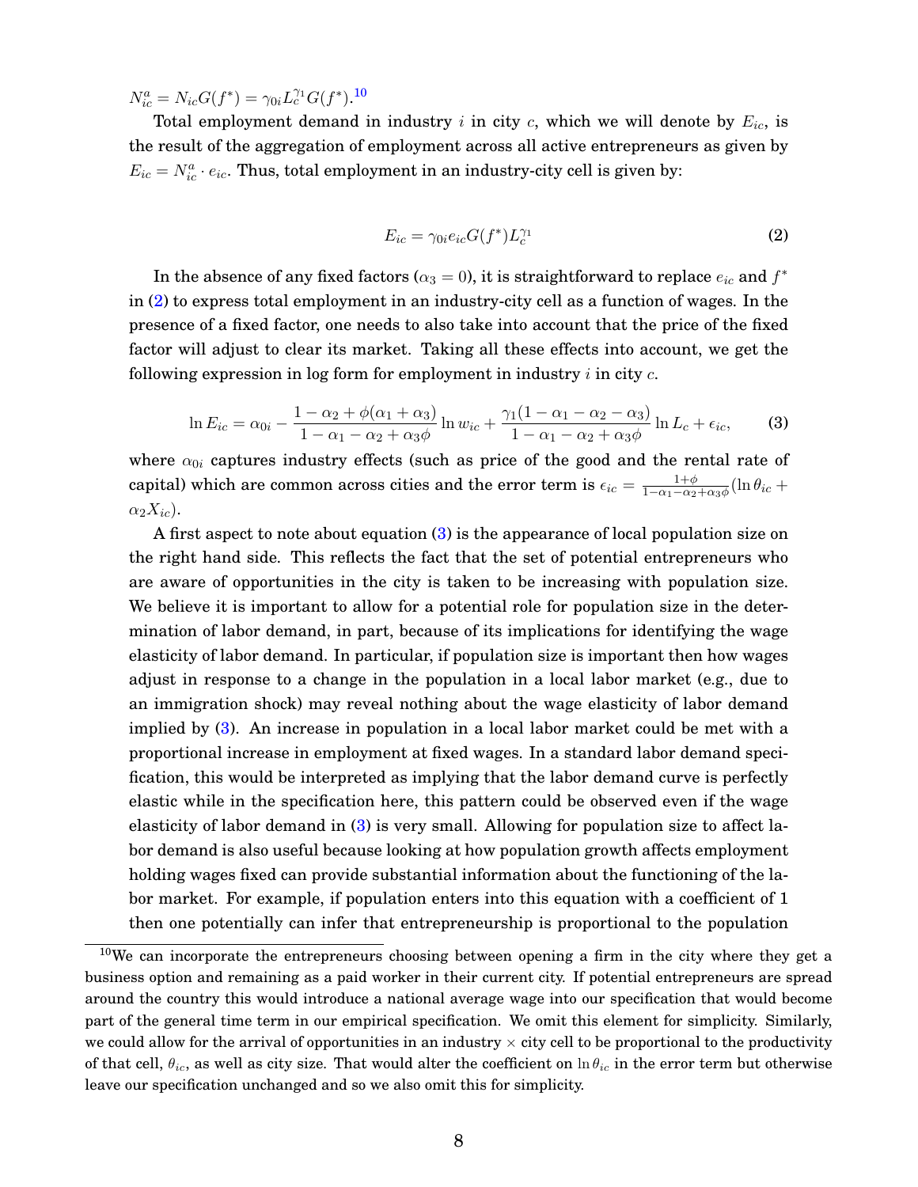$N_{ic}^a = N_{ic}G(f^*) = \gamma_{0i}L_c^{\gamma_1}G(f^*)$.[10]

Total employment demand in industry $i$ in city $c$, which we will denote by $E_{ic}$, is the result of the aggregation of employment across all active entrepreneurs as given by $E_{ic} = N_{ic}^a \cdot e_{ic}$. Thus, total employment in an industry-city cell is given by:

$$E_{ic} = \gamma_{0i}e_{ic}G(f^*)L_c^{\gamma_1} \tag{2}$$

In the absence of any fixed factors ($\alpha_3 = 0$), it is straightforward to replace $e_{ic}$ and $f^*$ in (2) to express total employment in an industry-city cell as a function of wages. In the presence of a fixed factor, one needs to also take into account that the price of the fixed factor will adjust to clear its market. Taking all these effects into account, we get the following expression in log form for employment in industry $i$ in city $c$.

$$\ln E_{ic} = \alpha_{0i} - \frac{1-\alpha_2+\phi(\alpha_1+\alpha_3)}{1-\alpha_1-\alpha_2+\alpha_3\phi}\ln w_{ic} + \frac{\gamma_1(1-\alpha_1-\alpha_2-\alpha_3)}{1-\alpha_1-\alpha_2+\alpha_3\phi}\ln L_c + \epsilon_{ic}, \tag{3}$$

where $\alpha_{0i}$ captures industry effects (such as price of the good and the rental rate of capital) which are common across cities and the error term is $\epsilon_{ic} = \frac{1+\phi}{1-\alpha_1-\alpha_2+\alpha_3\phi}(\ln\theta_{ic} + \alpha_2 X_{ic})$.

A first aspect to note about equation (3) is the appearance of local population size on the right hand side. This reflects the fact that the set of potential entrepreneurs who are aware of opportunities in the city is taken to be increasing with population size. We believe it is important to allow for a potential role for population size in the determination of labor demand, in part, because of its implications for identifying the wage elasticity of labor demand. In particular, if population size is important then how wages adjust in response to a change in the population in a local labor market (e.g., due to an immigration shock) may reveal nothing about the wage elasticity of labor demand implied by (3). An increase in population in a local labor market could be met with a proportional increase in employment at fixed wages. In a standard labor demand specification, this would be interpreted as implying that the labor demand curve is perfectly elastic while in the specification here, this pattern could be observed even if the wage elasticity of labor demand in (3) is very small. Allowing for population size to affect labor demand is also useful because looking at how population growth affects employment holding wages fixed can provide substantial information about the functioning of the labor market. For example, if population enters into this equation with a coefficient of 1 then one potentially can infer that entrepreneurship is proportional to the population

[10] We can incorporate the entrepreneurs choosing between opening a firm in the city where they get a business option and remaining as a paid worker in their current city. If potential entrepreneurs are spread around the country this would introduce a national average wage into our specification that would become part of the general time term in our empirical specification. We omit this element for simplicity. Similarly, we could allow for the arrival of opportunities in an industry $\times$ city cell to be proportional to the productivity of that cell, $\theta_{ic}$, as well as city size. That would alter the coefficient on $\ln\theta_{ic}$ in the error term but otherwise leave our specification unchanged and so we also omit this for simplicity.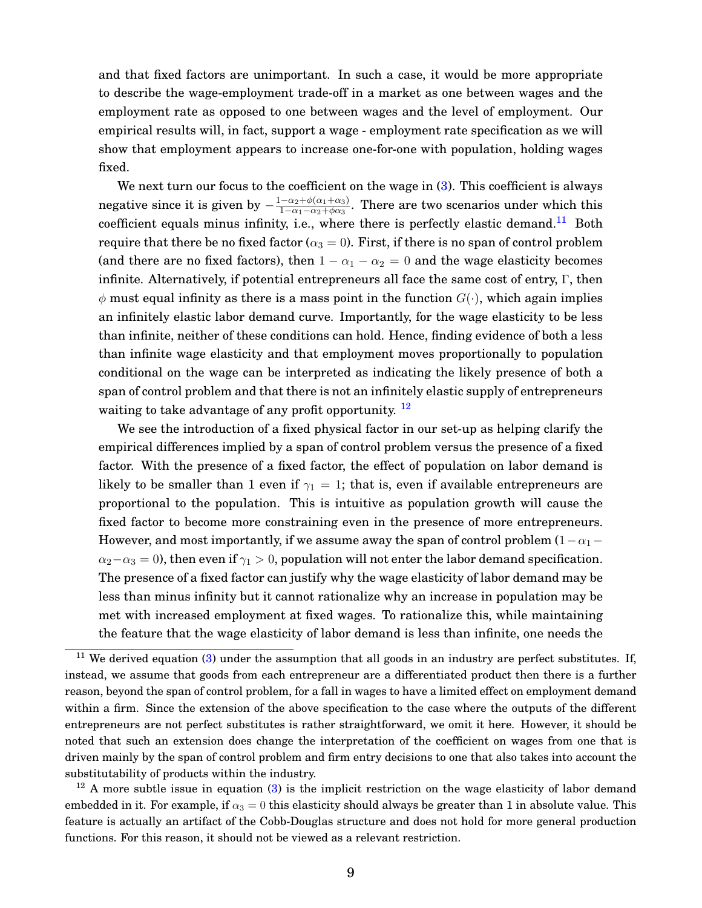and that fixed factors are unimportant. In such a case, it would be more appropriate to describe the wage-employment trade-off in a market as one between wages and the employment rate as opposed to one between wages and the level of employment. Our empirical results will, in fact, support a wage - employment rate specification as we will show that employment appears to increase one-for-one with population, holding wages fixed.

We next turn our focus to the coefficient on the wage in (3). This coefficient is always negative since it is given by $-\frac{1-\alpha_2+\phi(\alpha_1+\alpha_3)}{1-\alpha_1-\alpha_2+\phi\alpha_3}$. There are two scenarios under which this coefficient equals minus infinity, i.e., where there is perfectly elastic demand.[11] Both require that there be no fixed factor ($\alpha_3 = 0$). First, if there is no span of control problem (and there are no fixed factors), then $1 - \alpha_1 - \alpha_2 = 0$ and the wage elasticity becomes infinite. Alternatively, if potential entrepreneurs all face the same cost of entry, $\Gamma$, then $\phi$ must equal infinity as there is a mass point in the function $G(\cdot)$, which again implies an infinitely elastic labor demand curve. Importantly, for the wage elasticity to be less than infinite, neither of these conditions can hold. Hence, finding evidence of both a less than infinite wage elasticity and that employment moves proportionally to population conditional on the wage can be interpreted as indicating the likely presence of both a span of control problem and that there is not an infinitely elastic supply of entrepreneurs waiting to take advantage of any profit opportunity. [12]

We see the introduction of a fixed physical factor in our set-up as helping clarify the empirical differences implied by a span of control problem versus the presence of a fixed factor. With the presence of a fixed factor, the effect of population on labor demand is likely to be smaller than 1 even if $\gamma_1 = 1$; that is, even if available entrepreneurs are proportional to the population. This is intuitive as population growth will cause the fixed factor to become more constraining even in the presence of more entrepreneurs. However, and most importantly, if we assume away the span of control problem ($1 - \alpha_1 - \alpha_2 - \alpha_3 = 0$), then even if $\gamma_1 > 0$, population will not enter the labor demand specification. The presence of a fixed factor can justify why the wage elasticity of labor demand may be less than minus infinity but it cannot rationalize why an increase in population may be met with increased employment at fixed wages. To rationalize this, while maintaining the feature that the wage elasticity of labor demand is less than infinite, one needs the

[11] We derived equation (3) under the assumption that all goods in an industry are perfect substitutes. If, instead, we assume that goods from each entrepreneur are a differentiated product then there is a further reason, beyond the span of control problem, for a fall in wages to have a limited effect on employment demand within a firm. Since the extension of the above specification to the case where the outputs of the different entrepreneurs are not perfect substitutes is rather straightforward, we omit it here. However, it should be noted that such an extension does change the interpretation of the coefficient on wages from one that is driven mainly by the span of control problem and firm entry decisions to one that also takes into account the substitutability of products within the industry.

[12] A more subtle issue in equation (3) is the implicit restriction on the wage elasticity of labor demand embedded in it. For example, if $\alpha_3 = 0$ this elasticity should always be greater than 1 in absolute value. This feature is actually an artifact of the Cobb-Douglas structure and does not hold for more general production functions. For this reason, it should not be viewed as a relevant restriction.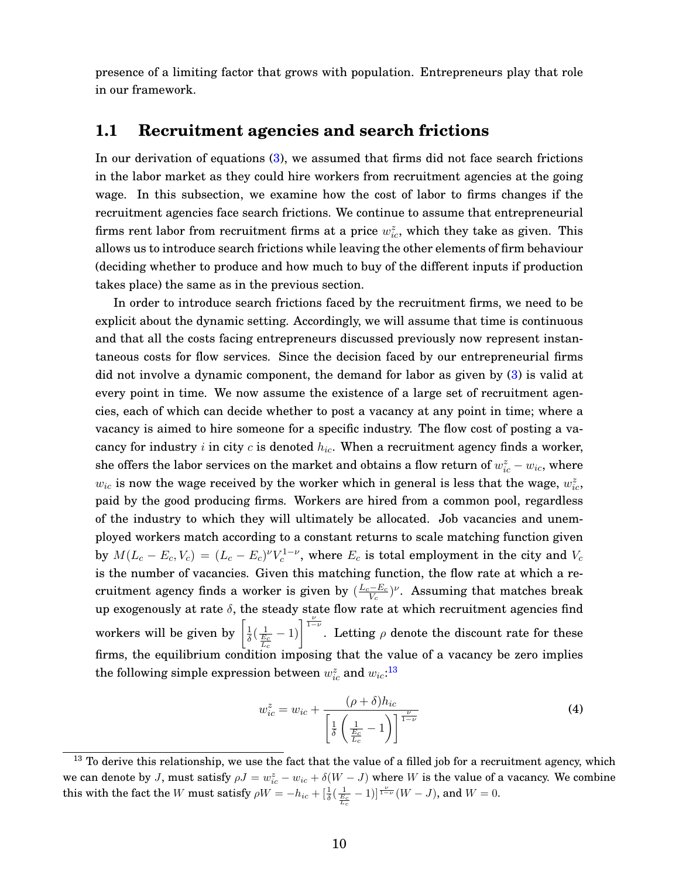presence of a limiting factor that grows with population. Entrepreneurs play that role in our framework.

## 1.1 Recruitment agencies and search frictions

In our derivation of equations (3), we assumed that firms did not face search frictions in the labor market as they could hire workers from recruitment agencies at the going wage. In this subsection, we examine how the cost of labor to firms changes if the recruitment agencies face search frictions. We continue to assume that entrepreneurial firms rent labor from recruitment firms at a price $w_{ic}^{z}$, which they take as given. This allows us to introduce search frictions while leaving the other elements of firm behaviour (deciding whether to produce and how much to buy of the different inputs if production takes place) the same as in the previous section.

In order to introduce search frictions faced by the recruitment firms, we need to be explicit about the dynamic setting. Accordingly, we will assume that time is continuous and that all the costs facing entrepreneurs discussed previously now represent instantaneous costs for flow services. Since the decision faced by our entrepreneurial firms did not involve a dynamic component, the demand for labor as given by (3) is valid at every point in time. We now assume the existence of a large set of recruitment agencies, each of which can decide whether to post a vacancy at any point in time; where a vacancy is aimed to hire someone for a specific industry. The flow cost of posting a vacancy for industry $i$ in city $c$ is denoted $h_{ic}$. When a recruitment agency finds a worker, she offers the labor services on the market and obtains a flow return of $w_{ic}^{z} - w_{ic}$, where $w_{ic}$ is now the wage received by the worker which in general is less that the wage, $w_{ic}^{z}$, paid by the good producing firms. Workers are hired from a common pool, regardless of the industry to which they will ultimately be allocated. Job vacancies and unemployed workers match according to a constant returns to scale matching function given by $M(L_c - E_c, V_c) = (L_c - E_c)^{\nu} V_c^{1-\nu}$, where $E_c$ is total employment in the city and $V_c$ is the number of vacancies. Given this matching function, the flow rate at which a recruitment agency finds a worker is given by $(\frac{L_c - E_c}{V_c})^{\nu}$. Assuming that matches break up exogenously at rate $\delta$, the steady state flow rate at which recruitment agencies find workers will be given by $\left[\frac{1}{\delta}(\frac{1}{\frac{E_c}{L_c}} - 1)\right]^{\frac{\nu}{1-\nu}}$. Letting $\rho$ denote the discount rate for these firms, the equilibrium condition imposing that the value of a vacancy be zero implies the following simple expression between $w_{ic}^{z}$ and $w_{ic}$:[13]

$$w_{ic}^{z} = w_{ic} + \frac{(\rho + \delta) h_{ic}}{\left[\frac{1}{\delta}\left(\frac{1}{\frac{E_c}{L_c}} - 1\right)\right]^{\frac{\nu}{1-\nu}}} \tag{4}$$

[13] To derive this relationship, we use the fact that the value of a filled job for a recruitment agency, which we can denote by $J$, must satisfy $\rho J = w_{ic}^{z} - w_{ic} + \delta(W - J)$ where $W$ is the value of a vacancy. We combine this with the fact the $W$ must satisfy $\rho W = -h_{ic} + [\frac{1}{\delta}(\frac{1}{\frac{E_c}{L_c}} - 1)]^{\frac{\nu}{1-\nu}}(W - J)$, and $W = 0$.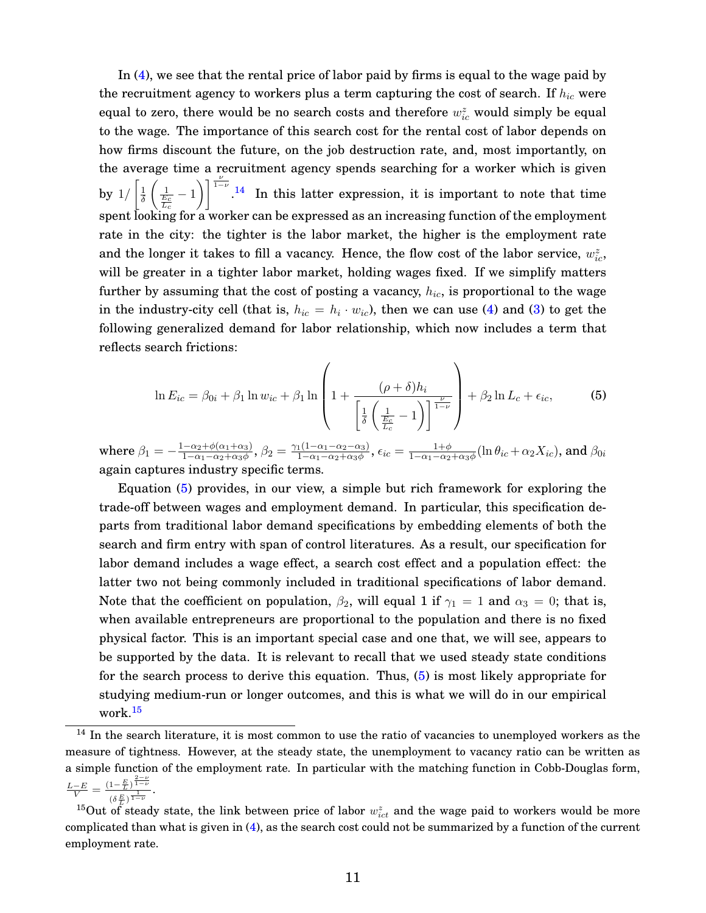In (4), we see that the rental price of labor paid by firms is equal to the wage paid by the recruitment agency to workers plus a term capturing the cost of search. If $h_{ic}$ were equal to zero, there would be no search costs and therefore $w^z_{ic}$ would simply be equal to the wage. The importance of this search cost for the rental cost of labor depends on how firms discount the future, on the job destruction rate, and, most importantly, on the average time a recruitment agency spends searching for a worker which is given by $1/\left[\frac{1}{\delta}\left(\frac{1}{\frac{E_c}{L_c}}-1\right)\right]^{\frac{\nu}{1-\nu}}$.[14] In this latter expression, it is important to note that time spent looking for a worker can be expressed as an increasing function of the employment rate in the city: the tighter is the labor market, the higher is the employment rate and the longer it takes to fill a vacancy. Hence, the flow cost of the labor service, $w^z_{ic}$, will be greater in a tighter labor market, holding wages fixed. If we simplify matters further by assuming that the cost of posting a vacancy, $h_{ic}$, is proportional to the wage in the industry-city cell (that is, $h_{ic} = h_i \cdot w_{ic}$), then we can use (4) and (3) to get the following generalized demand for labor relationship, which now includes a term that reflects search frictions:

$$\ln E_{ic} = \beta_{0i} + \beta_1 \ln w_{ic} + \beta_1 \ln\left(1 + \frac{(\rho+\delta)h_i}{\left[\frac{1}{\delta}\left(\frac{1}{\frac{E_c}{L_c}}-1\right)\right]^{\frac{\nu}{1-\nu}}}\right) + \beta_2 \ln L_c + \epsilon_{ic}, \tag{5}$$

where $\beta_1 = -\frac{1-\alpha_2+\phi(\alpha_1+\alpha_3)}{1-\alpha_1-\alpha_2+\alpha_3\phi}$, $\beta_2 = \frac{\gamma_1(1-\alpha_1-\alpha_2-\alpha_3)}{1-\alpha_1-\alpha_2+\alpha_3\phi}$, $\epsilon_{ic} = \frac{1+\phi}{1-\alpha_1-\alpha_2+\alpha_3\phi}(\ln\theta_{ic} + \alpha_2 X_{ic})$, and $\beta_{0i}$ again captures industry specific terms.

Equation (5) provides, in our view, a simple but rich framework for exploring the trade-off between wages and employment demand. In particular, this specification departs from traditional labor demand specifications by embedding elements of both the search and firm entry with span of control literatures. As a result, our specification for labor demand includes a wage effect, a search cost effect and a population effect: the latter two not being commonly included in traditional specifications of labor demand. Note that the coefficient on population, $\beta_2$, will equal 1 if $\gamma_1 = 1$ and $\alpha_3 = 0$; that is, when available entrepreneurs are proportional to the population and there is no fixed physical factor. This is an important special case and one that, we will see, appears to be supported by the data. It is relevant to recall that we used steady state conditions for the search process to derive this equation. Thus, (5) is most likely appropriate for studying medium-run or longer outcomes, and this is what we will do in our empirical work.[15]

---

[14] In the search literature, it is most common to use the ratio of vacancies to unemployed workers as the measure of tightness. However, at the steady state, the unemployment to vacancy ratio can be written as a simple function of the employment rate. In particular with the matching function in Cobb-Douglas form, $\frac{L-E}{V} = \frac{(1-\frac{E}{L})^{\frac{2-\nu}{1-\nu}}}{(\delta\frac{E}{L})^{\frac{1}{1-\nu}}}$.

[15] Out of steady state, the link between price of labor $w^z_{ict}$ and the wage paid to workers would be more complicated than what is given in (4), as the search cost could not be summarized by a function of the current employment rate.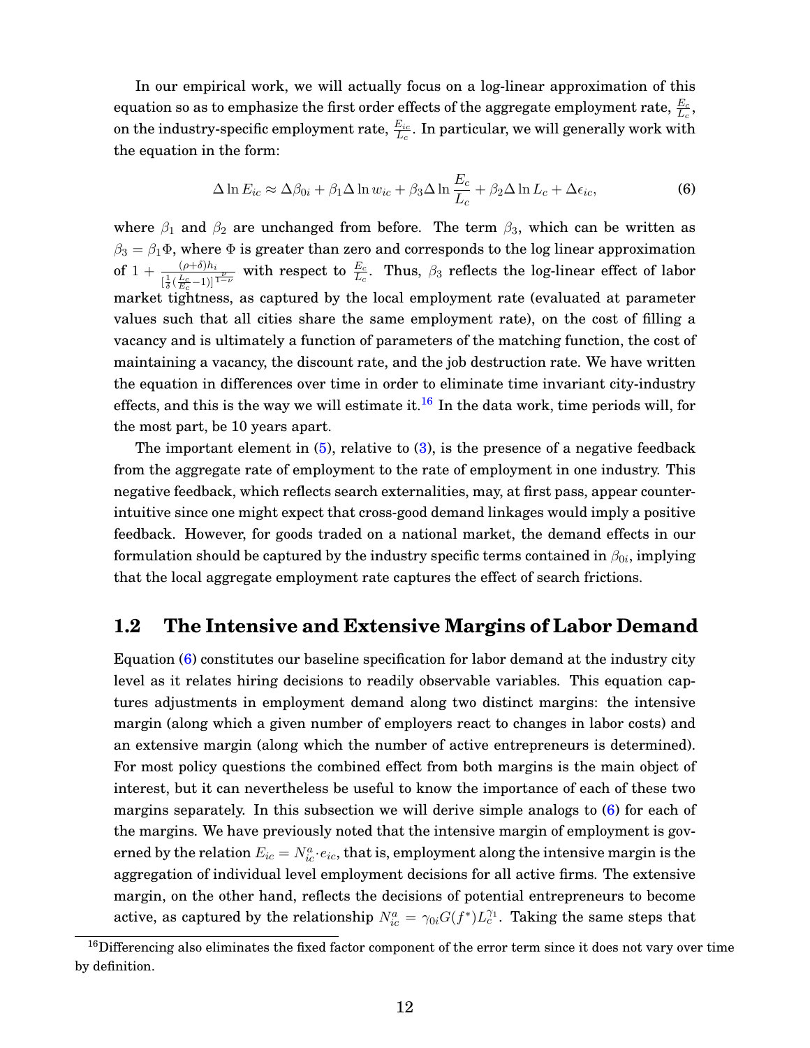In our empirical work, we will actually focus on a log-linear approximation of this equation so as to emphasize the first order effects of the aggregate employment rate, $\frac{E_c}{L_c}$, on the industry-specific employment rate, $\frac{E_{ic}}{L_c}$. In particular, we will generally work with the equation in the form:

$$\Delta \ln E_{ic} \approx \Delta\beta_{0i} + \beta_1 \Delta \ln w_{ic} + \beta_3 \Delta \ln \frac{E_c}{L_c} + \beta_2 \Delta \ln L_c + \Delta\epsilon_{ic}, \tag{6}$$

where $\beta_1$ and $\beta_2$ are unchanged from before. The term $\beta_3$, which can be written as $\beta_3 = \beta_1 \Phi$, where $\Phi$ is greater than zero and corresponds to the log linear approximation of $1 + \frac{(\rho+\delta)h_i}{[\frac{1}{\delta}(\frac{L_c}{E_c}-1)]^{\frac{\nu}{1-\nu}}}$ with respect to $\frac{E_c}{L_c}$. Thus, $\beta_3$ reflects the log-linear effect of labor market tightness, as captured by the local employment rate (evaluated at parameter values such that all cities share the same employment rate), on the cost of filling a vacancy and is ultimately a function of parameters of the matching function, the cost of maintaining a vacancy, the discount rate, and the job destruction rate. We have written the equation in differences over time in order to eliminate time invariant city-industry effects, and this is the way we will estimate it.[16] In the data work, time periods will, for the most part, be 10 years apart.

The important element in (5), relative to (3), is the presence of a negative feedback from the aggregate rate of employment to the rate of employment in one industry. This negative feedback, which reflects search externalities, may, at first pass, appear counter-intuitive since one might expect that cross-good demand linkages would imply a positive feedback. However, for goods traded on a national market, the demand effects in our formulation should be captured by the industry specific terms contained in $\beta_{0i}$, implying that the local aggregate employment rate captures the effect of search frictions.

## 1.2 The Intensive and Extensive Margins of Labor Demand

Equation (6) constitutes our baseline specification for labor demand at the industry city level as it relates hiring decisions to readily observable variables. This equation captures adjustments in employment demand along two distinct margins: the intensive margin (along which a given number of employers react to changes in labor costs) and an extensive margin (along which the number of active entrepreneurs is determined). For most policy questions the combined effect from both margins is the main object of interest, but it can nevertheless be useful to know the importance of each of these two margins separately. In this subsection we will derive simple analogs to (6) for each of the margins. We have previously noted that the intensive margin of employment is governed by the relation $E_{ic} = N_{ic}^a \cdot e_{ic}$, that is, employment along the intensive margin is the aggregation of individual level employment decisions for all active firms. The extensive margin, on the other hand, reflects the decisions of potential entrepreneurs to become active, as captured by the relationship $N_{ic}^a = \gamma_{0i} G(f^*) L_c^{\gamma_1}$. Taking the same steps that

[16] Differencing also eliminates the fixed factor component of the error term since it does not vary over time by definition.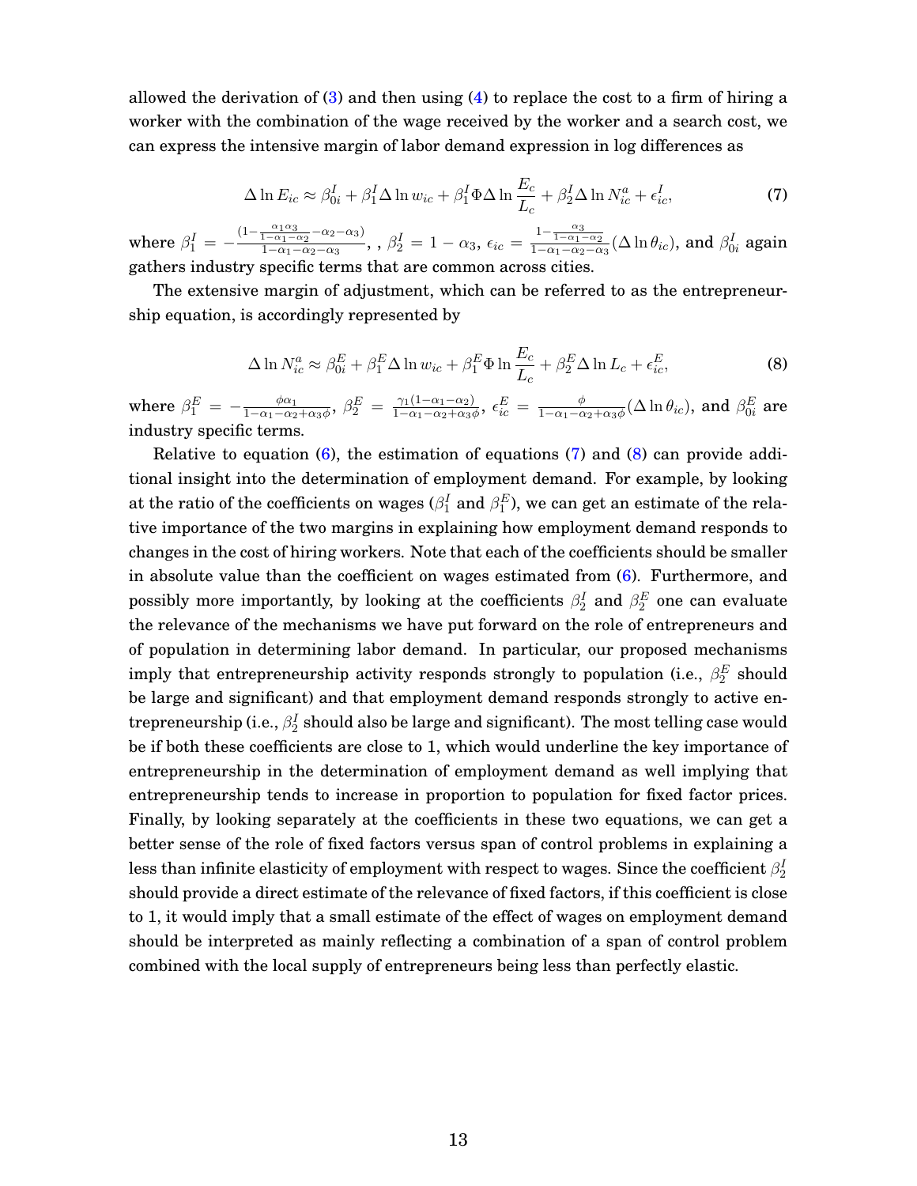allowed the derivation of (3) and then using (4) to replace the cost to a firm of hiring a worker with the combination of the wage received by the worker and a search cost, we can express the intensive margin of labor demand expression in log differences as

$$\Delta \ln E_{ic} \approx \beta_{0i}^{I} + \beta_{1}^{I} \Delta \ln w_{ic} + \beta_{1}^{I} \Phi \Delta \ln \frac{E_c}{L_c} + \beta_{2}^{I} \Delta \ln N_{ic}^{a} + \epsilon_{ic}^{I}, \tag{7}$$

where $\beta_1^I = -\frac{(1-\frac{\alpha_1 \alpha_3}{1-\alpha_1-\alpha_2}-\alpha_2-\alpha_3)}{1-\alpha_1-\alpha_2-\alpha_3}$, , $\beta_2^I = 1-\alpha_3$, $\epsilon_{ic} = \frac{1-\frac{\alpha_3}{1-\alpha_1-\alpha_2}}{1-\alpha_1-\alpha_2-\alpha_3}(\Delta \ln \theta_{ic})$, and $\beta_{0i}^I$ again gathers industry specific terms that are common across cities.

The extensive margin of adjustment, which can be referred to as the entrepreneurship equation, is accordingly represented by

$$\Delta \ln N_{ic}^{a} \approx \beta_{0i}^{E} + \beta_{1}^{E} \Delta \ln w_{ic} + \beta_{1}^{E} \Phi \ln \frac{E_c}{L_c} + \beta_{2}^{E} \Delta \ln L_c + \epsilon_{ic}^{E}, \tag{8}$$

where $\beta_1^E = -\frac{\phi \alpha_1}{1-\alpha_1-\alpha_2+\alpha_3\phi}$, $\beta_2^E = \frac{\gamma_1(1-\alpha_1-\alpha_2)}{1-\alpha_1-\alpha_2+\alpha_3\phi}$, $\epsilon_{ic}^E = \frac{\phi}{1-\alpha_1-\alpha_2+\alpha_3\phi}(\Delta \ln \theta_{ic})$, and $\beta_{0i}^E$ are industry specific terms.

Relative to equation (6), the estimation of equations (7) and (8) can provide additional insight into the determination of employment demand. For example, by looking at the ratio of the coefficients on wages ($\beta_1^I$ and $\beta_1^E$), we can get an estimate of the relative importance of the two margins in explaining how employment demand responds to changes in the cost of hiring workers. Note that each of the coefficients should be smaller in absolute value than the coefficient on wages estimated from (6). Furthermore, and possibly more importantly, by looking at the coefficients $\beta_2^I$ and $\beta_2^E$ one can evaluate the relevance of the mechanisms we have put forward on the role of entrepreneurs and of population in determining labor demand. In particular, our proposed mechanisms imply that entrepreneurship activity responds strongly to population (i.e., $\beta_2^E$ should be large and significant) and that employment demand responds strongly to active entrepreneurship (i.e., $\beta_2^I$ should also be large and significant). The most telling case would be if both these coefficients are close to 1, which would underline the key importance of entrepreneurship in the determination of employment demand as well implying that entrepreneurship tends to increase in proportion to population for fixed factor prices. Finally, by looking separately at the coefficients in these two equations, we can get a better sense of the role of fixed factors versus span of control problems in explaining a less than infinite elasticity of employment with respect to wages. Since the coefficient $\beta_2^I$ should provide a direct estimate of the relevance of fixed factors, if this coefficient is close to 1, it would imply that a small estimate of the effect of wages on employment demand should be interpreted as mainly reflecting a combination of a span of control problem combined with the local supply of entrepreneurs being less than perfectly elastic.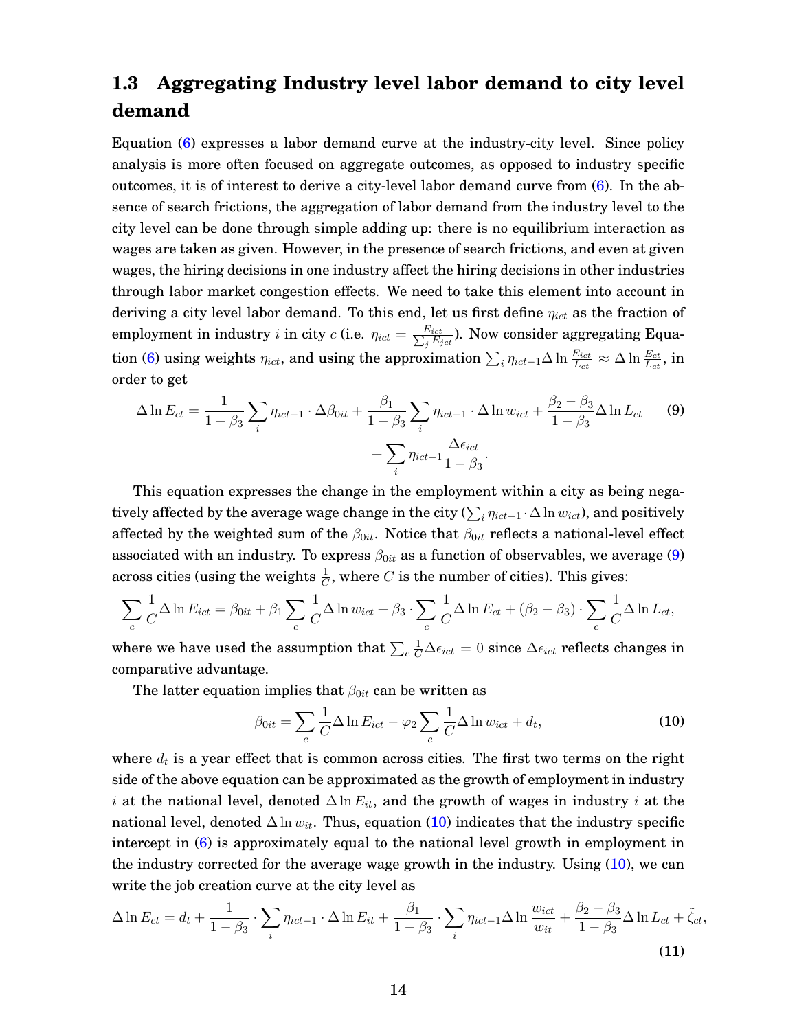## 1.3 Aggregating Industry level labor demand to city level demand

Equation (6) expresses a labor demand curve at the industry-city level. Since policy analysis is more often focused on aggregate outcomes, as opposed to industry specific outcomes, it is of interest to derive a city-level labor demand curve from (6). In the absence of search frictions, the aggregation of labor demand from the industry level to the city level can be done through simple adding up: there is no equilibrium interaction as wages are taken as given. However, in the presence of search frictions, and even at given wages, the hiring decisions in one industry affect the hiring decisions in other industries through labor market congestion effects. We need to take this element into account in deriving a city level labor demand. To this end, let us first define $\eta_{ict}$ as the fraction of employment in industry $i$ in city $c$ (i.e. $\eta_{ict} = \frac{E_{ict}}{\sum_j E_{jct}}$). Now consider aggregating Equation (6) using weights $\eta_{ict}$, and using the approximation $\sum_i \eta_{ict-1} \Delta \ln \frac{E_{ict}}{L_{ct}} \approx \Delta \ln \frac{E_{ct}}{L_{ct}}$, in order to get

$$\Delta \ln E_{ct} = \frac{1}{1-\beta_3} \sum_i \eta_{ict-1} \cdot \Delta \beta_{0it} + \frac{\beta_1}{1-\beta_3} \sum_i \eta_{ict-1} \cdot \Delta \ln w_{ict} + \frac{\beta_2 - \beta_3}{1-\beta_3} \Delta \ln L_{ct} + \sum_i \eta_{ict-1} \frac{\Delta \epsilon_{ict}}{1-\beta_3}. \tag{9}$$

This equation expresses the change in the employment within a city as being negatively affected by the average wage change in the city ($\sum_i \eta_{ict-1} \cdot \Delta \ln w_{ict}$), and positively affected by the weighted sum of the $\beta_{0it}$. Notice that $\beta_{0it}$ reflects a national-level effect associated with an industry. To express $\beta_{0it}$ as a function of observables, we average (9) across cities (using the weights $\frac{1}{C}$, where $C$ is the number of cities). This gives:

$$\sum_c \frac{1}{C} \Delta \ln E_{ict} = \beta_{0it} + \beta_1 \sum_c \frac{1}{C} \Delta \ln w_{ict} + \beta_3 \cdot \sum_c \frac{1}{C} \Delta \ln E_{ct} + (\beta_2 - \beta_3) \cdot \sum_c \frac{1}{C} \Delta \ln L_{ct},$$

where we have used the assumption that $\sum_c \frac{1}{C} \Delta \epsilon_{ict} = 0$ since $\Delta \epsilon_{ict}$ reflects changes in comparative advantage.

The latter equation implies that $\beta_{0it}$ can be written as

$$\beta_{0it} = \sum_c \frac{1}{C} \Delta \ln E_{ict} - \varphi_2 \sum_c \frac{1}{C} \Delta \ln w_{ict} + d_t, \tag{10}$$

where $d_t$ is a year effect that is common across cities. The first two terms on the right side of the above equation can be approximated as the growth of employment in industry $i$ at the national level, denoted $\Delta \ln E_{it}$, and the growth of wages in industry $i$ at the national level, denoted $\Delta \ln w_{it}$. Thus, equation (10) indicates that the industry specific intercept in (6) is approximately equal to the national level growth in employment in the industry corrected for the average wage growth in the industry. Using (10), we can write the job creation curve at the city level as

$$\Delta \ln E_{ct} = d_t + \frac{1}{1-\beta_3} \cdot \sum_i \eta_{ict-1} \cdot \Delta \ln E_{it} + \frac{\beta_1}{1-\beta_3} \cdot \sum_i \eta_{ict-1} \Delta \ln \frac{w_{ict}}{w_{it}} + \frac{\beta_2 - \beta_3}{1-\beta_3} \Delta \ln L_{ct} + \tilde{\zeta}_{ct}, \tag{11}$$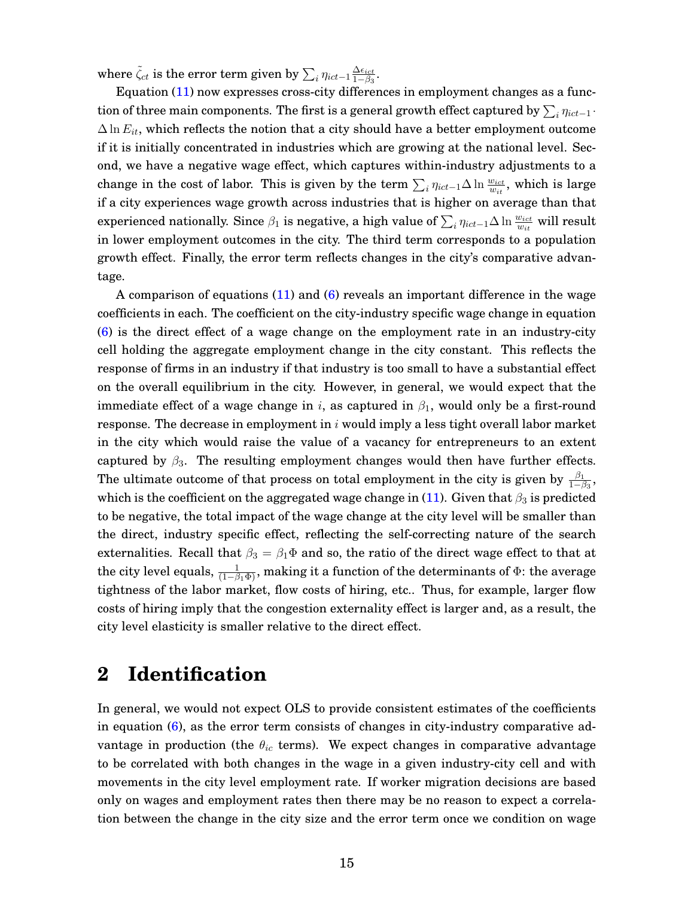where $\tilde{\zeta}_{ct}$ is the error term given by $\sum_i \eta_{ict-1} \frac{\Delta \epsilon_{ict}}{1-\beta_3}$.

Equation (11) now expresses cross-city differences in employment changes as a function of three main components. The first is a general growth effect captured by $\sum_i \eta_{ict-1} \cdot \Delta \ln E_{it}$, which reflects the notion that a city should have a better employment outcome if it is initially concentrated in industries which are growing at the national level. Second, we have a negative wage effect, which captures within-industry adjustments to a change in the cost of labor. This is given by the term $\sum_i \eta_{ict-1} \Delta \ln \frac{w_{ict}}{w_{it}}$, which is large if a city experiences wage growth across industries that is higher on average than that experienced nationally. Since $\beta_1$ is negative, a high value of $\sum_i \eta_{ict-1} \Delta \ln \frac{w_{ict}}{w_{it}}$ will result in lower employment outcomes in the city. The third term corresponds to a population growth effect. Finally, the error term reflects changes in the city's comparative advantage.

A comparison of equations (11) and (6) reveals an important difference in the wage coefficients in each. The coefficient on the city-industry specific wage change in equation (6) is the direct effect of a wage change on the employment rate in an industry-city cell holding the aggregate employment change in the city constant. This reflects the response of firms in an industry if that industry is too small to have a substantial effect on the overall equilibrium in the city. However, in general, we would expect that the immediate effect of a wage change in $i$, as captured in $\beta_1$, would only be a first-round response. The decrease in employment in $i$ would imply a less tight overall labor market in the city which would raise the value of a vacancy for entrepreneurs to an extent captured by $\beta_3$. The resulting employment changes would then have further effects. The ultimate outcome of that process on total employment in the city is given by $\frac{\beta_1}{1-\beta_3}$, which is the coefficient on the aggregated wage change in (11). Given that $\beta_3$ is predicted to be negative, the total impact of the wage change at the city level will be smaller than the direct, industry specific effect, reflecting the self-correcting nature of the search externalities. Recall that $\beta_3 = \beta_1 \Phi$ and so, the ratio of the direct wage effect to that at the city level equals, $\frac{1}{(1-\beta_1 \Phi)}$, making it a function of the determinants of $\Phi$: the average tightness of the labor market, flow costs of hiring, etc.. Thus, for example, larger flow costs of hiring imply that the congestion externality effect is larger and, as a result, the city level elasticity is smaller relative to the direct effect.

# 2 Identification

In general, we would not expect OLS to provide consistent estimates of the coefficients in equation (6), as the error term consists of changes in city-industry comparative advantage in production (the $\theta_{ic}$ terms). We expect changes in comparative advantage to be correlated with both changes in the wage in a given industry-city cell and with movements in the city level employment rate. If worker migration decisions are based only on wages and employment rates then there may be no reason to expect a correlation between the change in the city size and the error term once we condition on wage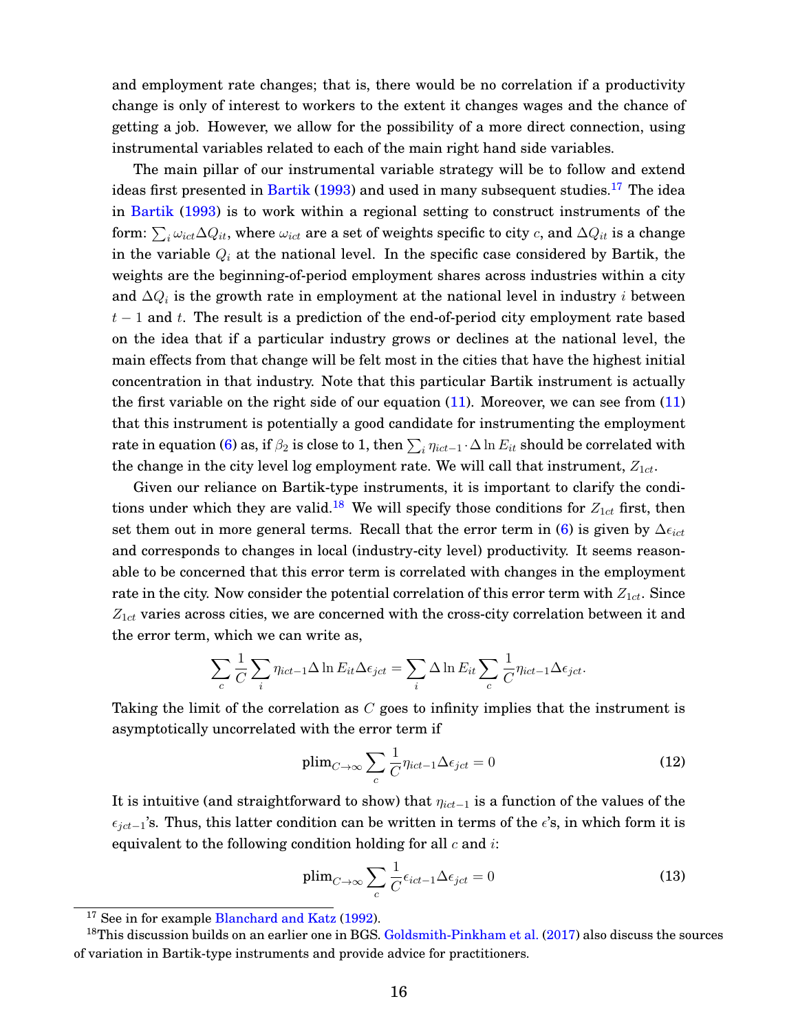and employment rate changes; that is, there would be no correlation if a productivity change is only of interest to workers to the extent it changes wages and the chance of getting a job. However, we allow for the possibility of a more direct connection, using instrumental variables related to each of the main right hand side variables.

The main pillar of our instrumental variable strategy will be to follow and extend ideas first presented in Bartik (1993) and used in many subsequent studies.[17] The idea in Bartik (1993) is to work within a regional setting to construct instruments of the form: $\sum_i \omega_{ict} \Delta Q_{it}$, where $\omega_{ict}$ are a set of weights specific to city $c$, and $\Delta Q_{it}$ is a change in the variable $Q_i$ at the national level. In the specific case considered by Bartik, the weights are the beginning-of-period employment shares across industries within a city and $\Delta Q_i$ is the growth rate in employment at the national level in industry $i$ between $t-1$ and $t$. The result is a prediction of the end-of-period city employment rate based on the idea that if a particular industry grows or declines at the national level, the main effects from that change will be felt most in the cities that have the highest initial concentration in that industry. Note that this particular Bartik instrument is actually the first variable on the right side of our equation (11). Moreover, we can see from (11) that this instrument is potentially a good candidate for instrumenting the employment rate in equation (6) as, if $\beta_2$ is close to 1, then $\sum_i \eta_{ict-1} \cdot \Delta \ln E_{it}$ should be correlated with the change in the city level log employment rate. We will call that instrument, $Z_{1ct}$.

Given our reliance on Bartik-type instruments, it is important to clarify the conditions under which they are valid.[18] We will specify those conditions for $Z_{1ct}$ first, then set them out in more general terms. Recall that the error term in (6) is given by $\Delta\epsilon_{ict}$ and corresponds to changes in local (industry-city level) productivity. It seems reasonable to be concerned that this error term is correlated with changes in the employment rate in the city. Now consider the potential correlation of this error term with $Z_{1ct}$. Since $Z_{1ct}$ varies across cities, we are concerned with the cross-city correlation between it and the error term, which we can write as,

$$\sum_c \frac{1}{C} \sum_i \eta_{ict-1} \Delta \ln E_{it} \Delta\epsilon_{jct} = \sum_i \Delta \ln E_{it} \sum_c \frac{1}{C} \eta_{ict-1} \Delta\epsilon_{jct}.$$

Taking the limit of the correlation as $C$ goes to infinity implies that the instrument is asymptotically uncorrelated with the error term if

$$\text{plim}_{C\to\infty} \sum_c \frac{1}{C} \eta_{ict-1} \Delta\epsilon_{jct} = 0 \tag{12}$$

It is intuitive (and straightforward to show) that $\eta_{ict-1}$ is a function of the values of the $\epsilon_{jct-1}$'s. Thus, this latter condition can be written in terms of the $\epsilon$'s, in which form it is equivalent to the following condition holding for all $c$ and $i$:

$$\text{plim}_{C\to\infty} \sum_c \frac{1}{C} \epsilon_{ict-1} \Delta\epsilon_{jct} = 0 \tag{13}$$

[17] See in for example Blanchard and Katz (1992).

[18] This discussion builds on an earlier one in BGS. Goldsmith-Pinkham et al. (2017) also discuss the sources of variation in Bartik-type instruments and provide advice for practitioners.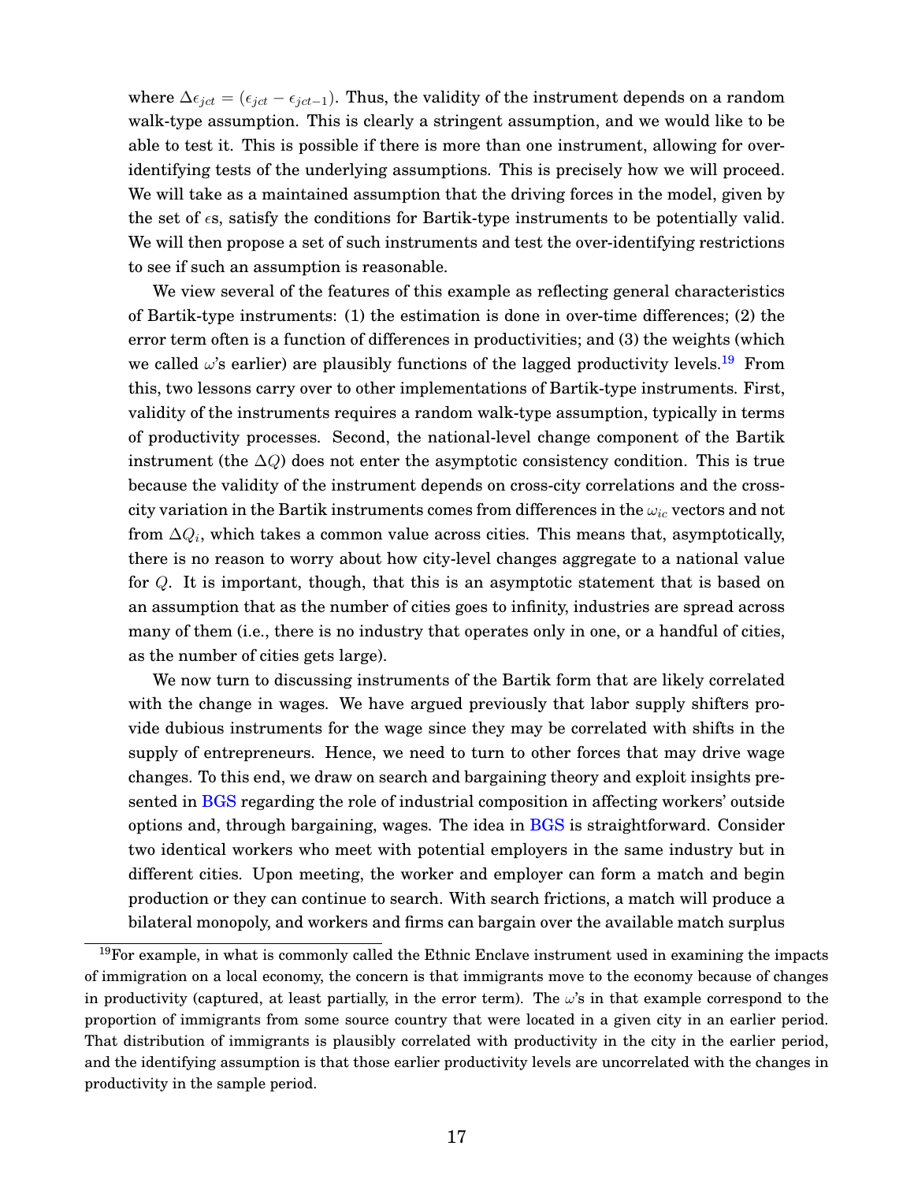where $\Delta\epsilon_{jct} = (\epsilon_{jct} - \epsilon_{jct-1})$. Thus, the validity of the instrument depends on a random walk-type assumption. This is clearly a stringent assumption, and we would like to be able to test it. This is possible if there is more than one instrument, allowing for over-identifying tests of the underlying assumptions. This is precisely how we will proceed. We will take as a maintained assumption that the driving forces in the model, given by the set of $\epsilon$s, satisfy the conditions for Bartik-type instruments to be potentially valid. We will then propose a set of such instruments and test the over-identifying restrictions to see if such an assumption is reasonable.

We view several of the features of this example as reflecting general characteristics of Bartik-type instruments: (1) the estimation is done in over-time differences; (2) the error term often is a function of differences in productivities; and (3) the weights (which we called $\omega$'s earlier) are plausibly functions of the lagged productivity levels.[19] From this, two lessons carry over to other implementations of Bartik-type instruments. First, validity of the instruments requires a random walk-type assumption, typically in terms of productivity processes. Second, the national-level change component of the Bartik instrument (the $\Delta Q$) does not enter the asymptotic consistency condition. This is true because the validity of the instrument depends on cross-city correlations and the cross-city variation in the Bartik instruments comes from differences in the $\omega_{ic}$ vectors and not from $\Delta Q_i$, which takes a common value across cities. This means that, asymptotically, there is no reason to worry about how city-level changes aggregate to a national value for $Q$. It is important, though, that this is an asymptotic statement that is based on an assumption that as the number of cities goes to infinity, industries are spread across many of them (i.e., there is no industry that operates only in one, or a handful of cities, as the number of cities gets large).

We now turn to discussing instruments of the Bartik form that are likely correlated with the change in wages. We have argued previously that labor supply shifters provide dubious instruments for the wage since they may be correlated with shifts in the supply of entrepreneurs. Hence, we need to turn to other forces that may drive wage changes. To this end, we draw on search and bargaining theory and exploit insights presented in BGS regarding the role of industrial composition in affecting workers' outside options and, through bargaining, wages. The idea in BGS is straightforward. Consider two identical workers who meet with potential employers in the same industry but in different cities. Upon meeting, the worker and employer can form a match and begin production or they can continue to search. With search frictions, a match will produce a bilateral monopoly, and workers and firms can bargain over the available match surplus

[19] For example, in what is commonly called the Ethnic Enclave instrument used in examining the impacts of immigration on a local economy, the concern is that immigrants move to the economy because of changes in productivity (captured, at least partially, in the error term). The $\omega$'s in that example correspond to the proportion of immigrants from some source country that were located in a given city in an earlier period. That distribution of immigrants is plausibly correlated with productivity in the city in the earlier period, and the identifying assumption is that those earlier productivity levels are uncorrelated with the changes in productivity in the sample period.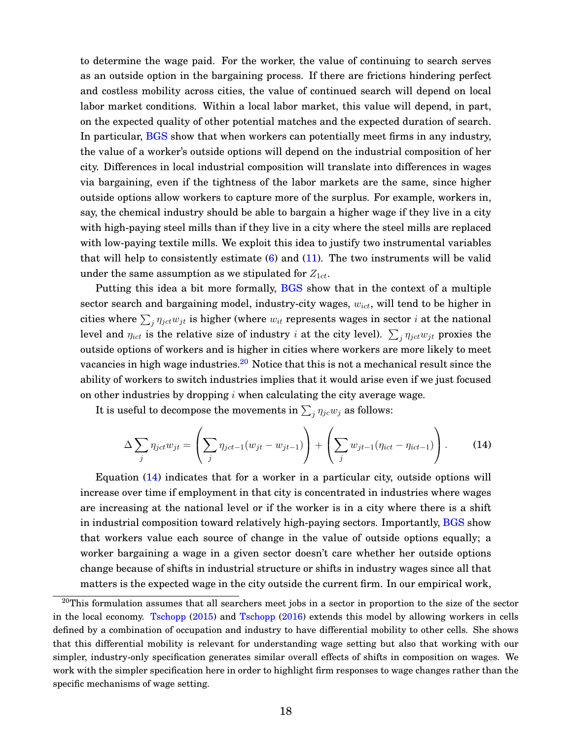to determine the wage paid. For the worker, the value of continuing to search serves as an outside option in the bargaining process. If there are frictions hindering perfect and costless mobility across cities, the value of continued search will depend on local labor market conditions. Within a local labor market, this value will depend, in part, on the expected quality of other potential matches and the expected duration of search. In particular, BGS show that when workers can potentially meet firms in any industry, the value of a worker's outside options will depend on the industrial composition of her city. Differences in local industrial composition will translate into differences in wages via bargaining, even if the tightness of the labor markets are the same, since higher outside options allow workers to capture more of the surplus. For example, workers in, say, the chemical industry should be able to bargain a higher wage if they live in a city with high-paying steel mills than if they live in a city where the steel mills are replaced with low-paying textile mills. We exploit this idea to justify two instrumental variables that will help to consistently estimate (6) and (11). The two instruments will be valid under the same assumption as we stipulated for $Z_{1ct}$.

Putting this idea a bit more formally, BGS show that in the context of a multiple sector search and bargaining model, industry-city wages, $w_{ict}$, will tend to be higher in cities where $\sum_j \eta_{jct} w_{jt}$ is higher (where $w_{it}$ represents wages in sector $i$ at the national level and $\eta_{ict}$ is the relative size of industry $i$ at the city level). $\sum_j \eta_{jct} w_{jt}$ proxies the outside options of workers and is higher in cities where workers are more likely to meet vacancies in high wage industries.[20] Notice that this is not a mechanical result since the ability of workers to switch industries implies that it would arise even if we just focused on other industries by dropping $i$ when calculating the city average wage.

It is useful to decompose the movements in $\sum_j \eta_{jc} w_j$ as follows:

$$\Delta \sum_j \eta_{jct} w_{jt} = \left( \sum_j \eta_{jct-1} (w_{jt} - w_{jt-1}) \right) + \left( \sum_j w_{jt-1} (\eta_{ict} - \eta_{ict-1}) \right). \tag{14}$$

Equation (14) indicates that for a worker in a particular city, outside options will increase over time if employment in that city is concentrated in industries where wages are increasing at the national level or if the worker is in a city where there is a shift in industrial composition toward relatively high-paying sectors. Importantly, BGS show that workers value each source of change in the value of outside options equally; a worker bargaining a wage in a given sector doesn't care whether her outside options change because of shifts in industrial structure or shifts in industry wages since all that matters is the expected wage in the city outside the current firm. In our empirical work,

[20] This formulation assumes that all searchers meet jobs in a sector in proportion to the size of the sector in the local economy. Tschopp (2015) and Tschopp (2016) extends this model by allowing workers in cells defined by a combination of occupation and industry to have differential mobility to other cells. She shows that this differential mobility is relevant for understanding wage setting but also that working with our simpler, industry-only specification generates similar overall effects of shifts in composition on wages. We work with the simpler specification here in order to highlight firm responses to wage changes rather than the specific mechanisms of wage setting.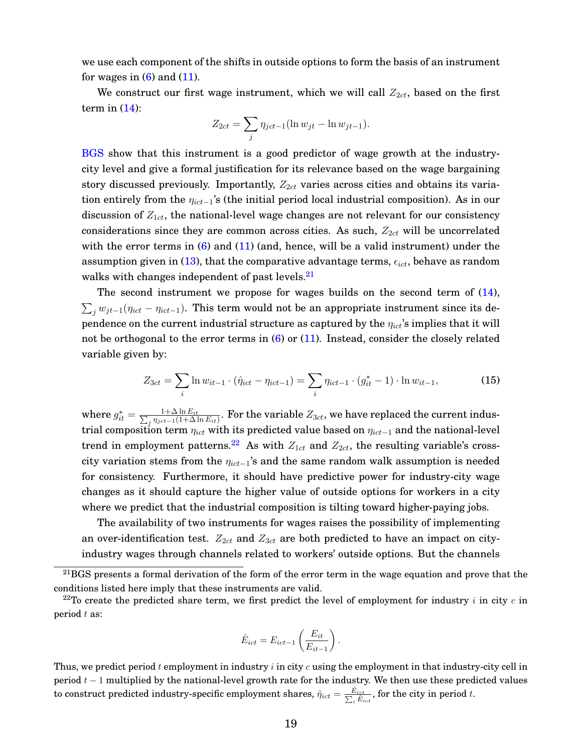we use each component of the shifts in outside options to form the basis of an instrument for wages in (6) and (11).

We construct our first wage instrument, which we will call $Z_{2ct}$, based on the first term in (14):

$$Z_{2ct} = \sum_j \eta_{jct-1}(\ln w_{jt} - \ln w_{jt-1}).$$

BGS show that this instrument is a good predictor of wage growth at the industry-city level and give a formal justification for its relevance based on the wage bargaining story discussed previously. Importantly, $Z_{2ct}$ varies across cities and obtains its variation entirely from the $\eta_{ict-1}$'s (the initial period local industrial composition). As in our discussion of $Z_{1ct}$, the national-level wage changes are not relevant for our consistency considerations since they are common across cities. As such, $Z_{2ct}$ will be uncorrelated with the error terms in (6) and (11) (and, hence, will be a valid instrument) under the assumption given in (13), that the comparative advantage terms, $\epsilon_{ict}$, behave as random walks with changes independent of past levels.[21]

The second instrument we propose for wages builds on the second term of (14), $\sum_j w_{jt-1}(\eta_{ict} - \eta_{ict-1})$. This term would not be an appropriate instrument since its dependence on the current industrial structure as captured by the $\eta_{ict}$'s implies that it will not be orthogonal to the error terms in (6) or (11). Instead, consider the closely related variable given by:

$$Z_{3ct} = \sum_i \ln w_{it-1} \cdot (\hat{\eta}_{ict} - \eta_{ict-1}) = \sum_i \eta_{ict-1} \cdot (g^*_{it} - 1) \cdot \ln w_{it-1}, \tag{15}$$

where $g^*_{it} = \frac{1+\Delta \ln E_{it}}{\sum_j \eta_{jct-1}(1+\Delta \ln E_{it})}$. For the variable $Z_{3ct}$, we have replaced the current industrial composition term $\eta_{ict}$ with its predicted value based on $\eta_{ict-1}$ and the national-level trend in employment patterns.[22] As with $Z_{1ct}$ and $Z_{2ct}$, the resulting variable's cross-city variation stems from the $\eta_{ict-1}$'s and the same random walk assumption is needed for consistency. Furthermore, it should have predictive power for industry-city wage changes as it should capture the higher value of outside options for workers in a city where we predict that the industrial composition is tilting toward higher-paying jobs.

The availability of two instruments for wages raises the possibility of implementing an over-identification test. $Z_{2ct}$ and $Z_{3ct}$ are both predicted to have an impact on city-industry wages through channels related to workers' outside options. But the channels

---

[21] BGS presents a formal derivation of the form of the error term in the wage equation and prove that the conditions listed here imply that these instruments are valid.

[22] To create the predicted share term, we first predict the level of employment for industry $i$ in city $c$ in period $t$ as:

$$\hat{E}_{ict} = E_{ict-1}\left(\frac{E_{it}}{E_{it-1}}\right).$$

Thus, we predict period $t$ employment in industry $i$ in city $c$ using the employment in that industry-city cell in period $t-1$ multiplied by the national-level growth rate for the industry. We then use these predicted values to construct predicted industry-specific employment shares, $\hat{\eta}_{ict} = \frac{\hat{E}_{ict}}{\sum_i \hat{E}_{ict}}$, for the city in period $t$.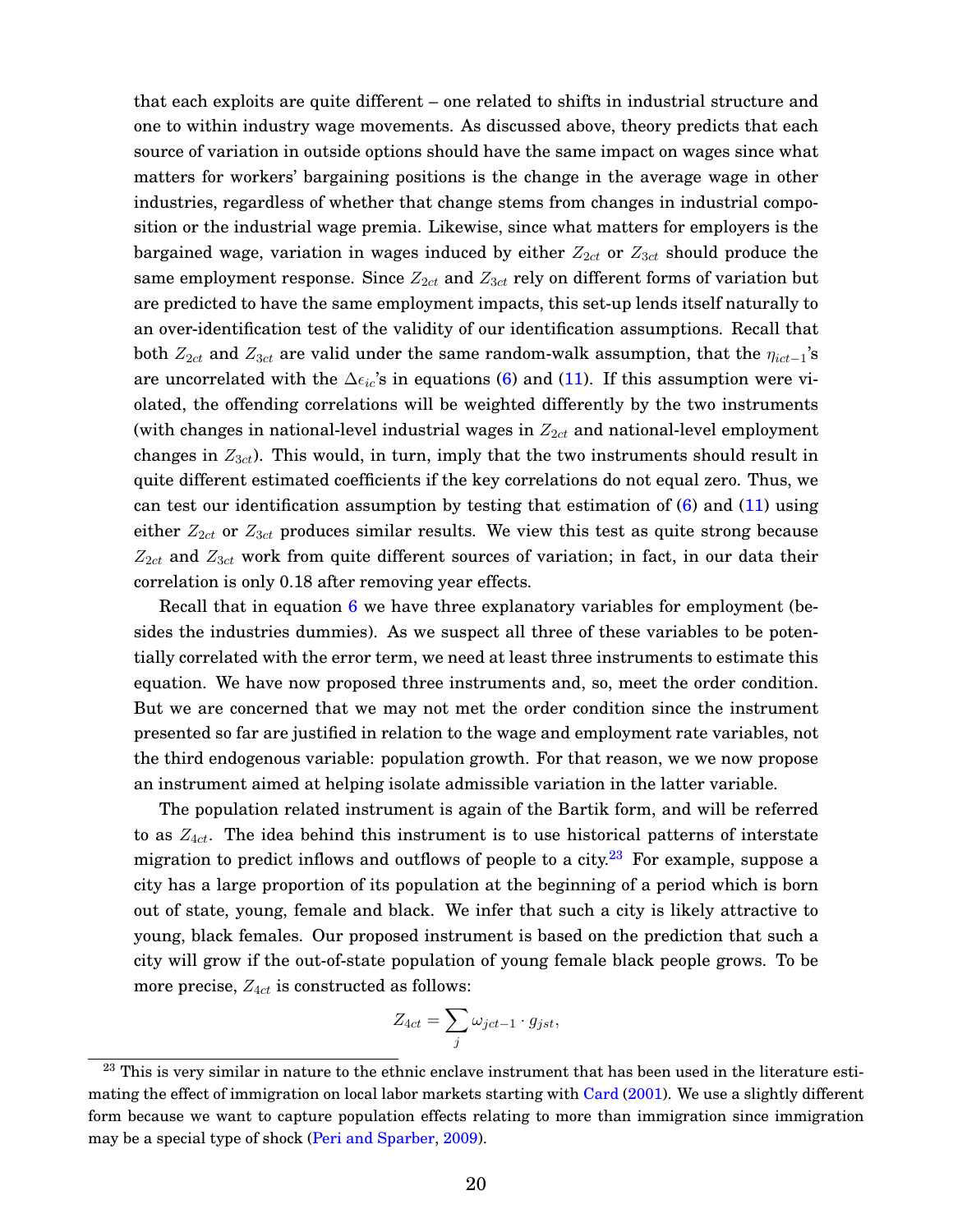that each exploits are quite different – one related to shifts in industrial structure and one to within industry wage movements. As discussed above, theory predicts that each source of variation in outside options should have the same impact on wages since what matters for workers' bargaining positions is the change in the average wage in other industries, regardless of whether that change stems from changes in industrial composition or the industrial wage premia. Likewise, since what matters for employers is the bargained wage, variation in wages induced by either $Z_{2ct}$ or $Z_{3ct}$ should produce the same employment response. Since $Z_{2ct}$ and $Z_{3ct}$ rely on different forms of variation but are predicted to have the same employment impacts, this set-up lends itself naturally to an over-identification test of the validity of our identification assumptions. Recall that both $Z_{2ct}$ and $Z_{3ct}$ are valid under the same random-walk assumption, that the $\eta_{ict-1}$'s are uncorrelated with the $\Delta\epsilon_{ic}$'s in equations (6) and (11). If this assumption were violated, the offending correlations will be weighted differently by the two instruments (with changes in national-level industrial wages in $Z_{2ct}$ and national-level employment changes in $Z_{3ct}$). This would, in turn, imply that the two instruments should result in quite different estimated coefficients if the key correlations do not equal zero. Thus, we can test our identification assumption by testing that estimation of (6) and (11) using either $Z_{2ct}$ or $Z_{3ct}$ produces similar results. We view this test as quite strong because $Z_{2ct}$ and $Z_{3ct}$ work from quite different sources of variation; in fact, in our data their correlation is only 0.18 after removing year effects.

Recall that in equation 6 we have three explanatory variables for employment (besides the industries dummies). As we suspect all three of these variables to be potentially correlated with the error term, we need at least three instruments to estimate this equation. We have now proposed three instruments and, so, meet the order condition. But we are concerned that we may not met the order condition since the instrument presented so far are justified in relation to the wage and employment rate variables, not the third endogenous variable: population growth. For that reason, we we now propose an instrument aimed at helping isolate admissible variation in the latter variable.

The population related instrument is again of the Bartik form, and will be referred to as $Z_{4ct}$. The idea behind this instrument is to use historical patterns of interstate migration to predict inflows and outflows of people to a city.[23] For example, suppose a city has a large proportion of its population at the beginning of a period which is born out of state, young, female and black. We infer that such a city is likely attractive to young, black females. Our proposed instrument is based on the prediction that such a city will grow if the out-of-state population of young female black people grows. To be more precise, $Z_{4ct}$ is constructed as follows:

$$Z_{4ct} = \sum_j \omega_{jct-1} \cdot g_{jst},$$

[23] This is very similar in nature to the ethnic enclave instrument that has been used in the literature estimating the effect of immigration on local labor markets starting with Card (2001). We use a slightly different form because we want to capture population effects relating to more than immigration since immigration may be a special type of shock (Peri and Sparber, 2009).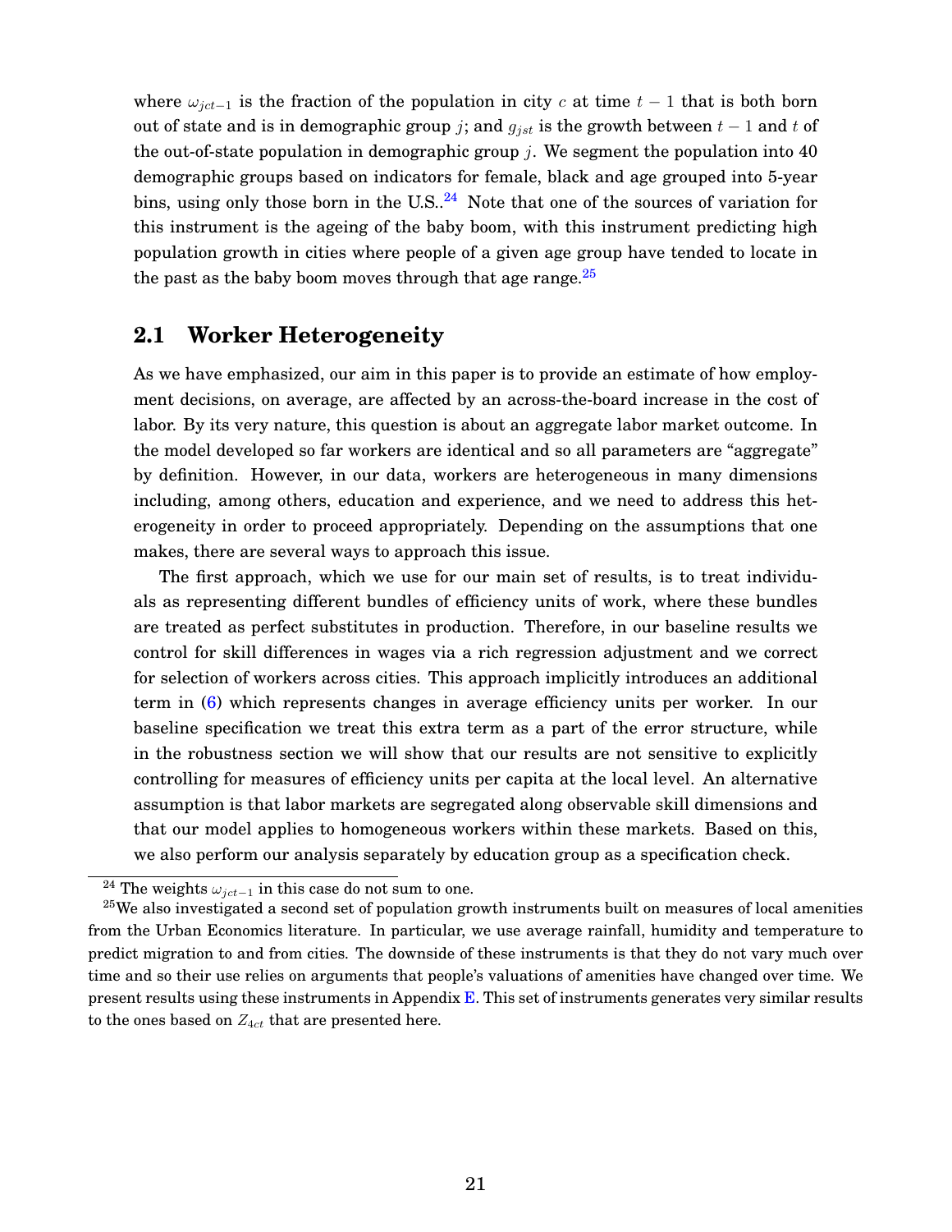where $\omega_{jct-1}$ is the fraction of the population in city $c$ at time $t-1$ that is both born out of state and is in demographic group $j$; and $g_{jst}$ is the growth between $t-1$ and $t$ of the out-of-state population in demographic group $j$. We segment the population into 40 demographic groups based on indicators for female, black and age grouped into 5-year bins, using only those born in the U.S..[24] Note that one of the sources of variation for this instrument is the ageing of the baby boom, with this instrument predicting high population growth in cities where people of a given age group have tended to locate in the past as the baby boom moves through that age range.[25]

## 2.1 Worker Heterogeneity

As we have emphasized, our aim in this paper is to provide an estimate of how employment decisions, on average, are affected by an across-the-board increase in the cost of labor. By its very nature, this question is about an aggregate labor market outcome. In the model developed so far workers are identical and so all parameters are "aggregate" by definition. However, in our data, workers are heterogeneous in many dimensions including, among others, education and experience, and we need to address this heterogeneity in order to proceed appropriately. Depending on the assumptions that one makes, there are several ways to approach this issue.

The first approach, which we use for our main set of results, is to treat individuals as representing different bundles of efficiency units of work, where these bundles are treated as perfect substitutes in production. Therefore, in our baseline results we control for skill differences in wages via a rich regression adjustment and we correct for selection of workers across cities. This approach implicitly introduces an additional term in (6) which represents changes in average efficiency units per worker. In our baseline specification we treat this extra term as a part of the error structure, while in the robustness section we will show that our results are not sensitive to explicitly controlling for measures of efficiency units per capita at the local level. An alternative assumption is that labor markets are segregated along observable skill dimensions and that our model applies to homogeneous workers within these markets. Based on this, we also perform our analysis separately by education group as a specification check.

[24] The weights $\omega_{jct-1}$ in this case do not sum to one.

[25] We also investigated a second set of population growth instruments built on measures of local amenities from the Urban Economics literature. In particular, we use average rainfall, humidity and temperature to predict migration to and from cities. The downside of these instruments is that they do not vary much over time and so their use relies on arguments that people's valuations of amenities have changed over time. We present results using these instruments in Appendix E. This set of instruments generates very similar results to the ones based on $Z_{4ct}$ that are presented here.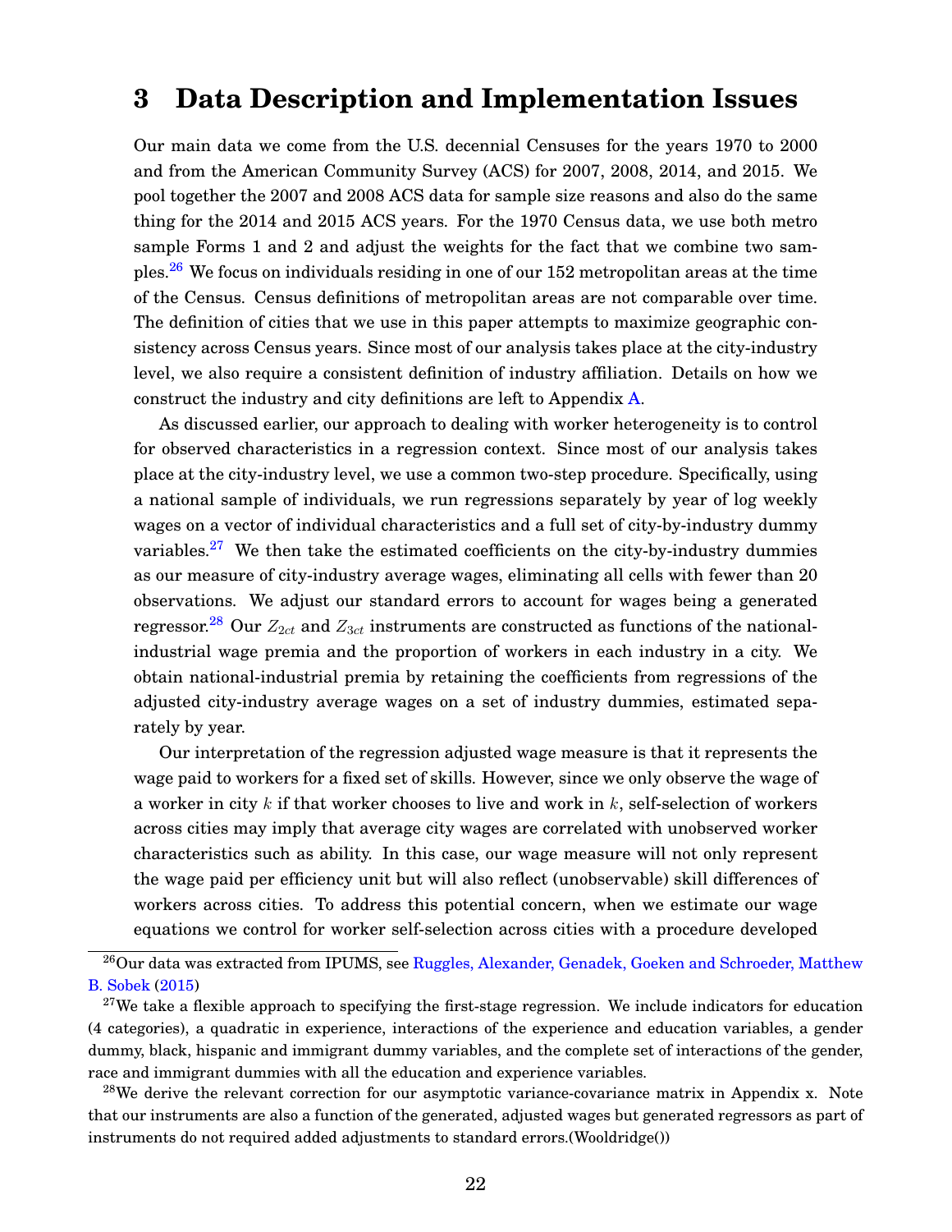# 3 Data Description and Implementation Issues

Our main data we come from the U.S. decennial Censuses for the years 1970 to 2000 and from the American Community Survey (ACS) for 2007, 2008, 2014, and 2015. We pool together the 2007 and 2008 ACS data for sample size reasons and also do the same thing for the 2014 and 2015 ACS years. For the 1970 Census data, we use both metro sample Forms 1 and 2 and adjust the weights for the fact that we combine two samples.[26] We focus on individuals residing in one of our 152 metropolitan areas at the time of the Census. Census definitions of metropolitan areas are not comparable over time. The definition of cities that we use in this paper attempts to maximize geographic consistency across Census years. Since most of our analysis takes place at the city-industry level, we also require a consistent definition of industry affiliation. Details on how we construct the industry and city definitions are left to Appendix A.

As discussed earlier, our approach to dealing with worker heterogeneity is to control for observed characteristics in a regression context. Since most of our analysis takes place at the city-industry level, we use a common two-step procedure. Specifically, using a national sample of individuals, we run regressions separately by year of log weekly wages on a vector of individual characteristics and a full set of city-by-industry dummy variables.[27] We then take the estimated coefficients on the city-by-industry dummies as our measure of city-industry average wages, eliminating all cells with fewer than 20 observations. We adjust our standard errors to account for wages being a generated regressor.[28] Our $Z_{2ct}$ and $Z_{3ct}$ instruments are constructed as functions of the national-industrial wage premia and the proportion of workers in each industry in a city. We obtain national-industrial premia by retaining the coefficients from regressions of the adjusted city-industry average wages on a set of industry dummies, estimated separately by year.

Our interpretation of the regression adjusted wage measure is that it represents the wage paid to workers for a fixed set of skills. However, since we only observe the wage of a worker in city $k$ if that worker chooses to live and work in $k$, self-selection of workers across cities may imply that average city wages are correlated with unobserved worker characteristics such as ability. In this case, our wage measure will not only represent the wage paid per efficiency unit but will also reflect (unobservable) skill differences of workers across cities. To address this potential concern, when we estimate our wage equations we control for worker self-selection across cities with a procedure developed

[26] Our data was extracted from IPUMS, see Ruggles, Alexander, Genadek, Goeken and Schroeder, Matthew B. Sobek (2015)

[27] We take a flexible approach to specifying the first-stage regression. We include indicators for education (4 categories), a quadratic in experience, interactions of the experience and education variables, a gender dummy, black, hispanic and immigrant dummy variables, and the complete set of interactions of the gender, race and immigrant dummies with all the education and experience variables.

[28] We derive the relevant correction for our asymptotic variance-covariance matrix in Appendix x. Note that our instruments are also a function of the generated, adjusted wages but generated regressors as part of instruments do not required added adjustments to standard errors.(Wooldridge())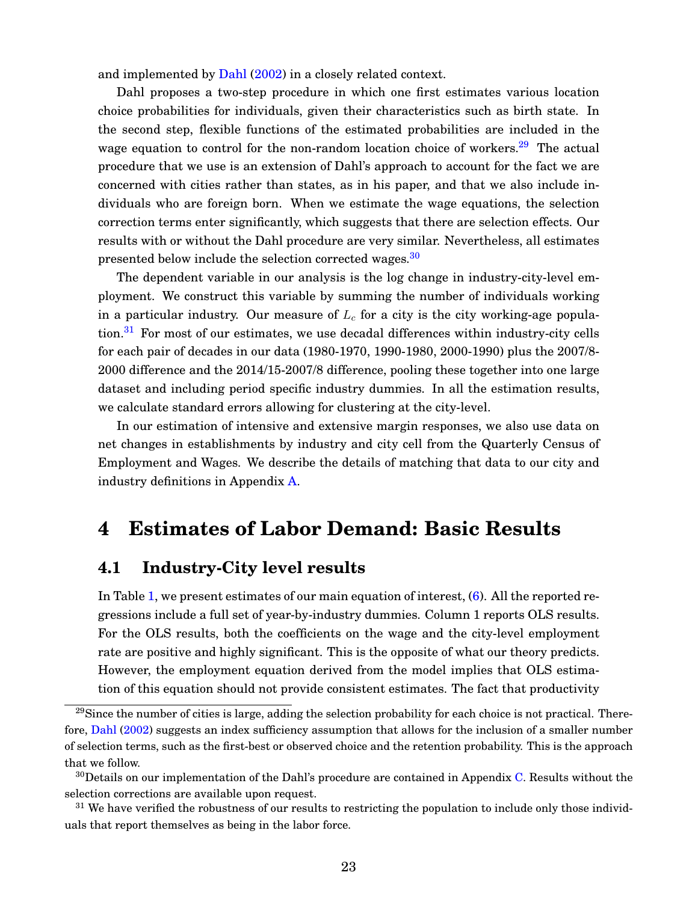and implemented by Dahl (2002) in a closely related context.

Dahl proposes a two-step procedure in which one first estimates various location choice probabilities for individuals, given their characteristics such as birth state. In the second step, flexible functions of the estimated probabilities are included in the wage equation to control for the non-random location choice of workers.[29] The actual procedure that we use is an extension of Dahl's approach to account for the fact we are concerned with cities rather than states, as in his paper, and that we also include individuals who are foreign born. When we estimate the wage equations, the selection correction terms enter significantly, which suggests that there are selection effects. Our results with or without the Dahl procedure are very similar. Nevertheless, all estimates presented below include the selection corrected wages.[30]

The dependent variable in our analysis is the log change in industry-city-level employment. We construct this variable by summing the number of individuals working in a particular industry. Our measure of $L_c$ for a city is the city working-age population.[31] For most of our estimates, we use decadal differences within industry-city cells for each pair of decades in our data (1980-1970, 1990-1980, 2000-1990) plus the 2007/8-2000 difference and the 2014/15-2007/8 difference, pooling these together into one large dataset and including period specific industry dummies. In all the estimation results, we calculate standard errors allowing for clustering at the city-level.

In our estimation of intensive and extensive margin responses, we also use data on net changes in establishments by industry and city cell from the Quarterly Census of Employment and Wages. We describe the details of matching that data to our city and industry definitions in Appendix A.

# 4 Estimates of Labor Demand: Basic Results

## 4.1 Industry-City level results

In Table 1, we present estimates of our main equation of interest, (6). All the reported regressions include a full set of year-by-industry dummies. Column 1 reports OLS results. For the OLS results, both the coefficients on the wage and the city-level employment rate are positive and highly significant. This is the opposite of what our theory predicts. However, the employment equation derived from the model implies that OLS estimation of this equation should not provide consistent estimates. The fact that productivity

[29] Since the number of cities is large, adding the selection probability for each choice is not practical. Therefore, Dahl (2002) suggests an index sufficiency assumption that allows for the inclusion of a smaller number of selection terms, such as the first-best or observed choice and the retention probability. This is the approach that we follow.

[30] Details on our implementation of the Dahl's procedure are contained in Appendix C. Results without the selection corrections are available upon request.

[31] We have verified the robustness of our results to restricting the population to include only those individuals that report themselves as being in the labor force.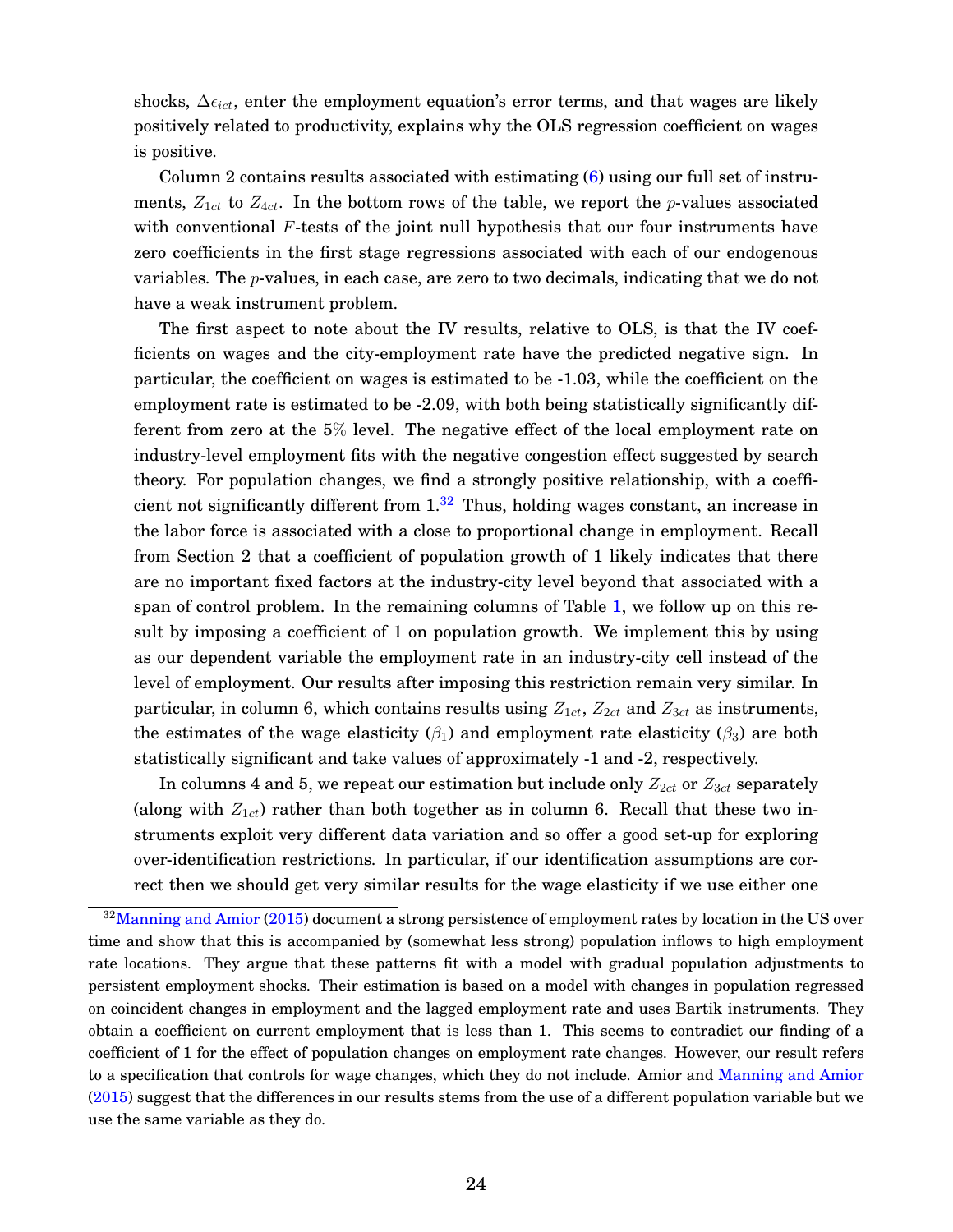shocks, $\Delta\epsilon_{ict}$, enter the employment equation's error terms, and that wages are likely positively related to productivity, explains why the OLS regression coefficient on wages is positive.

Column 2 contains results associated with estimating (6) using our full set of instruments, $Z_{1ct}$ to $Z_{4ct}$. In the bottom rows of the table, we report the $p$-values associated with conventional $F$-tests of the joint null hypothesis that our four instruments have zero coefficients in the first stage regressions associated with each of our endogenous variables. The $p$-values, in each case, are zero to two decimals, indicating that we do not have a weak instrument problem.

The first aspect to note about the IV results, relative to OLS, is that the IV coefficients on wages and the city-employment rate have the predicted negative sign. In particular, the coefficient on wages is estimated to be -1.03, while the coefficient on the employment rate is estimated to be -2.09, with both being statistically significantly different from zero at the 5% level. The negative effect of the local employment rate on industry-level employment fits with the negative congestion effect suggested by search theory. For population changes, we find a strongly positive relationship, with a coefficient not significantly different from 1.[32] Thus, holding wages constant, an increase in the labor force is associated with a close to proportional change in employment. Recall from Section 2 that a coefficient of population growth of 1 likely indicates that there are no important fixed factors at the industry-city level beyond that associated with a span of control problem. In the remaining columns of Table 1, we follow up on this result by imposing a coefficient of 1 on population growth. We implement this by using as our dependent variable the employment rate in an industry-city cell instead of the level of employment. Our results after imposing this restriction remain very similar. In particular, in column 6, which contains results using $Z_{1ct}$, $Z_{2ct}$ and $Z_{3ct}$ as instruments, the estimates of the wage elasticity ($\beta_1$) and employment rate elasticity ($\beta_3$) are both statistically significant and take values of approximately -1 and -2, respectively.

In columns 4 and 5, we repeat our estimation but include only $Z_{2ct}$ or $Z_{3ct}$ separately (along with $Z_{1ct}$) rather than both together as in column 6. Recall that these two instruments exploit very different data variation and so offer a good set-up for exploring over-identification restrictions. In particular, if our identification assumptions are correct then we should get very similar results for the wage elasticity if we use either one

[32] Manning and Amior (2015) document a strong persistence of employment rates by location in the US over time and show that this is accompanied by (somewhat less strong) population inflows to high employment rate locations. They argue that these patterns fit with a model with gradual population adjustments to persistent employment shocks. Their estimation is based on a model with changes in population regressed on coincident changes in employment and the lagged employment rate and uses Bartik instruments. They obtain a coefficient on current employment that is less than 1. This seems to contradict our finding of a coefficient of 1 for the effect of population changes on employment rate changes. However, our result refers to a specification that controls for wage changes, which they do not include. Amior and Manning and Amior (2015) suggest that the differences in our results stems from the use of a different population variable but we use the same variable as they do.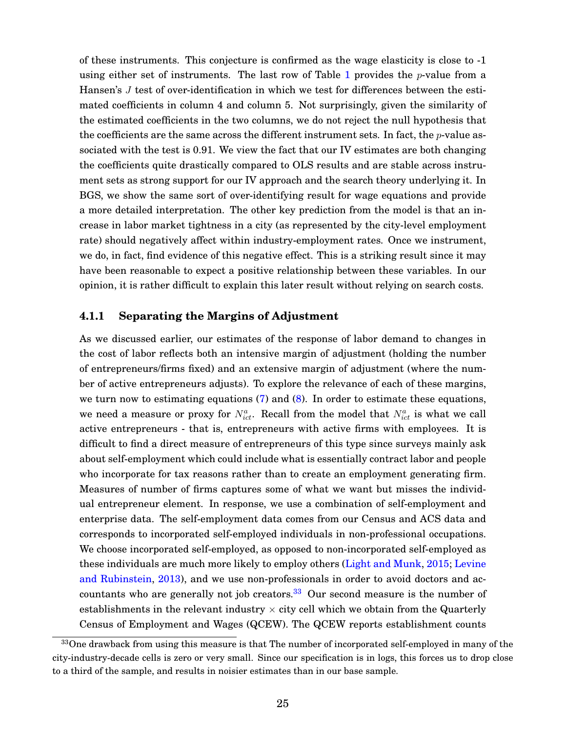of these instruments. This conjecture is confirmed as the wage elasticity is close to -1 using either set of instruments. The last row of Table 1 provides the $p$-value from a Hansen's $J$ test of over-identification in which we test for differences between the estimated coefficients in column 4 and column 5. Not surprisingly, given the similarity of the estimated coefficients in the two columns, we do not reject the null hypothesis that the coefficients are the same across the different instrument sets. In fact, the $p$-value associated with the test is 0.91. We view the fact that our IV estimates are both changing the coefficients quite drastically compared to OLS results and are stable across instrument sets as strong support for our IV approach and the search theory underlying it. In BGS, we show the same sort of over-identifying result for wage equations and provide a more detailed interpretation. The other key prediction from the model is that an increase in labor market tightness in a city (as represented by the city-level employment rate) should negatively affect within industry-employment rates. Once we instrument, we do, in fact, find evidence of this negative effect. This is a striking result since it may have been reasonable to expect a positive relationship between these variables. In our opinion, it is rather difficult to explain this later result without relying on search costs.

### 4.1.1 Separating the Margins of Adjustment

As we discussed earlier, our estimates of the response of labor demand to changes in the cost of labor reflects both an intensive margin of adjustment (holding the number of entrepreneurs/firms fixed) and an extensive margin of adjustment (where the number of active entrepreneurs adjusts). To explore the relevance of each of these margins, we turn now to estimating equations (7) and (8). In order to estimate these equations, we need a measure or proxy for $N^a_{ict}$. Recall from the model that $N^a_{ict}$ is what we call active entrepreneurs - that is, entrepreneurs with active firms with employees. It is difficult to find a direct measure of entrepreneurs of this type since surveys mainly ask about self-employment which could include what is essentially contract labor and people who incorporate for tax reasons rather than to create an employment generating firm. Measures of number of firms captures some of what we want but misses the individual entrepreneur element. In response, we use a combination of self-employment and enterprise data. The self-employment data comes from our Census and ACS data and corresponds to incorporated self-employed individuals in non-professional occupations. We choose incorporated self-employed, as opposed to non-incorporated self-employed as these individuals are much more likely to employ others (Light and Munk, 2015; Levine and Rubinstein, 2013), and we use non-professionals in order to avoid doctors and accountants who are generally not job creators.[33] Our second measure is the number of establishments in the relevant industry $\times$ city cell which we obtain from the Quarterly Census of Employment and Wages (QCEW). The QCEW reports establishment counts

[33]One drawback from using this measure is that The number of incorporated self-employed in many of the city-industry-decade cells is zero or very small. Since our specification is in logs, this forces us to drop close to a third of the sample, and results in noisier estimates than in our base sample.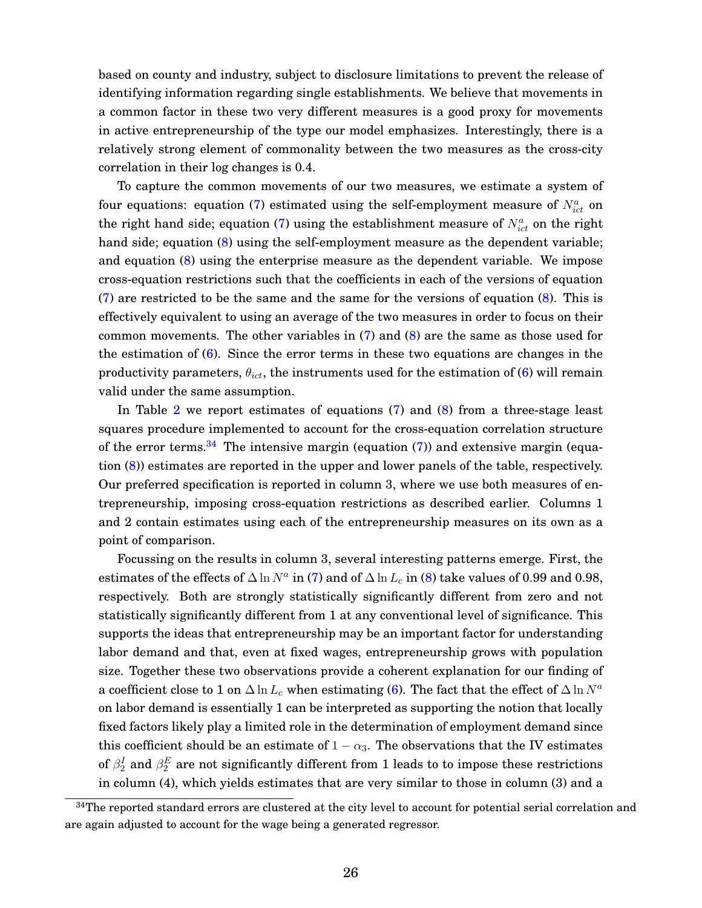based on county and industry, subject to disclosure limitations to prevent the release of identifying information regarding single establishments. We believe that movements in a common factor in these two very different measures is a good proxy for movements in active entrepreneurship of the type our model emphasizes. Interestingly, there is a relatively strong element of commonality between the two measures as the cross-city correlation in their log changes is 0.4.

To capture the common movements of our two measures, we estimate a system of four equations: equation (7) estimated using the self-employment measure of $N^a_{ict}$ on the right hand side; equation (7) using the establishment measure of $N^a_{ict}$ on the right hand side; equation (8) using the self-employment measure as the dependent variable; and equation (8) using the enterprise measure as the dependent variable. We impose cross-equation restrictions such that the coefficients in each of the versions of equation (7) are restricted to be the same and the same for the versions of equation (8). This is effectively equivalent to using an average of the two measures in order to focus on their common movements. The other variables in (7) and (8) are the same as those used for the estimation of (6). Since the error terms in these two equations are changes in the productivity parameters, $\theta_{ict}$, the instruments used for the estimation of (6) will remain valid under the same assumption.

In Table 2 we report estimates of equations (7) and (8) from a three-stage least squares procedure implemented to account for the cross-equation correlation structure of the error terms.[34] The intensive margin (equation (7)) and extensive margin (equation (8)) estimates are reported in the upper and lower panels of the table, respectively. Our preferred specification is reported in column 3, where we use both measures of entrepreneurship, imposing cross-equation restrictions as described earlier. Columns 1 and 2 contain estimates using each of the entrepreneurship measures on its own as a point of comparison.

Focussing on the results in column 3, several interesting patterns emerge. First, the estimates of the effects of $\Delta \ln N^a$ in (7) and of $\Delta \ln L_c$ in (8) take values of 0.99 and 0.98, respectively. Both are strongly statistically significantly different from zero and not statistically significantly different from 1 at any conventional level of significance. This supports the ideas that entrepreneurship may be an important factor for understanding labor demand and that, even at fixed wages, entrepreneurship grows with population size. Together these two observations provide a coherent explanation for our finding of a coefficient close to 1 on $\Delta \ln L_c$ when estimating (6). The fact that the effect of $\Delta \ln N^a$ on labor demand is essentially 1 can be interpreted as supporting the notion that locally fixed factors likely play a limited role in the determination of employment demand since this coefficient should be an estimate of $1 - \alpha_3$. The observations that the IV estimates of $\beta^I_2$ and $\beta^E_2$ are not significantly different from 1 leads to to impose these restrictions in column (4), which yields estimates that are very similar to those in column (3) and a

[34] The reported standard errors are clustered at the city level to account for potential serial correlation and are again adjusted to account for the wage being a generated regressor.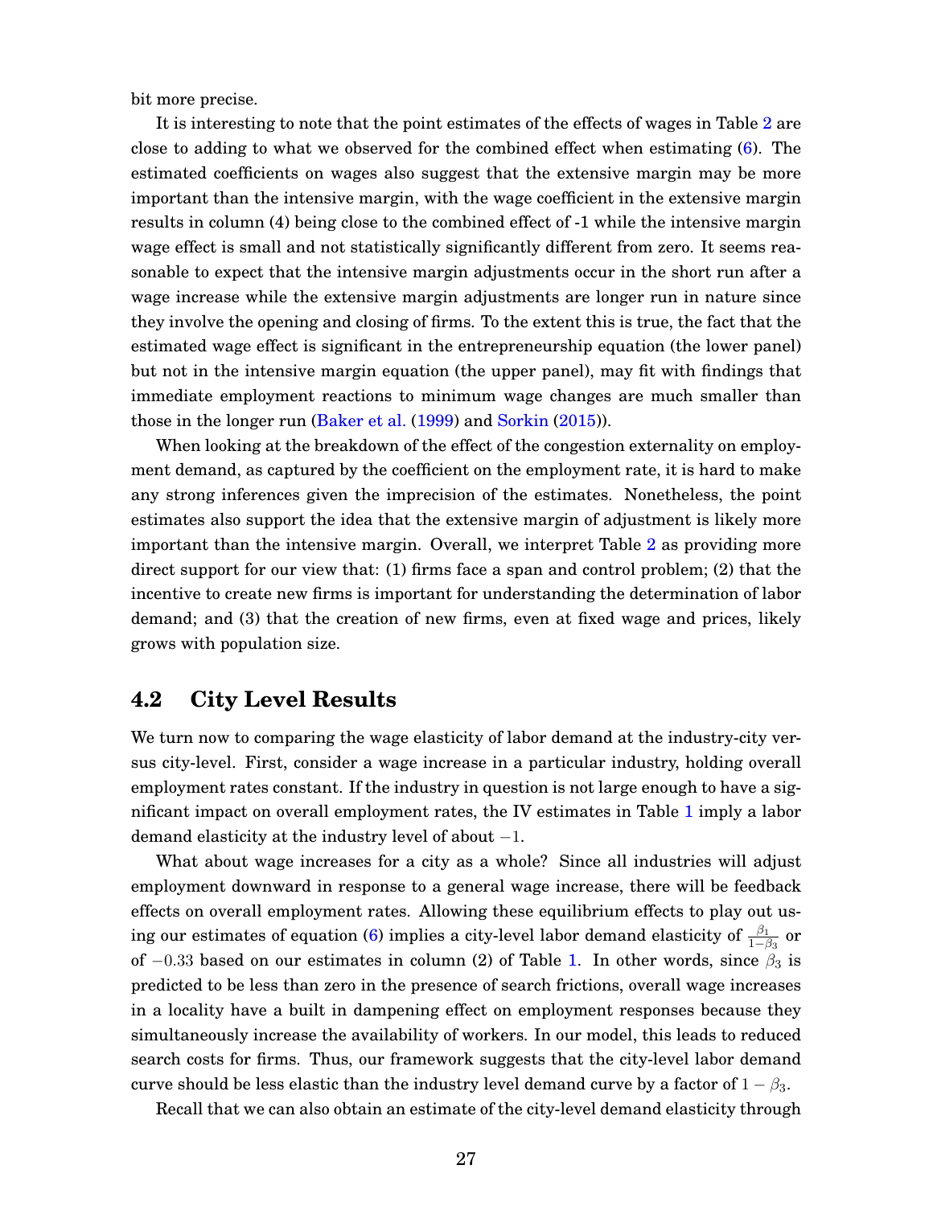bit more precise.

It is interesting to note that the point estimates of the effects of wages in Table 2 are close to adding to what we observed for the combined effect when estimating (6). The estimated coefficients on wages also suggest that the extensive margin may be more important than the intensive margin, with the wage coefficient in the extensive margin results in column (4) being close to the combined effect of -1 while the intensive margin wage effect is small and not statistically significantly different from zero. It seems reasonable to expect that the intensive margin adjustments occur in the short run after a wage increase while the extensive margin adjustments are longer run in nature since they involve the opening and closing of firms. To the extent this is true, the fact that the estimated wage effect is significant in the entrepreneurship equation (the lower panel) but not in the intensive margin equation (the upper panel), may fit with findings that immediate employment reactions to minimum wage changes are much smaller than those in the longer run (Baker et al. (1999) and Sorkin (2015)).

When looking at the breakdown of the effect of the congestion externality on employment demand, as captured by the coefficient on the employment rate, it is hard to make any strong inferences given the imprecision of the estimates. Nonetheless, the point estimates also support the idea that the extensive margin of adjustment is likely more important than the intensive margin. Overall, we interpret Table 2 as providing more direct support for our view that: (1) firms face a span and control problem; (2) that the incentive to create new firms is important for understanding the determination of labor demand; and (3) that the creation of new firms, even at fixed wage and prices, likely grows with population size.

## 4.2 City Level Results

We turn now to comparing the wage elasticity of labor demand at the industry-city versus city-level. First, consider a wage increase in a particular industry, holding overall employment rates constant. If the industry in question is not large enough to have a significant impact on overall employment rates, the IV estimates in Table 1 imply a labor demand elasticity at the industry level of about $-1$.

What about wage increases for a city as a whole? Since all industries will adjust employment downward in response to a general wage increase, there will be feedback effects on overall employment rates. Allowing these equilibrium effects to play out using our estimates of equation (6) implies a city-level labor demand elasticity of $\frac{\beta_1}{1-\beta_3}$ or of $-0.33$ based on our estimates in column (2) of Table 1. In other words, since $\beta_3$ is predicted to be less than zero in the presence of search frictions, overall wage increases in a locality have a built in dampening effect on employment responses because they simultaneously increase the availability of workers. In our model, this leads to reduced search costs for firms. Thus, our framework suggests that the city-level labor demand curve should be less elastic than the industry level demand curve by a factor of $1 - \beta_3$.

Recall that we can also obtain an estimate of the city-level demand elasticity through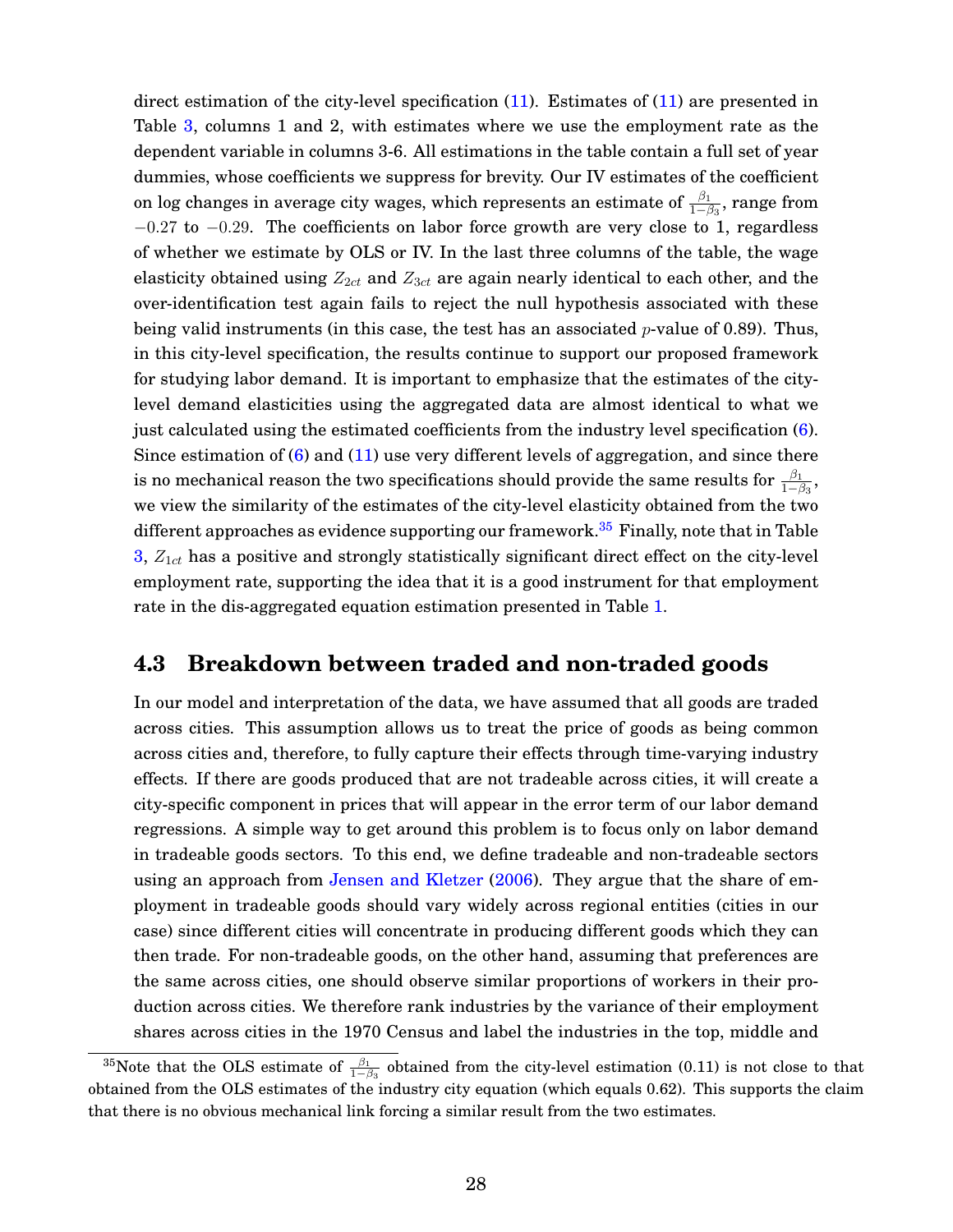direct estimation of the city-level specification (11). Estimates of (11) are presented in Table 3, columns 1 and 2, with estimates where we use the employment rate as the dependent variable in columns 3-6. All estimations in the table contain a full set of year dummies, whose coefficients we suppress for brevity. Our IV estimates of the coefficient on log changes in average city wages, which represents an estimate of $\frac{\beta_1}{1-\beta_3}$, range from $-0.27$ to $-0.29$. The coefficients on labor force growth are very close to 1, regardless of whether we estimate by OLS or IV. In the last three columns of the table, the wage elasticity obtained using $Z_{2ct}$ and $Z_{3ct}$ are again nearly identical to each other, and the over-identification test again fails to reject the null hypothesis associated with these being valid instruments (in this case, the test has an associated $p$-value of 0.89). Thus, in this city-level specification, the results continue to support our proposed framework for studying labor demand. It is important to emphasize that the estimates of the city-level demand elasticities using the aggregated data are almost identical to what we just calculated using the estimated coefficients from the industry level specification (6). Since estimation of (6) and (11) use very different levels of aggregation, and since there is no mechanical reason the two specifications should provide the same results for $\frac{\beta_1}{1-\beta_3}$, we view the similarity of the estimates of the city-level elasticity obtained from the two different approaches as evidence supporting our framework.[35] Finally, note that in Table 3, $Z_{1ct}$ has a positive and strongly statistically significant direct effect on the city-level employment rate, supporting the idea that it is a good instrument for that employment rate in the dis-aggregated equation estimation presented in Table 1.

## 4.3 Breakdown between traded and non-traded goods

In our model and interpretation of the data, we have assumed that all goods are traded across cities. This assumption allows us to treat the price of goods as being common across cities and, therefore, to fully capture their effects through time-varying industry effects. If there are goods produced that are not tradeable across cities, it will create a city-specific component in prices that will appear in the error term of our labor demand regressions. A simple way to get around this problem is to focus only on labor demand in tradeable goods sectors. To this end, we define tradeable and non-tradeable sectors using an approach from Jensen and Kletzer (2006). They argue that the share of employment in tradeable goods should vary widely across regional entities (cities in our case) since different cities will concentrate in producing different goods which they can then trade. For non-tradeable goods, on the other hand, assuming that preferences are the same across cities, one should observe similar proportions of workers in their production across cities. We therefore rank industries by the variance of their employment shares across cities in the 1970 Census and label the industries in the top, middle and

[35] Note that the OLS estimate of $\frac{\beta_1}{1-\beta_3}$ obtained from the city-level estimation (0.11) is not close to that obtained from the OLS estimates of the industry city equation (which equals 0.62). This supports the claim that there is no obvious mechanical link forcing a similar result from the two estimates.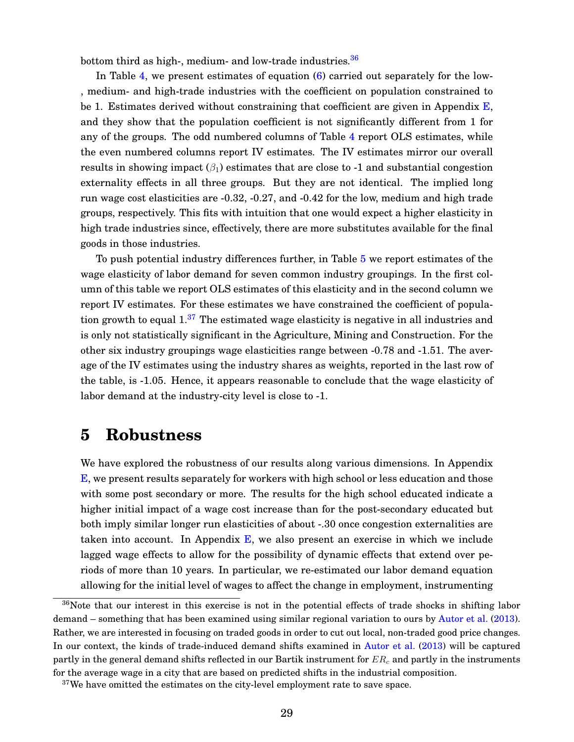bottom third as high-, medium- and low-trade industries.[36]

In Table 4, we present estimates of equation (6) carried out separately for the low-, medium- and high-trade industries with the coefficient on population constrained to be 1. Estimates derived without constraining that coefficient are given in Appendix E, and they show that the population coefficient is not significantly different from 1 for any of the groups. The odd numbered columns of Table 4 report OLS estimates, while the even numbered columns report IV estimates. The IV estimates mirror our overall results in showing impact ($\beta_1$) estimates that are close to -1 and substantial congestion externality effects in all three groups. But they are not identical. The implied long run wage cost elasticities are -0.32, -0.27, and -0.42 for the low, medium and high trade groups, respectively. This fits with intuition that one would expect a higher elasticity in high trade industries since, effectively, there are more substitutes available for the final goods in those industries.

To push potential industry differences further, in Table 5 we report estimates of the wage elasticity of labor demand for seven common industry groupings. In the first column of this table we report OLS estimates of this elasticity and in the second column we report IV estimates. For these estimates we have constrained the coefficient of population growth to equal 1.[37] The estimated wage elasticity is negative in all industries and is only not statistically significant in the Agriculture, Mining and Construction. For the other six industry groupings wage elasticities range between -0.78 and -1.51. The average of the IV estimates using the industry shares as weights, reported in the last row of the table, is -1.05. Hence, it appears reasonable to conclude that the wage elasticity of labor demand at the industry-city level is close to -1.

# 5 Robustness

We have explored the robustness of our results along various dimensions. In Appendix E, we present results separately for workers with high school or less education and those with some post secondary or more. The results for the high school educated indicate a higher initial impact of a wage cost increase than for the post-secondary educated but both imply similar longer run elasticities of about -.30 once congestion externalities are taken into account. In Appendix E, we also present an exercise in which we include lagged wage effects to allow for the possibility of dynamic effects that extend over periods of more than 10 years. In particular, we re-estimated our labor demand equation allowing for the initial level of wages to affect the change in employment, instrumenting

[36] Note that our interest in this exercise is not in the potential effects of trade shocks in shifting labor demand – something that has been examined using similar regional variation to ours by Autor et al. (2013). Rather, we are interested in focusing on traded goods in order to cut out local, non-traded good price changes. In our context, the kinds of trade-induced demand shifts examined in Autor et al. (2013) will be captured partly in the general demand shifts reflected in our Bartik instrument for $ER_c$ and partly in the instruments for the average wage in a city that are based on predicted shifts in the industrial composition.

[37] We have omitted the estimates on the city-level employment rate to save space.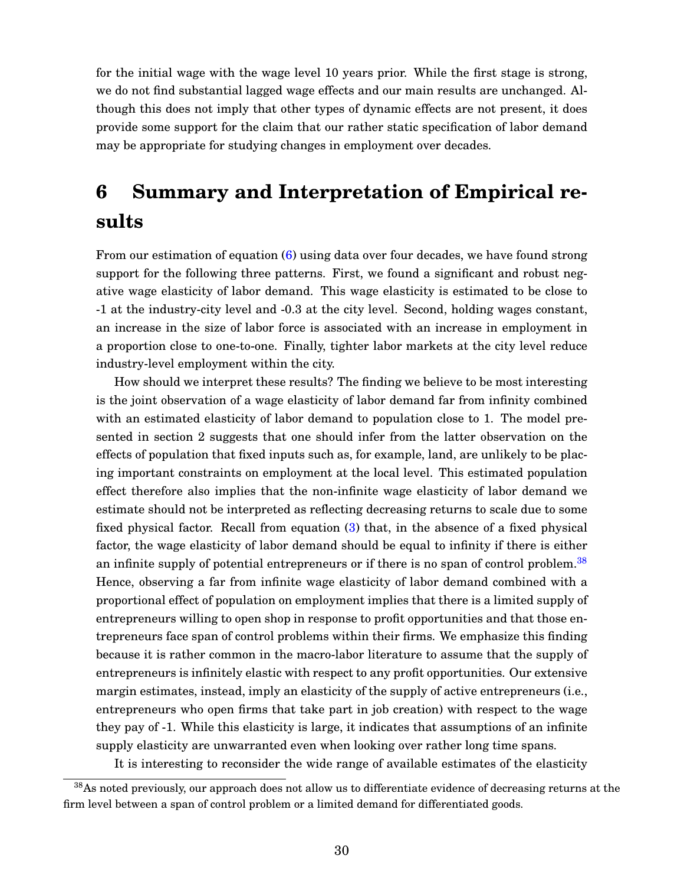for the initial wage with the wage level 10 years prior. While the first stage is strong, we do not find substantial lagged wage effects and our main results are unchanged. Although this does not imply that other types of dynamic effects are not present, it does provide some support for the claim that our rather static specification of labor demand may be appropriate for studying changes in employment over decades.

# 6 Summary and Interpretation of Empirical results

From our estimation of equation (6) using data over four decades, we have found strong support for the following three patterns. First, we found a significant and robust negative wage elasticity of labor demand. This wage elasticity is estimated to be close to -1 at the industry-city level and -0.3 at the city level. Second, holding wages constant, an increase in the size of labor force is associated with an increase in employment in a proportion close to one-to-one. Finally, tighter labor markets at the city level reduce industry-level employment within the city.

How should we interpret these results? The finding we believe to be most interesting is the joint observation of a wage elasticity of labor demand far from infinity combined with an estimated elasticity of labor demand to population close to 1. The model presented in section 2 suggests that one should infer from the latter observation on the effects of population that fixed inputs such as, for example, land, are unlikely to be placing important constraints on employment at the local level. This estimated population effect therefore also implies that the non-infinite wage elasticity of labor demand we estimate should not be interpreted as reflecting decreasing returns to scale due to some fixed physical factor. Recall from equation (3) that, in the absence of a fixed physical factor, the wage elasticity of labor demand should be equal to infinity if there is either an infinite supply of potential entrepreneurs or if there is no span of control problem.[38] Hence, observing a far from infinite wage elasticity of labor demand combined with a proportional effect of population on employment implies that there is a limited supply of entrepreneurs willing to open shop in response to profit opportunities and that those entrepreneurs face span of control problems within their firms. We emphasize this finding because it is rather common in the macro-labor literature to assume that the supply of entrepreneurs is infinitely elastic with respect to any profit opportunities. Our extensive margin estimates, instead, imply an elasticity of the supply of active entrepreneurs (i.e., entrepreneurs who open firms that take part in job creation) with respect to the wage they pay of -1. While this elasticity is large, it indicates that assumptions of an infinite supply elasticity are unwarranted even when looking over rather long time spans.

It is interesting to reconsider the wide range of available estimates of the elasticity

[38]As noted previously, our approach does not allow us to differentiate evidence of decreasing returns at the firm level between a span of control problem or a limited demand for differentiated goods.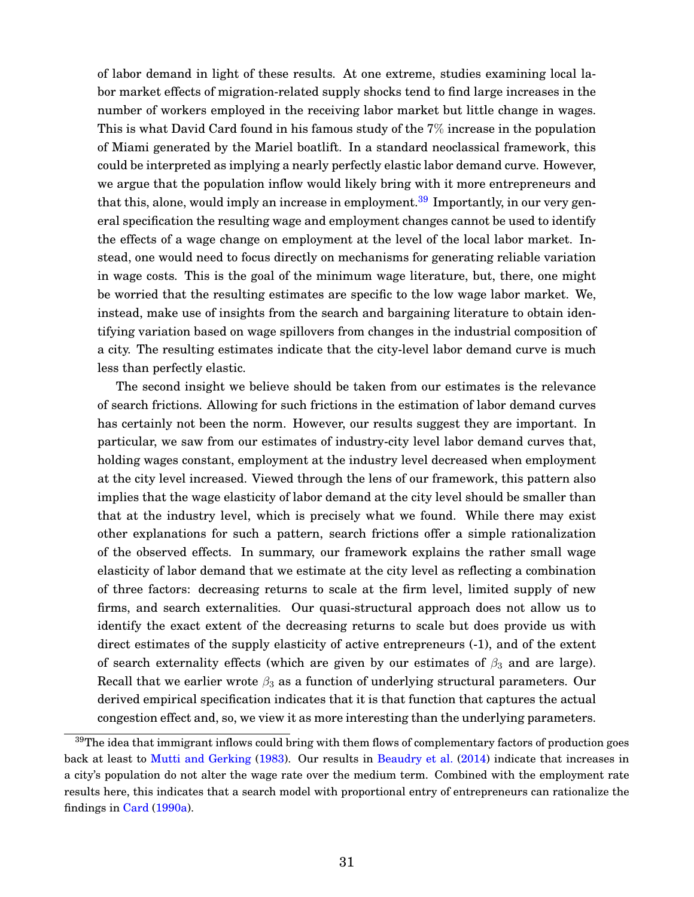of labor demand in light of these results. At one extreme, studies examining local labor market effects of migration-related supply shocks tend to find large increases in the number of workers employed in the receiving labor market but little change in wages. This is what David Card found in his famous study of the 7% increase in the population of Miami generated by the Mariel boatlift. In a standard neoclassical framework, this could be interpreted as implying a nearly perfectly elastic labor demand curve. However, we argue that the population inflow would likely bring with it more entrepreneurs and that this, alone, would imply an increase in employment.[39] Importantly, in our very general specification the resulting wage and employment changes cannot be used to identify the effects of a wage change on employment at the level of the local labor market. Instead, one would need to focus directly on mechanisms for generating reliable variation in wage costs. This is the goal of the minimum wage literature, but, there, one might be worried that the resulting estimates are specific to the low wage labor market. We, instead, make use of insights from the search and bargaining literature to obtain identifying variation based on wage spillovers from changes in the industrial composition of a city. The resulting estimates indicate that the city-level labor demand curve is much less than perfectly elastic.

The second insight we believe should be taken from our estimates is the relevance of search frictions. Allowing for such frictions in the estimation of labor demand curves has certainly not been the norm. However, our results suggest they are important. In particular, we saw from our estimates of industry-city level labor demand curves that, holding wages constant, employment at the industry level decreased when employment at the city level increased. Viewed through the lens of our framework, this pattern also implies that the wage elasticity of labor demand at the city level should be smaller than that at the industry level, which is precisely what we found. While there may exist other explanations for such a pattern, search frictions offer a simple rationalization of the observed effects. In summary, our framework explains the rather small wage elasticity of labor demand that we estimate at the city level as reflecting a combination of three factors: decreasing returns to scale at the firm level, limited supply of new firms, and search externalities. Our quasi-structural approach does not allow us to identify the exact extent of the decreasing returns to scale but does provide us with direct estimates of the supply elasticity of active entrepreneurs (-1), and of the extent of search externality effects (which are given by our estimates of $\beta_3$ and are large). Recall that we earlier wrote $\beta_3$ as a function of underlying structural parameters. Our derived empirical specification indicates that it is that function that captures the actual congestion effect and, so, we view it as more interesting than the underlying parameters.

[39]The idea that immigrant inflows could bring with them flows of complementary factors of production goes back at least to Mutti and Gerking (1983). Our results in Beaudry et al. (2014) indicate that increases in a city's population do not alter the wage rate over the medium term. Combined with the employment rate results here, this indicates that a search model with proportional entry of entrepreneurs can rationalize the findings in Card (1990a).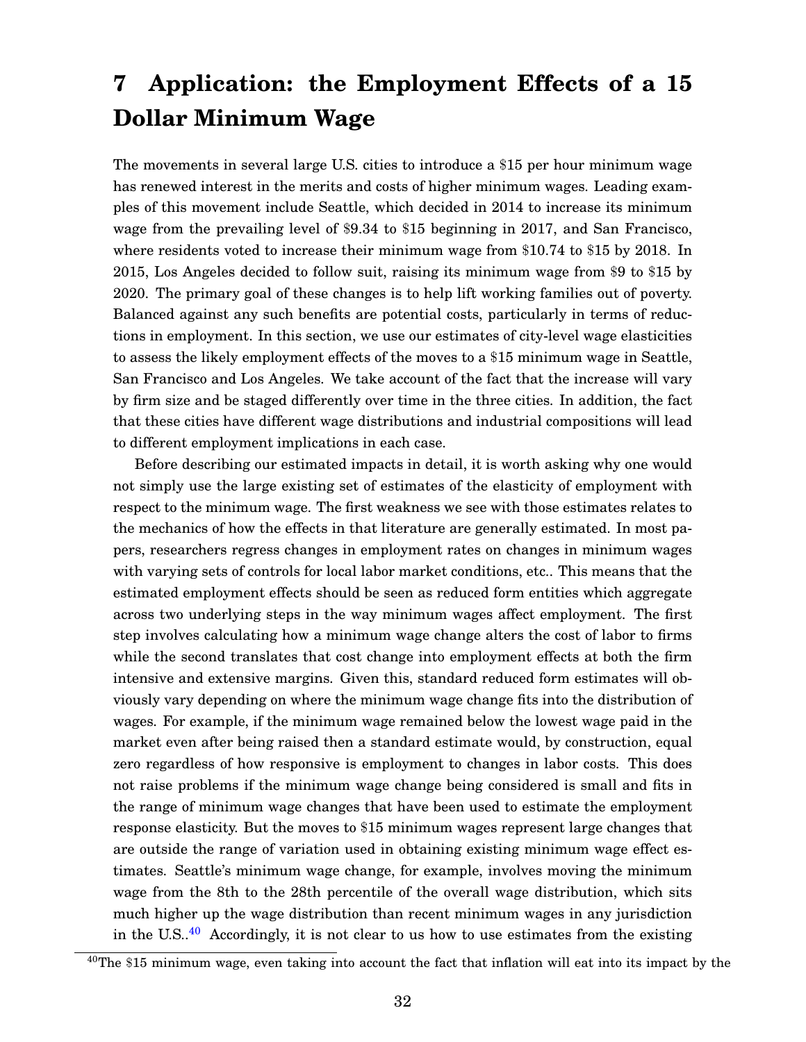# 7 Application: the Employment Effects of a 15 Dollar Minimum Wage

The movements in several large U.S. cities to introduce a $15 per hour minimum wage has renewed interest in the merits and costs of higher minimum wages. Leading examples of this movement include Seattle, which decided in 2014 to increase its minimum wage from the prevailing level of $9.34 to $15 beginning in 2017, and San Francisco, where residents voted to increase their minimum wage from $10.74 to $15 by 2018. In 2015, Los Angeles decided to follow suit, raising its minimum wage from $9 to $15 by 2020. The primary goal of these changes is to help lift working families out of poverty. Balanced against any such benefits are potential costs, particularly in terms of reductions in employment. In this section, we use our estimates of city-level wage elasticities to assess the likely employment effects of the moves to a $15 minimum wage in Seattle, San Francisco and Los Angeles. We take account of the fact that the increase will vary by firm size and be staged differently over time in the three cities. In addition, the fact that these cities have different wage distributions and industrial compositions will lead to different employment implications in each case.

Before describing our estimated impacts in detail, it is worth asking why one would not simply use the large existing set of estimates of the elasticity of employment with respect to the minimum wage. The first weakness we see with those estimates relates to the mechanics of how the effects in that literature are generally estimated. In most papers, researchers regress changes in employment rates on changes in minimum wages with varying sets of controls for local labor market conditions, etc.. This means that the estimated employment effects should be seen as reduced form entities which aggregate across two underlying steps in the way minimum wages affect employment. The first step involves calculating how a minimum wage change alters the cost of labor to firms while the second translates that cost change into employment effects at both the firm intensive and extensive margins. Given this, standard reduced form estimates will obviously vary depending on where the minimum wage change fits into the distribution of wages. For example, if the minimum wage remained below the lowest wage paid in the market even after being raised then a standard estimate would, by construction, equal zero regardless of how responsive is employment to changes in labor costs. This does not raise problems if the minimum wage change being considered is small and fits in the range of minimum wage changes that have been used to estimate the employment response elasticity. But the moves to $15 minimum wages represent large changes that are outside the range of variation used in obtaining existing minimum wage effect estimates. Seattle's minimum wage change, for example, involves moving the minimum wage from the 8th to the 28th percentile of the overall wage distribution, which sits much higher up the wage distribution than recent minimum wages in any jurisdiction in the U.S..[40] Accordingly, it is not clear to us how to use estimates from the existing

[40] The $15 minimum wage, even taking into account the fact that inflation will eat into its impact by the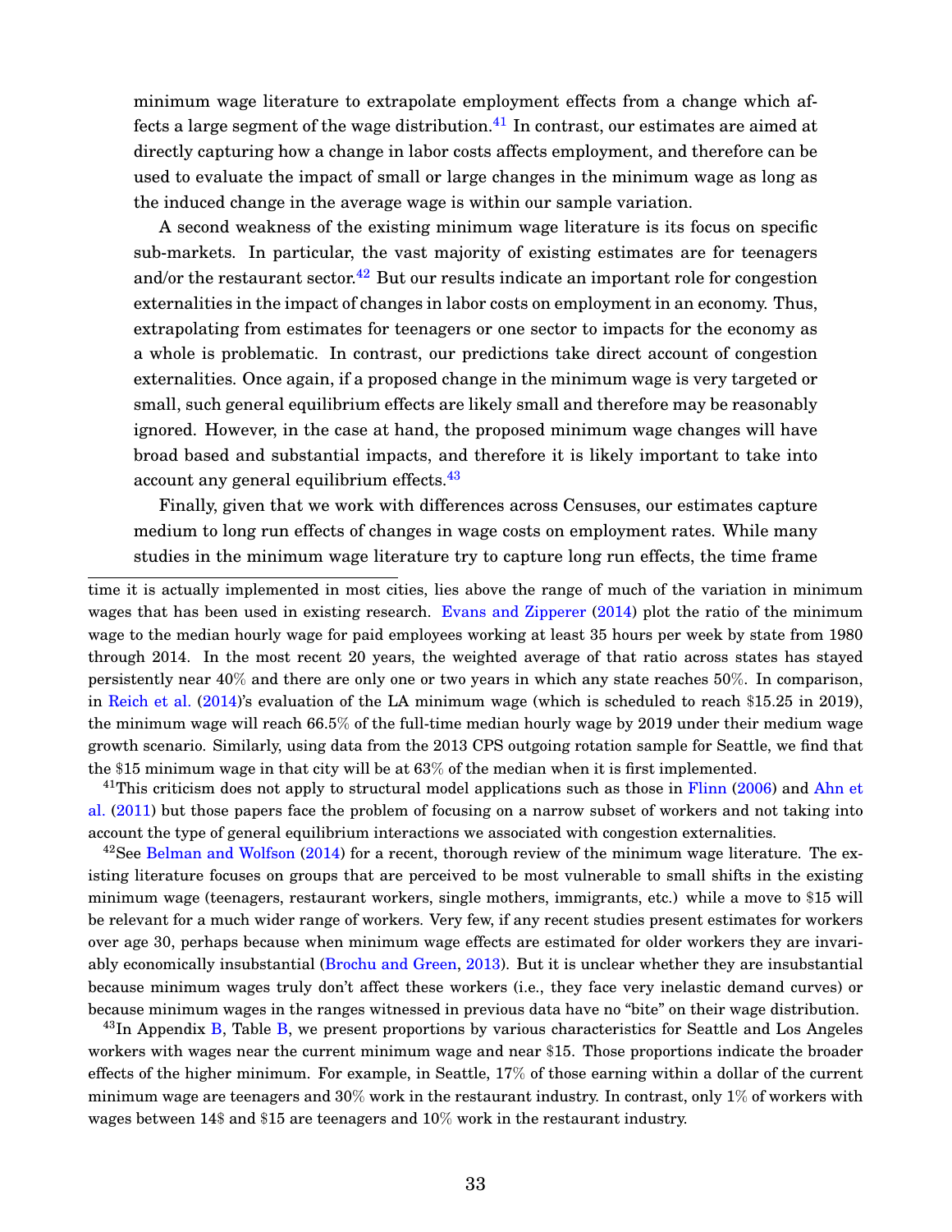minimum wage literature to extrapolate employment effects from a change which affects a large segment of the wage distribution.[41] In contrast, our estimates are aimed at directly capturing how a change in labor costs affects employment, and therefore can be used to evaluate the impact of small or large changes in the minimum wage as long as the induced change in the average wage is within our sample variation.

A second weakness of the existing minimum wage literature is its focus on specific sub-markets. In particular, the vast majority of existing estimates are for teenagers and/or the restaurant sector.[42] But our results indicate an important role for congestion externalities in the impact of changes in labor costs on employment in an economy. Thus, extrapolating from estimates for teenagers or one sector to impacts for the economy as a whole is problematic. In contrast, our predictions take direct account of congestion externalities. Once again, if a proposed change in the minimum wage is very targeted or small, such general equilibrium effects are likely small and therefore may be reasonably ignored. However, in the case at hand, the proposed minimum wage changes will have broad based and substantial impacts, and therefore it is likely important to take into account any general equilibrium effects.[43]

Finally, given that we work with differences across Censuses, our estimates capture medium to long run effects of changes in wage costs on employment rates. While many studies in the minimum wage literature try to capture long run effects, the time frame

time it is actually implemented in most cities, lies above the range of much of the variation in minimum wages that has been used in existing research. Evans and Zipperer (2014) plot the ratio of the minimum wage to the median hourly wage for paid employees working at least 35 hours per week by state from 1980 through 2014. In the most recent 20 years, the weighted average of that ratio across states has stayed persistently near 40% and there are only one or two years in which any state reaches 50%. In comparison, in Reich et al. (2014)'s evaluation of the LA minimum wage (which is scheduled to reach $15.25 in 2019), the minimum wage will reach 66.5% of the full-time median hourly wage by 2019 under their medium wage growth scenario. Similarly, using data from the 2013 CPS outgoing rotation sample for Seattle, we find that the $15 minimum wage in that city will be at 63% of the median when it is first implemented.

[41] This criticism does not apply to structural model applications such as those in Flinn (2006) and Ahn et al. (2011) but those papers face the problem of focusing on a narrow subset of workers and not taking into account the type of general equilibrium interactions we associated with congestion externalities.

[42] See Belman and Wolfson (2014) for a recent, thorough review of the minimum wage literature. The existing literature focuses on groups that are perceived to be most vulnerable to small shifts in the existing minimum wage (teenagers, restaurant workers, single mothers, immigrants, etc.) while a move to $15 will be relevant for a much wider range of workers. Very few, if any recent studies present estimates for workers over age 30, perhaps because when minimum wage effects are estimated for older workers they are invariably economically insubstantial (Brochu and Green, 2013). But it is unclear whether they are insubstantial because minimum wages truly don't affect these workers (i.e., they face very inelastic demand curves) or because minimum wages in the ranges witnessed in previous data have no "bite" on their wage distribution.

[43] In Appendix B, Table B, we present proportions by various characteristics for Seattle and Los Angeles workers with wages near the current minimum wage and near $15. Those proportions indicate the broader effects of the higher minimum. For example, in Seattle, 17% of those earning within a dollar of the current minimum wage are teenagers and 30% work in the restaurant industry. In contrast, only 1% of workers with wages between 14$ and $15 are teenagers and 10% work in the restaurant industry.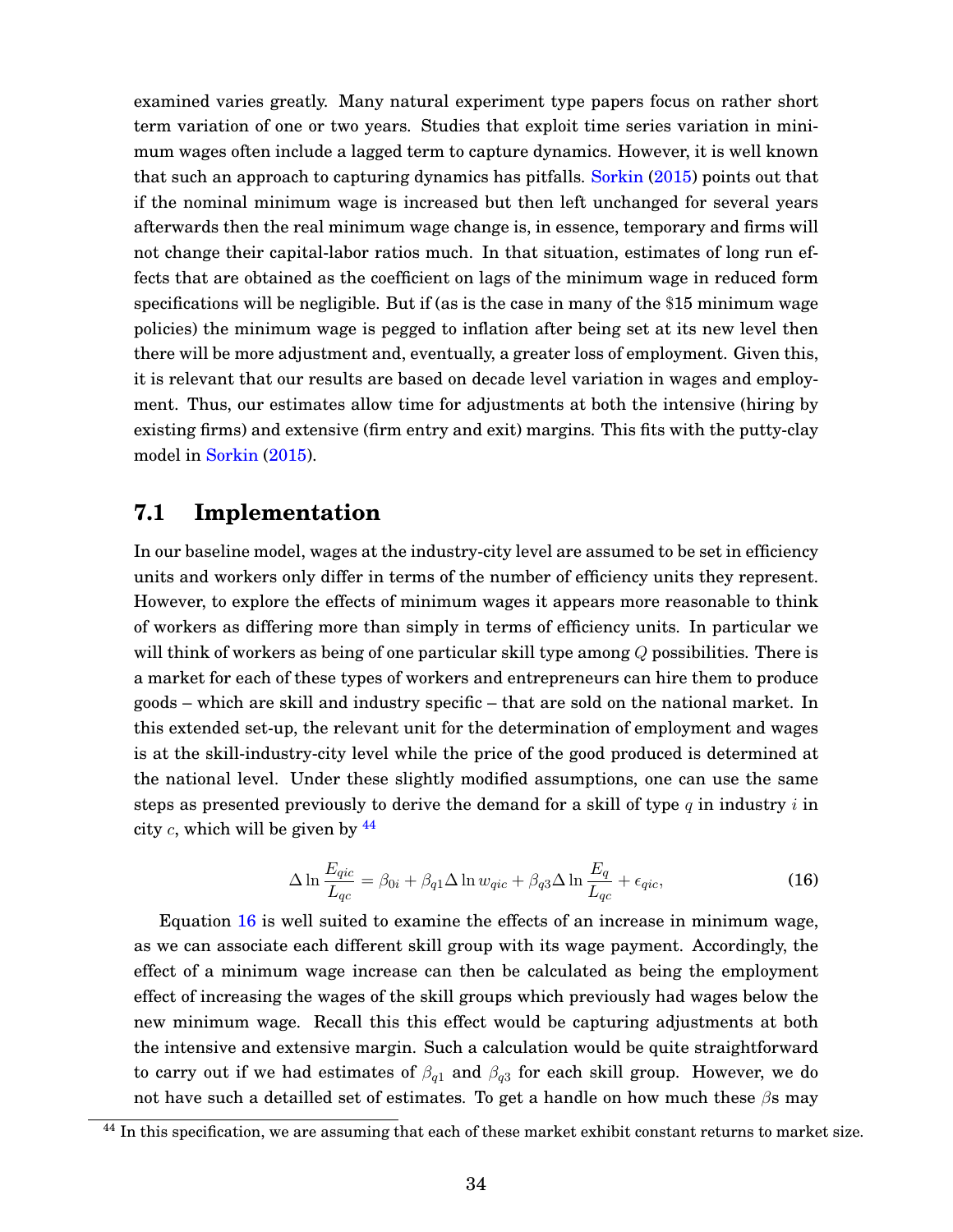examined varies greatly. Many natural experiment type papers focus on rather short term variation of one or two years. Studies that exploit time series variation in minimum wages often include a lagged term to capture dynamics. However, it is well known that such an approach to capturing dynamics has pitfalls. Sorkin (2015) points out that if the nominal minimum wage is increased but then left unchanged for several years afterwards then the real minimum wage change is, in essence, temporary and firms will not change their capital-labor ratios much. In that situation, estimates of long run effects that are obtained as the coefficient on lags of the minimum wage in reduced form specifications will be negligible. But if (as is the case in many of the $15 minimum wage policies) the minimum wage is pegged to inflation after being set at its new level then there will be more adjustment and, eventually, a greater loss of employment. Given this, it is relevant that our results are based on decade level variation in wages and employment. Thus, our estimates allow time for adjustments at both the intensive (hiring by existing firms) and extensive (firm entry and exit) margins. This fits with the putty-clay model in Sorkin (2015).

## 7.1 Implementation

In our baseline model, wages at the industry-city level are assumed to be set in efficiency units and workers only differ in terms of the number of efficiency units they represent. However, to explore the effects of minimum wages it appears more reasonable to think of workers as differing more than simply in terms of efficiency units. In particular we will think of workers as being of one particular skill type among $Q$ possibilities. There is a market for each of these types of workers and entrepreneurs can hire them to produce goods – which are skill and industry specific – that are sold on the national market. In this extended set-up, the relevant unit for the determination of employment and wages is at the skill-industry-city level while the price of the good produced is determined at the national level. Under these slightly modified assumptions, one can use the same steps as presented previously to derive the demand for a skill of type $q$ in industry $i$ in city $c$, which will be given by [44]

$$\Delta \ln \frac{E_{qic}}{L_{qc}} = \beta_{0i} + \beta_{q1} \Delta \ln w_{qic} + \beta_{q3} \Delta \ln \frac{E_q}{L_{qc}} + \epsilon_{qic}, \tag{16}$$

Equation 16 is well suited to examine the effects of an increase in minimum wage, as we can associate each different skill group with its wage payment. Accordingly, the effect of a minimum wage increase can then be calculated as being the employment effect of increasing the wages of the skill groups which previously had wages below the new minimum wage. Recall this this effect would be capturing adjustments at both the intensive and extensive margin. Such a calculation would be quite straightforward to carry out if we had estimates of $\beta_{q1}$ and $\beta_{q3}$ for each skill group. However, we do not have such a detailled set of estimates. To get a handle on how much these $\beta$s may

[44] In this specification, we are assuming that each of these market exhibit constant returns to market size.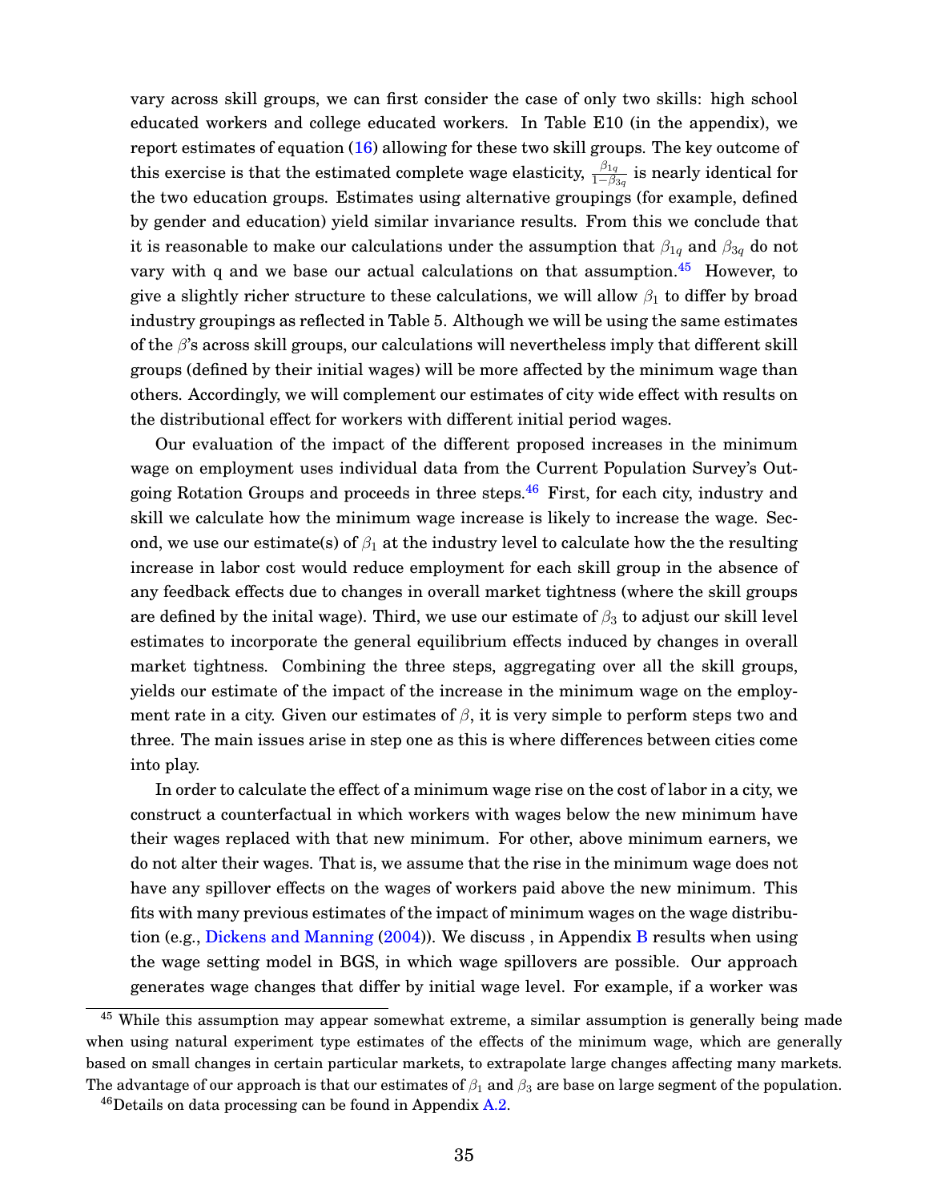vary across skill groups, we can first consider the case of only two skills: high school educated workers and college educated workers. In Table E10 (in the appendix), we report estimates of equation (16) allowing for these two skill groups. The key outcome of this exercise is that the estimated complete wage elasticity, $\frac{\beta_{1q}}{1-\beta_{3q}}$ is nearly identical for the two education groups. Estimates using alternative groupings (for example, defined by gender and education) yield similar invariance results. From this we conclude that it is reasonable to make our calculations under the assumption that $\beta_{1q}$ and $\beta_{3q}$ do not vary with q and we base our actual calculations on that assumption.[45] However, to give a slightly richer structure to these calculations, we will allow $\beta_1$ to differ by broad industry groupings as reflected in Table 5. Although we will be using the same estimates of the $\beta$'s across skill groups, our calculations will nevertheless imply that different skill groups (defined by their initial wages) will be more affected by the minimum wage than others. Accordingly, we will complement our estimates of city wide effect with results on the distributional effect for workers with different initial period wages.

Our evaluation of the impact of the different proposed increases in the minimum wage on employment uses individual data from the Current Population Survey's Outgoing Rotation Groups and proceeds in three steps.[46] First, for each city, industry and skill we calculate how the minimum wage increase is likely to increase the wage. Second, we use our estimate(s) of $\beta_1$ at the industry level to calculate how the the resulting increase in labor cost would reduce employment for each skill group in the absence of any feedback effects due to changes in overall market tightness (where the skill groups are defined by the inital wage). Third, we use our estimate of $\beta_3$ to adjust our skill level estimates to incorporate the general equilibrium effects induced by changes in overall market tightness. Combining the three steps, aggregating over all the skill groups, yields our estimate of the impact of the increase in the minimum wage on the employment rate in a city. Given our estimates of $\beta$, it is very simple to perform steps two and three. The main issues arise in step one as this is where differences between cities come into play.

In order to calculate the effect of a minimum wage rise on the cost of labor in a city, we construct a counterfactual in which workers with wages below the new minimum have their wages replaced with that new minimum. For other, above minimum earners, we do not alter their wages. That is, we assume that the rise in the minimum wage does not have any spillover effects on the wages of workers paid above the new minimum. This fits with many previous estimates of the impact of minimum wages on the wage distribution (e.g., Dickens and Manning (2004)). We discuss , in Appendix B results when using the wage setting model in BGS, in which wage spillovers are possible. Our approach generates wage changes that differ by initial wage level. For example, if a worker was

[45] While this assumption may appear somewhat extreme, a similar assumption is generally being made when using natural experiment type estimates of the effects of the minimum wage, which are generally based on small changes in certain particular markets, to extrapolate large changes affecting many markets. The advantage of our approach is that our estimates of $\beta_1$ and $\beta_3$ are base on large segment of the population.

[46] Details on data processing can be found in Appendix A.2.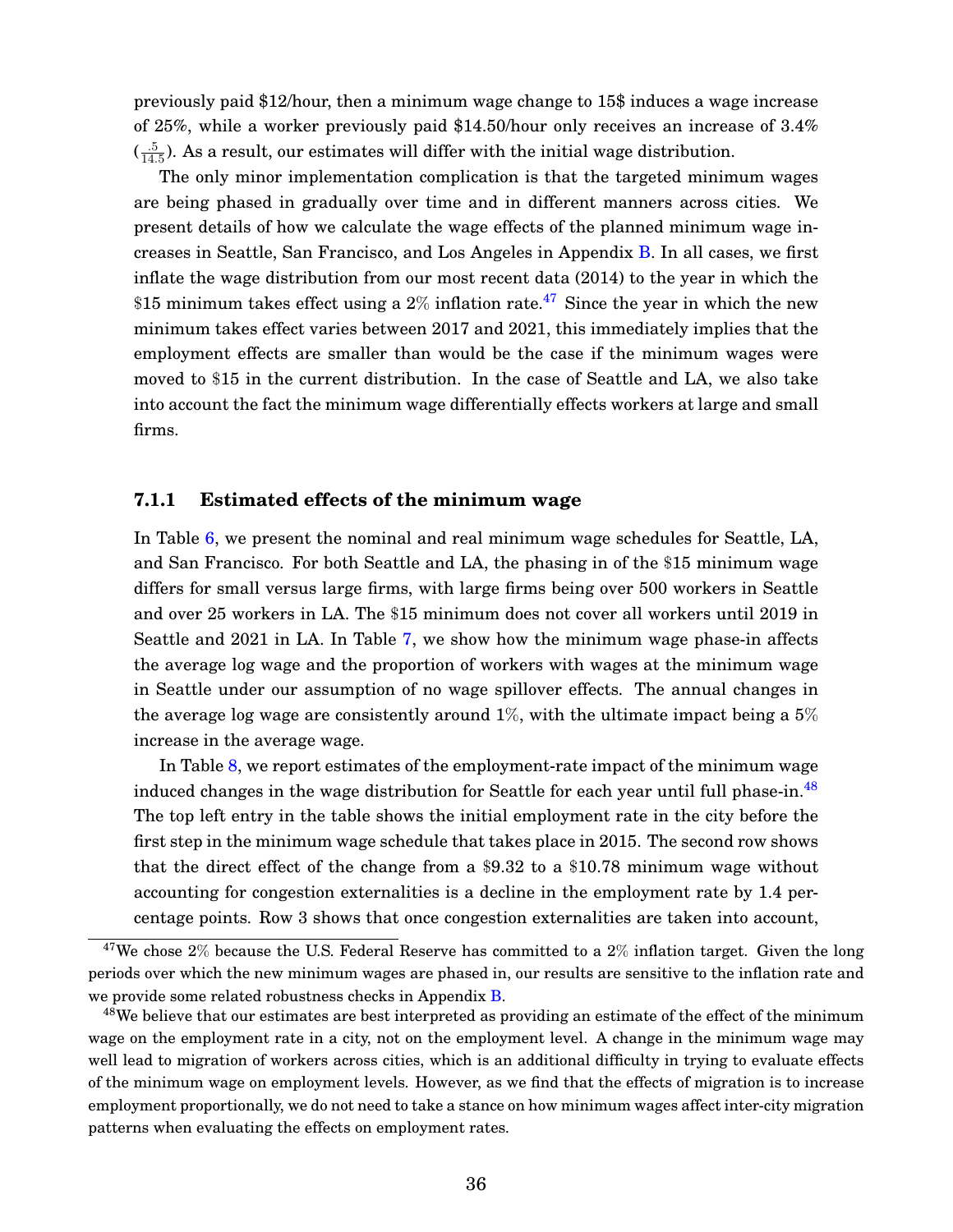previously paid \$12/hour, then a minimum wage change to 15\$ induces a wage increase of 25%, while a worker previously paid \$14.50/hour only receives an increase of 3.4% ($\frac{.5}{14.5}$). As a result, our estimates will differ with the initial wage distribution.

The only minor implementation complication is that the targeted minimum wages are being phased in gradually over time and in different manners across cities. We present details of how we calculate the wage effects of the planned minimum wage increases in Seattle, San Francisco, and Los Angeles in Appendix B. In all cases, we first inflate the wage distribution from our most recent data (2014) to the year in which the \$15 minimum takes effect using a 2% inflation rate.[47] Since the year in which the new minimum takes effect varies between 2017 and 2021, this immediately implies that the employment effects are smaller than would be the case if the minimum wages were moved to \$15 in the current distribution. In the case of Seattle and LA, we also take into account the fact the minimum wage differentially effects workers at large and small firms.

### 7.1.1 Estimated effects of the minimum wage

In Table 6, we present the nominal and real minimum wage schedules for Seattle, LA, and San Francisco. For both Seattle and LA, the phasing in of the \$15 minimum wage differs for small versus large firms, with large firms being over 500 workers in Seattle and over 25 workers in LA. The \$15 minimum does not cover all workers until 2019 in Seattle and 2021 in LA. In Table 7, we show how the minimum wage phase-in affects the average log wage and the proportion of workers with wages at the minimum wage in Seattle under our assumption of no wage spillover effects. The annual changes in the average log wage are consistently around 1%, with the ultimate impact being a 5% increase in the average wage.

In Table 8, we report estimates of the employment-rate impact of the minimum wage induced changes in the wage distribution for Seattle for each year until full phase-in.[48] The top left entry in the table shows the initial employment rate in the city before the first step in the minimum wage schedule that takes place in 2015. The second row shows that the direct effect of the change from a \$9.32 to a \$10.78 minimum wage without accounting for congestion externalities is a decline in the employment rate by 1.4 percentage points. Row 3 shows that once congestion externalities are taken into account,

---

[47] We chose 2% because the U.S. Federal Reserve has committed to a 2% inflation target. Given the long periods over which the new minimum wages are phased in, our results are sensitive to the inflation rate and we provide some related robustness checks in Appendix B.

[48] We believe that our estimates are best interpreted as providing an estimate of the effect of the minimum wage on the employment rate in a city, not on the employment level. A change in the minimum wage may well lead to migration of workers across cities, which is an additional difficulty in trying to evaluate effects of the minimum wage on employment levels. However, as we find that the effects of migration is to increase employment proportionally, we do not need to take a stance on how minimum wages affect inter-city migration patterns when evaluating the effects on employment rates.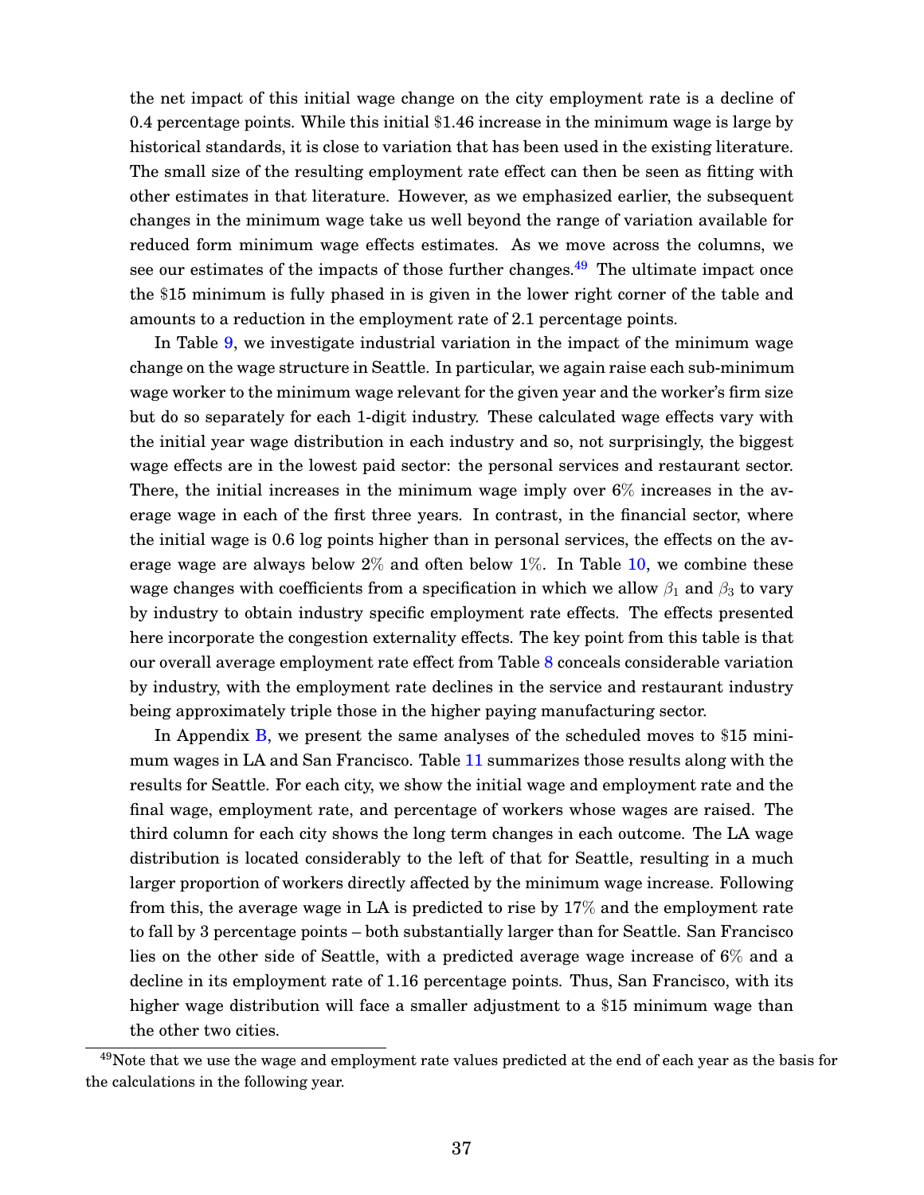the net impact of this initial wage change on the city employment rate is a decline of 0.4 percentage points. While this initial \$1.46 increase in the minimum wage is large by historical standards, it is close to variation that has been used in the existing literature. The small size of the resulting employment rate effect can then be seen as fitting with other estimates in that literature. However, as we emphasized earlier, the subsequent changes in the minimum wage take us well beyond the range of variation available for reduced form minimum wage effects estimates. As we move across the columns, we see our estimates of the impacts of those further changes.[49] The ultimate impact once the \$15 minimum is fully phased in is given in the lower right corner of the table and amounts to a reduction in the employment rate of 2.1 percentage points.

In Table 9, we investigate industrial variation in the impact of the minimum wage change on the wage structure in Seattle. In particular, we again raise each sub-minimum wage worker to the minimum wage relevant for the given year and the worker's firm size but do so separately for each 1-digit industry. These calculated wage effects vary with the initial year wage distribution in each industry and so, not surprisingly, the biggest wage effects are in the lowest paid sector: the personal services and restaurant sector. There, the initial increases in the minimum wage imply over 6% increases in the average wage in each of the first three years. In contrast, in the financial sector, where the initial wage is 0.6 log points higher than in personal services, the effects on the average wage are always below 2% and often below 1%. In Table 10, we combine these wage changes with coefficients from a specification in which we allow $\beta_1$ and $\beta_3$ to vary by industry to obtain industry specific employment rate effects. The effects presented here incorporate the congestion externality effects. The key point from this table is that our overall average employment rate effect from Table 8 conceals considerable variation by industry, with the employment rate declines in the service and restaurant industry being approximately triple those in the higher paying manufacturing sector.

In Appendix B, we present the same analyses of the scheduled moves to \$15 minimum wages in LA and San Francisco. Table 11 summarizes those results along with the results for Seattle. For each city, we show the initial wage and employment rate and the final wage, employment rate, and percentage of workers whose wages are raised. The third column for each city shows the long term changes in each outcome. The LA wage distribution is located considerably to the left of that for Seattle, resulting in a much larger proportion of workers directly affected by the minimum wage increase. Following from this, the average wage in LA is predicted to rise by 17% and the employment rate to fall by 3 percentage points – both substantially larger than for Seattle. San Francisco lies on the other side of Seattle, with a predicted average wage increase of 6% and a decline in its employment rate of 1.16 percentage points. Thus, San Francisco, with its higher wage distribution will face a smaller adjustment to a \$15 minimum wage than the other two cities.

[49] Note that we use the wage and employment rate values predicted at the end of each year as the basis for the calculations in the following year.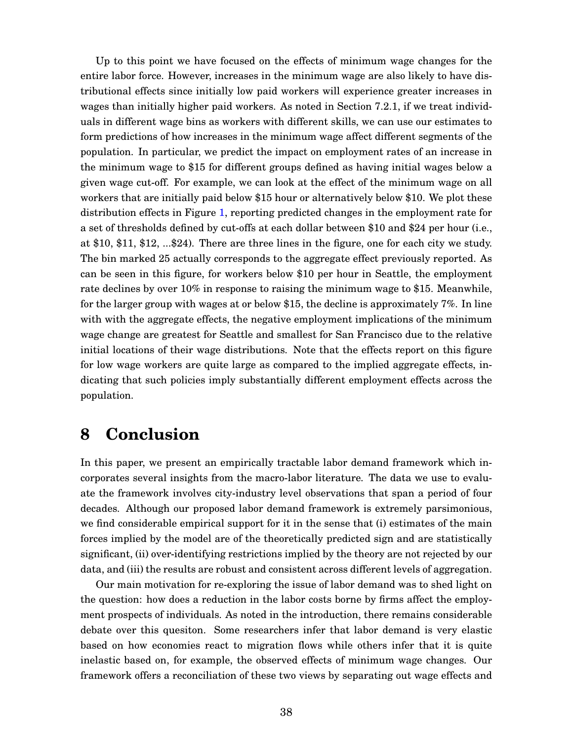Up to this point we have focused on the effects of minimum wage changes for the entire labor force. However, increases in the minimum wage are also likely to have distributional effects since initially low paid workers will experience greater increases in wages than initially higher paid workers. As noted in Section 7.2.1, if we treat individuals in different wage bins as workers with different skills, we can use our estimates to form predictions of how increases in the minimum wage affect different segments of the population. In particular, we predict the impact on employment rates of an increase in the minimum wage to $15 for different groups defined as having initial wages below a given wage cut-off. For example, we can look at the effect of the minimum wage on all workers that are initially paid below $15 hour or alternatively below $10. We plot these distribution effects in Figure 1, reporting predicted changes in the employment rate for a set of thresholds defined by cut-offs at each dollar between $10 and $24 per hour (i.e., at $10, $11, $12, ...$24). There are three lines in the figure, one for each city we study. The bin marked 25 actually corresponds to the aggregate effect previously reported. As can be seen in this figure, for workers below $10 per hour in Seattle, the employment rate declines by over 10% in response to raising the minimum wage to $15. Meanwhile, for the larger group with wages at or below $15, the decline is approximately 7%. In line with with the aggregate effects, the negative employment implications of the minimum wage change are greatest for Seattle and smallest for San Francisco due to the relative initial locations of their wage distributions. Note that the effects report on this figure for low wage workers are quite large as compared to the implied aggregate effects, indicating that such policies imply substantially different employment effects across the population.

# 8 Conclusion

In this paper, we present an empirically tractable labor demand framework which incorporates several insights from the macro-labor literature. The data we use to evaluate the framework involves city-industry level observations that span a period of four decades. Although our proposed labor demand framework is extremely parsimonious, we find considerable empirical support for it in the sense that (i) estimates of the main forces implied by the model are of the theoretically predicted sign and are statistically significant, (ii) over-identifying restrictions implied by the theory are not rejected by our data, and (iii) the results are robust and consistent across different levels of aggregation.

Our main motivation for re-exploring the issue of labor demand was to shed light on the question: how does a reduction in the labor costs borne by firms affect the employment prospects of individuals. As noted in the introduction, there remains considerable debate over this quesiton. Some researchers infer that labor demand is very elastic based on how economies react to migration flows while others infer that it is quite inelastic based on, for example, the observed effects of minimum wage changes. Our framework offers a reconciliation of these two views by separating out wage effects and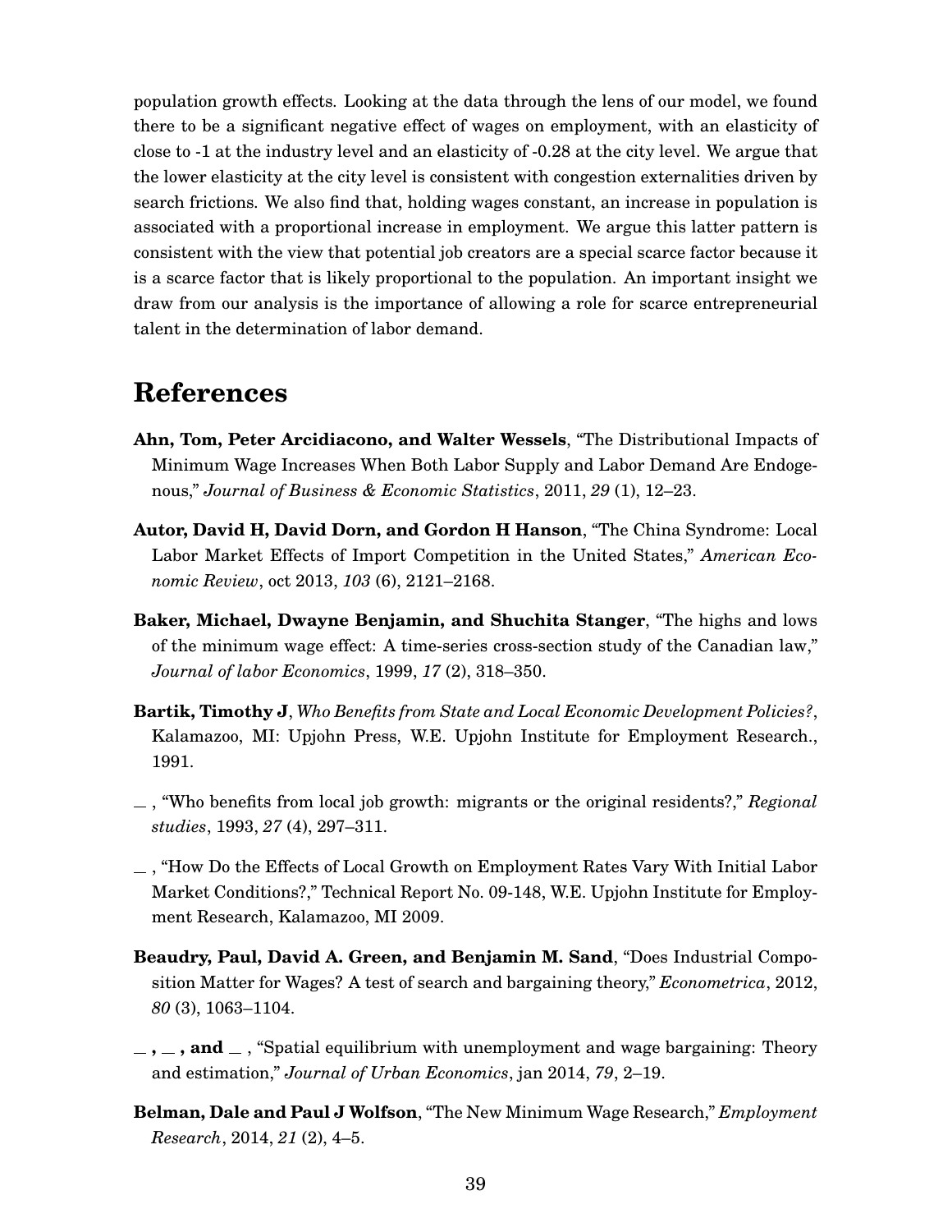population growth effects. Looking at the data through the lens of our model, we found there to be a significant negative effect of wages on employment, with an elasticity of close to -1 at the industry level and an elasticity of -0.28 at the city level. We argue that the lower elasticity at the city level is consistent with congestion externalities driven by search frictions. We also find that, holding wages constant, an increase in population is associated with a proportional increase in employment. We argue this latter pattern is consistent with the view that potential job creators are a special scarce factor because it is a scarce factor that is likely proportional to the population. An important insight we draw from our analysis is the importance of allowing a role for scarce entrepreneurial talent in the determination of labor demand.

# References

**Ahn, Tom, Peter Arcidiacono, and Walter Wessels**, "The Distributional Impacts of Minimum Wage Increases When Both Labor Supply and Labor Demand Are Endogenous," *Journal of Business & Economic Statistics*, 2011, *29* (1), 12–23.

**Autor, David H, David Dorn, and Gordon H Hanson**, "The China Syndrome: Local Labor Market Effects of Import Competition in the United States," *American Economic Review*, oct 2013, *103* (6), 2121–2168.

**Baker, Michael, Dwayne Benjamin, and Shuchita Stanger**, "The highs and lows of the minimum wage effect: A time-series cross-section study of the Canadian law," *Journal of labor Economics*, 1999, *17* (2), 318–350.

**Bartik, Timothy J**, *Who Benefits from State and Local Economic Development Policies?*, Kalamazoo, MI: Upjohn Press, W.E. Upjohn Institute for Employment Research., 1991.

_ , "Who benefits from local job growth: migrants or the original residents?," *Regional studies*, 1993, *27* (4), 297–311.

_ , "How Do the Effects of Local Growth on Employment Rates Vary With Initial Labor Market Conditions?," Technical Report No. 09-148, W.E. Upjohn Institute for Employment Research, Kalamazoo, MI 2009.

**Beaudry, Paul, David A. Green, and Benjamin M. Sand**, "Does Industrial Composition Matter for Wages? A test of search and bargaining theory," *Econometrica*, 2012, *80* (3), 1063–1104.

**_ , _ , and _** , "Spatial equilibrium with unemployment and wage bargaining: Theory and estimation," *Journal of Urban Economics*, jan 2014, *79*, 2–19.

**Belman, Dale and Paul J Wolfson**, "The New Minimum Wage Research," *Employment Research*, 2014, *21* (2), 4–5.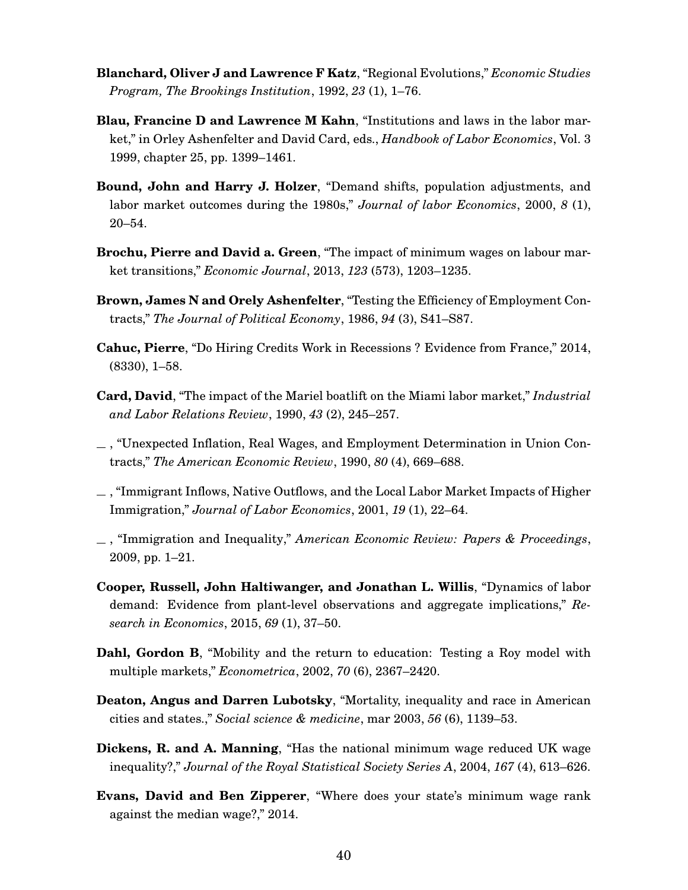**Blanchard, Oliver J and Lawrence F Katz**, "Regional Evolutions," *Economic Studies Program, The Brookings Institution*, 1992, *23* (1), 1–76.

**Blau, Francine D and Lawrence M Kahn**, "Institutions and laws in the labor market," in Orley Ashenfelter and David Card, eds., *Handbook of Labor Economics*, Vol. 3 1999, chapter 25, pp. 1399–1461.

**Bound, John and Harry J. Holzer**, "Demand shifts, population adjustments, and labor market outcomes during the 1980s," *Journal of labor Economics*, 2000, *8* (1), 20–54.

**Brochu, Pierre and David a. Green**, "The impact of minimum wages on labour market transitions," *Economic Journal*, 2013, *123* (573), 1203–1235.

**Brown, James N and Orely Ashenfelter**, "Testing the Efficiency of Employment Contracts," *The Journal of Political Economy*, 1986, *94* (3), S41–S87.

**Cahuc, Pierre**, "Do Hiring Credits Work in Recessions ? Evidence from France," 2014, (8330), 1–58.

**Card, David**, "The impact of the Mariel boatlift on the Miami labor market," *Industrial and Labor Relations Review*, 1990, *43* (2), 245–257.

_ , "Unexpected Inflation, Real Wages, and Employment Determination in Union Contracts," *The American Economic Review*, 1990, *80* (4), 669–688.

_ , "Immigrant Inflows, Native Outflows, and the Local Labor Market Impacts of Higher Immigration," *Journal of Labor Economics*, 2001, *19* (1), 22–64.

_ , "Immigration and Inequality," *American Economic Review: Papers & Proceedings*, 2009, pp. 1–21.

**Cooper, Russell, John Haltiwanger, and Jonathan L. Willis**, "Dynamics of labor demand: Evidence from plant-level observations and aggregate implications," *Research in Economics*, 2015, *69* (1), 37–50.

**Dahl, Gordon B**, "Mobility and the return to education: Testing a Roy model with multiple markets," *Econometrica*, 2002, *70* (6), 2367–2420.

**Deaton, Angus and Darren Lubotsky**, "Mortality, inequality and race in American cities and states.," *Social science & medicine*, mar 2003, *56* (6), 1139–53.

**Dickens, R. and A. Manning**, "Has the national minimum wage reduced UK wage inequality?," *Journal of the Royal Statistical Society Series A*, 2004, *167* (4), 613–626.

**Evans, David and Ben Zipperer**, "Where does your state's minimum wage rank against the median wage?," 2014.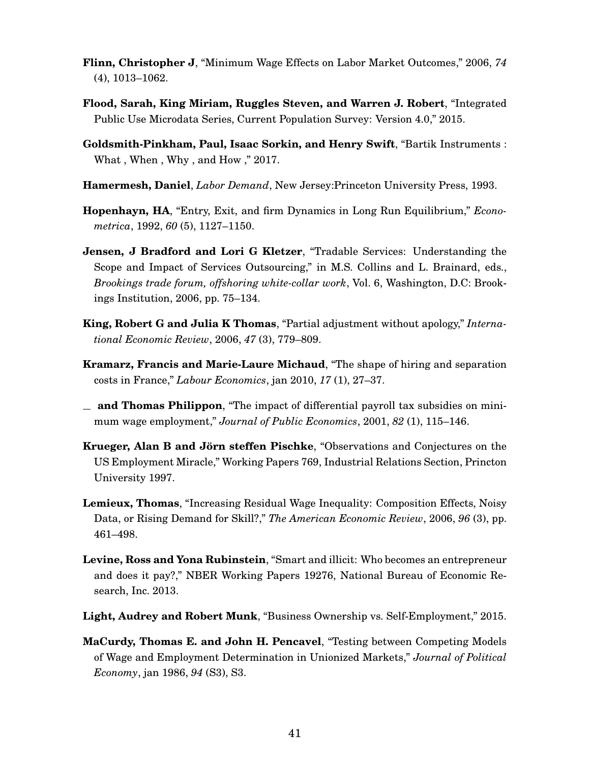**Flinn, Christopher J**, "Minimum Wage Effects on Labor Market Outcomes," 2006, *74* (4), 1013–1062.

**Flood, Sarah, King Miriam, Ruggles Steven, and Warren J. Robert**, "Integrated Public Use Microdata Series, Current Population Survey: Version 4.0," 2015.

**Goldsmith-Pinkham, Paul, Isaac Sorkin, and Henry Swift**, "Bartik Instruments : What , When , Why , and How ," 2017.

**Hamermesh, Daniel**, *Labor Demand*, New Jersey:Princeton University Press, 1993.

**Hopenhayn, HA**, "Entry, Exit, and firm Dynamics in Long Run Equilibrium," *Econometrica*, 1992, *60* (5), 1127–1150.

**Jensen, J Bradford and Lori G Kletzer**, "Tradable Services: Understanding the Scope and Impact of Services Outsourcing," in M.S. Collins and L. Brainard, eds., *Brookings trade forum, offshoring white-collar work*, Vol. 6, Washington, D.C: Brookings Institution, 2006, pp. 75–134.

**King, Robert G and Julia K Thomas**, "Partial adjustment without apology," *International Economic Review*, 2006, *47* (3), 779–809.

**Kramarz, Francis and Marie-Laure Michaud**, "The shape of hiring and separation costs in France," *Labour Economics*, jan 2010, *17* (1), 27–37.

_ **and Thomas Philippon**, "The impact of differential payroll tax subsidies on minimum wage employment," *Journal of Public Economics*, 2001, *82* (1), 115–146.

**Krueger, Alan B and Jörn steffen Pischke**, "Observations and Conjectures on the US Employment Miracle," Working Papers 769, Industrial Relations Section, Princton University 1997.

**Lemieux, Thomas**, "Increasing Residual Wage Inequality: Composition Effects, Noisy Data, or Rising Demand for Skill?," *The American Economic Review*, 2006, *96* (3), pp. 461–498.

**Levine, Ross and Yona Rubinstein**, "Smart and illicit: Who becomes an entrepreneur and does it pay?," NBER Working Papers 19276, National Bureau of Economic Research, Inc. 2013.

**Light, Audrey and Robert Munk**, "Business Ownership vs. Self-Employment," 2015.

**MaCurdy, Thomas E. and John H. Pencavel**, "Testing between Competing Models of Wage and Employment Determination in Unionized Markets," *Journal of Political Economy*, jan 1986, *94* (S3), S3.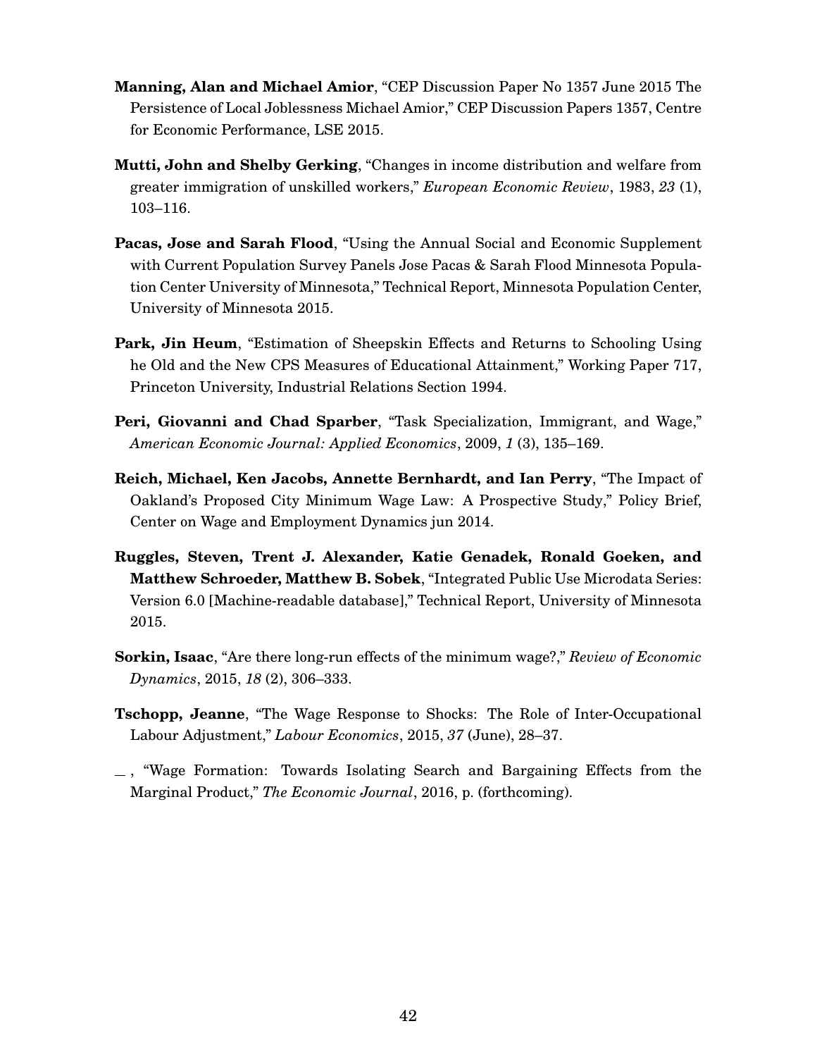**Manning, Alan and Michael Amior**, "CEP Discussion Paper No 1357 June 2015 The Persistence of Local Joblessness Michael Amior," CEP Discussion Papers 1357, Centre for Economic Performance, LSE 2015.

**Mutti, John and Shelby Gerking**, "Changes in income distribution and welfare from greater immigration of unskilled workers," *European Economic Review*, 1983, *23* (1), 103–116.

**Pacas, Jose and Sarah Flood**, "Using the Annual Social and Economic Supplement with Current Population Survey Panels Jose Pacas & Sarah Flood Minnesota Population Center University of Minnesota," Technical Report, Minnesota Population Center, University of Minnesota 2015.

**Park, Jin Heum**, "Estimation of Sheepskin Effects and Returns to Schooling Using he Old and the New CPS Measures of Educational Attainment," Working Paper 717, Princeton University, Industrial Relations Section 1994.

**Peri, Giovanni and Chad Sparber**, "Task Specialization, Immigrant, and Wage," *American Economic Journal: Applied Economics*, 2009, *1* (3), 135–169.

**Reich, Michael, Ken Jacobs, Annette Bernhardt, and Ian Perry**, "The Impact of Oakland's Proposed City Minimum Wage Law: A Prospective Study," Policy Brief, Center on Wage and Employment Dynamics jun 2014.

**Ruggles, Steven, Trent J. Alexander, Katie Genadek, Ronald Goeken, and Matthew Schroeder, Matthew B. Sobek**, "Integrated Public Use Microdata Series: Version 6.0 [Machine-readable database]," Technical Report, University of Minnesota 2015.

**Sorkin, Isaac**, "Are there long-run effects of the minimum wage?," *Review of Economic Dynamics*, 2015, *18* (2), 306–333.

**Tschopp, Jeanne**, "The Wage Response to Shocks: The Role of Inter-Occupational Labour Adjustment," *Labour Economics*, 2015, *37* (June), 28–37.

\_ , "Wage Formation: Towards Isolating Search and Bargaining Effects from the Marginal Product," *The Economic Journal*, 2016, p. (forthcoming).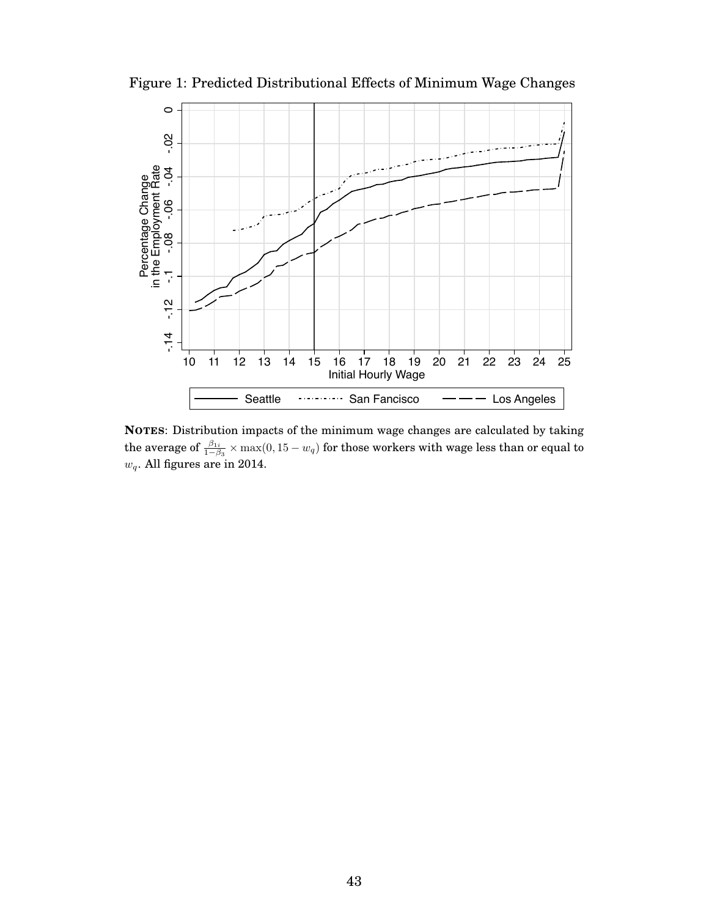Figure 1: Predicted Distributional Effects of Minimum Wage Changes

**NOTES**: Distribution impacts of the minimum wage changes are calculated by taking the average of $\frac{\beta_{1i}}{1-\beta_3} \times \max(0, 15 - w_q)$ for those workers with wage less than or equal to $w_q$. All figures are in 2014.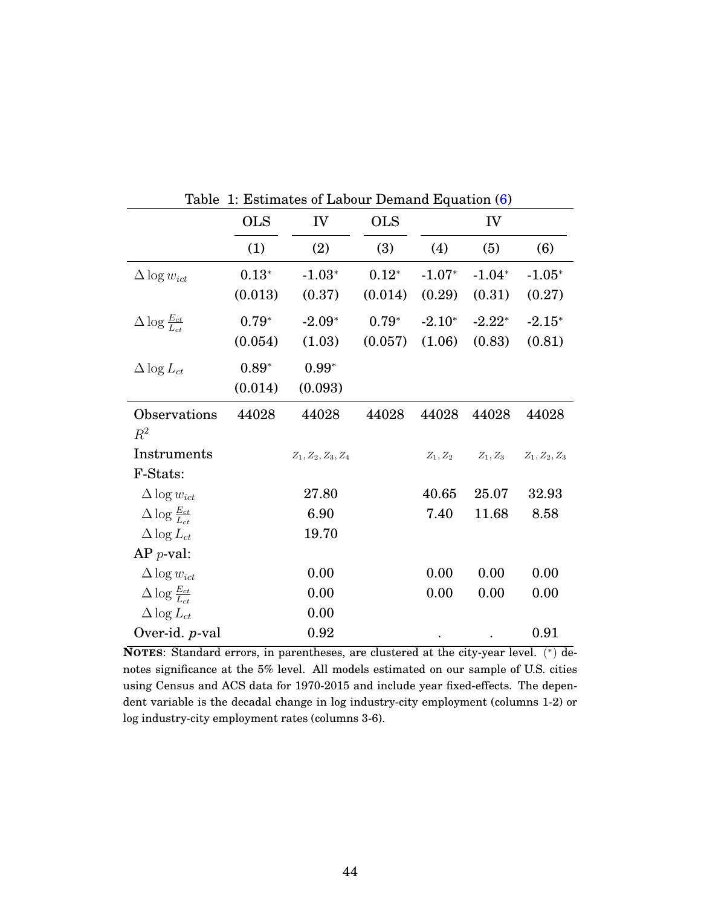Table 1: Estimates of Labour Demand Equation (6)

| | OLS | IV | OLS | IV | | |
|---|---|---|---|---|---|---|
| | (1) | (2) | (3) | (4) | (5) | (6) |
| $\Delta \log w_{ict}$ | 0.13* | -1.03* | 0.12* | -1.07* | -1.04* | -1.05* |
| | (0.013) | (0.37) | (0.014) | (0.29) | (0.31) | (0.27) |
| $\Delta \log \frac{E_{ct}}{L_{ct}}$ | 0.79* | -2.09* | 0.79* | -2.10* | -2.22* | -2.15* |
| | (0.054) | (1.03) | (0.057) | (1.06) | (0.83) | (0.81) |
| $\Delta \log L_{ct}$ | 0.89* | 0.99* | | | | |
| | (0.014) | (0.093) | | | | |
| Observations | 44028 | 44028 | 44028 | 44028 | 44028 | 44028 |
| $R^2$ | | | | | | |
| Instruments | | $z_1, z_2, z_3, z_4$ | | $z_1, z_2$ | $z_1, z_3$ | $z_1, z_2, z_3$ |
| F-Stats: | | | | | | |
| $\Delta \log w_{ict}$ | | 27.80 | | 40.65 | 25.07 | 32.93 |
| $\Delta \log \frac{E_{ct}}{L_{ct}}$ | | 6.90 | | 7.40 | 11.68 | 8.58 |
| $\Delta \log L_{ct}$ | | 19.70 | | | | |
| AP $p$-val: | | | | | | |
| $\Delta \log w_{ict}$ | | 0.00 | | 0.00 | 0.00 | 0.00 |
| $\Delta \log \frac{E_{ct}}{L_{ct}}$ | | 0.00 | | 0.00 | 0.00 | 0.00 |
| $\Delta \log L_{ct}$ | | 0.00 | | | | |
| Over-id. $p$-val | | 0.92 | | . | . | 0.91 |

**NOTES**: Standard errors, in parentheses, are clustered at the city-year level. (*) denotes significance at the 5% level. All models estimated on our sample of U.S. cities using Census and ACS data for 1970-2015 and include year fixed-effects. The dependent variable is the decadal change in log industry-city employment (columns 1-2) or log industry-city employment rates (columns 3-6).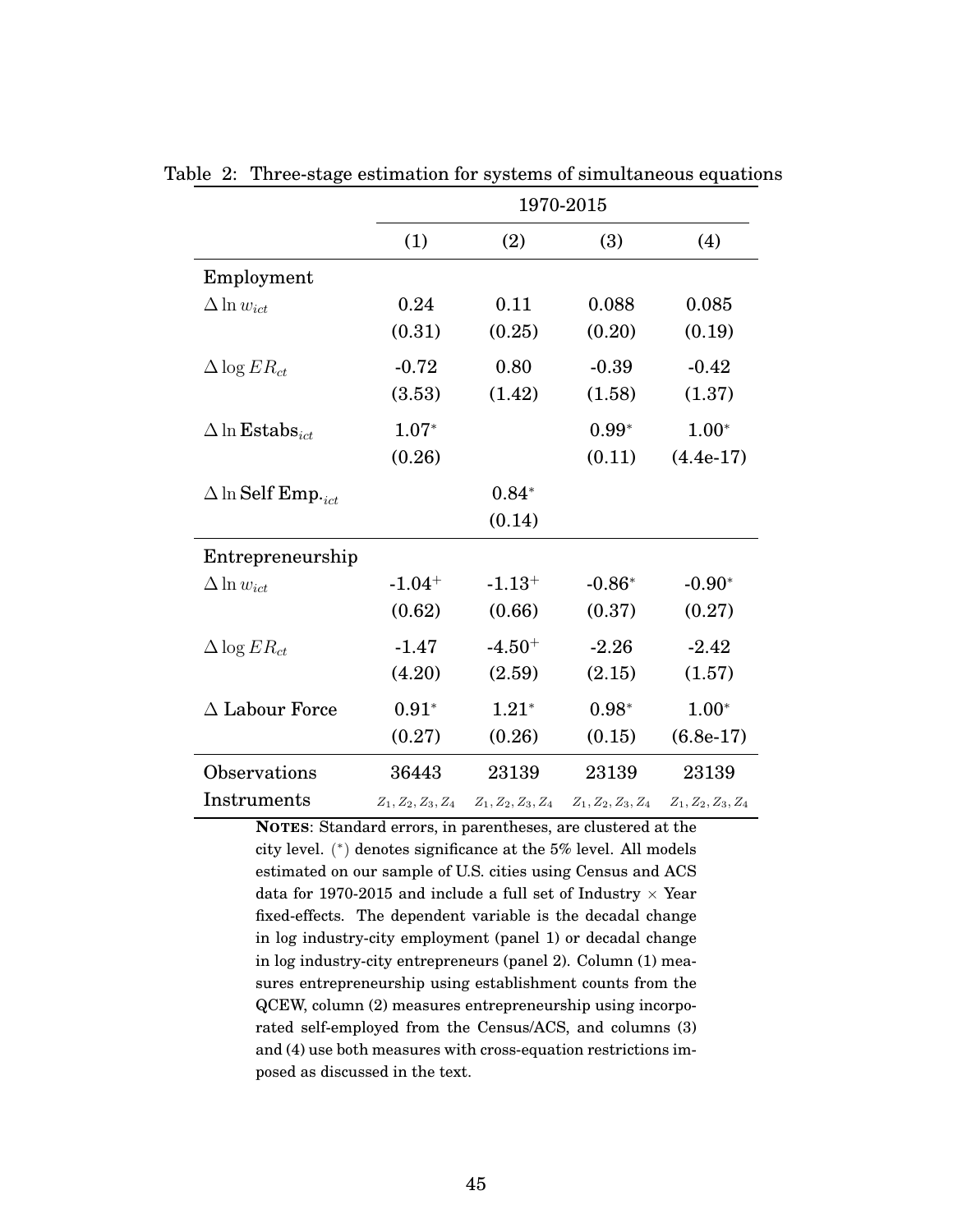Table 2: Three-stage estimation for systems of simultaneous equations

| | 1970-2015 | | | |
|---|---|---|---|---|
| | (1) | (2) | (3) | (4) |
| Employment | | | | |
| $\Delta \ln w_{ict}$ | 0.24 | 0.11 | 0.088 | 0.085 |
| | (0.31) | (0.25) | (0.20) | (0.19) |
| $\Delta \log ER_{ct}$ | -0.72 | 0.80 | -0.39 | -0.42 |
| | (3.53) | (1.42) | (1.58) | (1.37) |
| $\Delta \ln \textbf{Estabs}_{ict}$ | $1.07^{*}$ | | $0.99^{*}$ | $1.00^{*}$ |
| | (0.26) | | (0.11) | (4.4e-17) |
| $\Delta \ln \textbf{Self Emp.}_{ict}$ | | $0.84^{*}$ | | |
| | | (0.14) | | |
| Entrepreneurship | | | | |
| $\Delta \ln w_{ict}$ | $-1.04^{+}$ | $-1.13^{+}$ | $-0.86^{*}$ | $-0.90^{*}$ |
| | (0.62) | (0.66) | (0.37) | (0.27) |
| $\Delta \log ER_{ct}$ | -1.47 | $-4.50^{+}$ | -2.26 | -2.42 |
| | (4.20) | (2.59) | (2.15) | (1.57) |
| $\Delta$ Labour Force | $0.91^{*}$ | $1.21^{*}$ | $0.98^{*}$ | $1.00^{*}$ |
| | (0.27) | (0.26) | (0.15) | (6.8e-17) |
| Observations | 36443 | 23139 | 23139 | 23139 |
| Instruments | $Z_1, Z_2, Z_3, Z_4$ | $Z_1, Z_2, Z_3, Z_4$ | $Z_1, Z_2, Z_3, Z_4$ | $Z_1, Z_2, Z_3, Z_4$ |

**NOTES**: Standard errors, in parentheses, are clustered at the city level. ($^{*}$) denotes significance at the 5% level. All models estimated on our sample of U.S. cities using Census and ACS data for 1970-2015 and include a full set of Industry × Year fixed-effects. The dependent variable is the decadal change in log industry-city employment (panel 1) or decadal change in log industry-city entrepreneurs (panel 2). Column (1) measures entrepreneurship using establishment counts from the QCEW, column (2) measures entrepreneurship using incorporated self-employed from the Census/ACS, and columns (3) and (4) use both measures with cross-equation restrictions imposed as discussed in the text.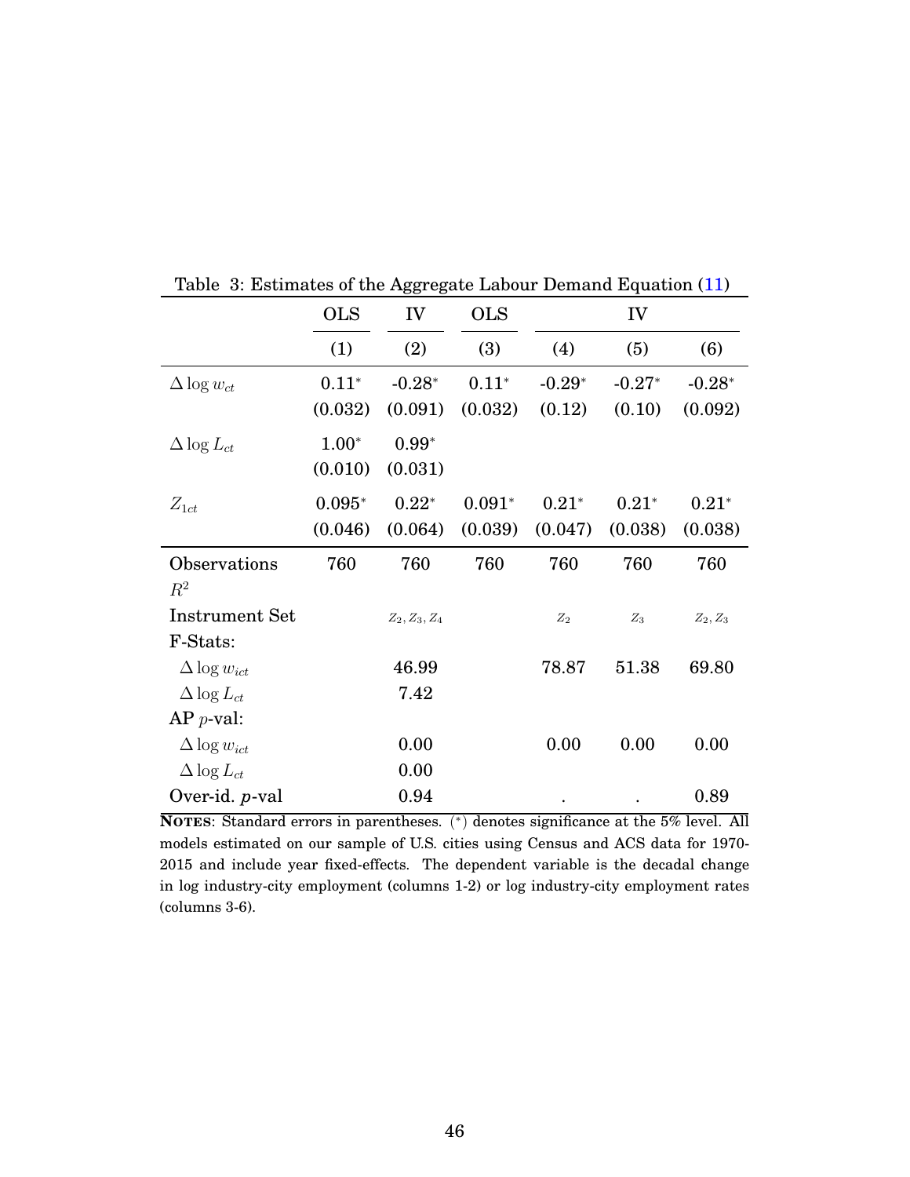Table 3: Estimates of the Aggregate Labour Demand Equation (11)

| | OLS | IV | OLS | IV | | |
|---|---|---|---|---|---|---|
| | (1) | (2) | (3) | (4) | (5) | (6) |
| $\Delta \log w_{ct}$ | $0.11^{*}$ | $-0.28^{*}$ | $0.11^{*}$ | $-0.29^{*}$ | $-0.27^{*}$ | $-0.28^{*}$ |
| | (0.032) | (0.091) | (0.032) | (0.12) | (0.10) | (0.092) |
| $\Delta \log L_{ct}$ | $1.00^{*}$ | $0.99^{*}$ | | | | |
| | (0.010) | (0.031) | | | | |
| $Z_{1ct}$ | $0.095^{*}$ | $0.22^{*}$ | $0.091^{*}$ | $0.21^{*}$ | $0.21^{*}$ | $0.21^{*}$ |
| | (0.046) | (0.064) | (0.039) | (0.047) | (0.038) | (0.038) |
| Observations | 760 | 760 | 760 | 760 | 760 | 760 |
| $R^2$ | | | | | | |
| Instrument Set | | $Z_2, Z_3, Z_4$ | | $Z_2$ | $Z_3$ | $Z_2, Z_3$ |
| F-Stats: | | | | | | |
| $\Delta \log w_{ict}$ | | 46.99 | | 78.87 | 51.38 | 69.80 |
| $\Delta \log L_{ct}$ | | 7.42 | | | | |
| AP $p$-val: | | | | | | |
| $\Delta \log w_{ict}$ | | 0.00 | | 0.00 | 0.00 | 0.00 |
| $\Delta \log L_{ct}$ | | 0.00 | | | | |
| Over-id. $p$-val | | 0.94 | | . | . | 0.89 |

**NOTES**: Standard errors in parentheses. (*) denotes significance at the 5% level. All models estimated on our sample of U.S. cities using Census and ACS data for 1970-2015 and include year fixed-effects. The dependent variable is the decadal change in log industry-city employment (columns 1-2) or log industry-city employment rates (columns 3-6).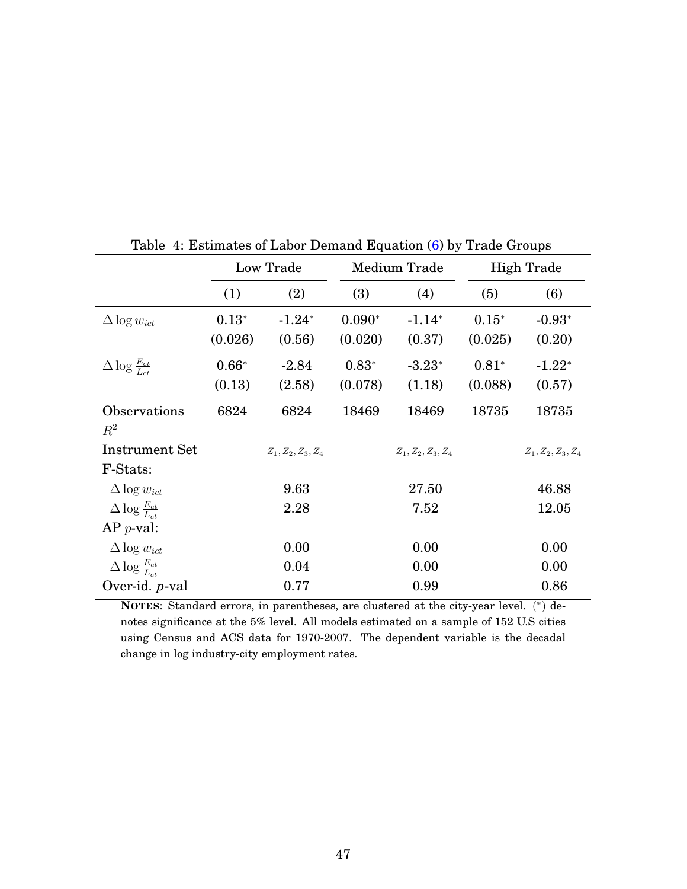Table 4: Estimates of Labor Demand Equation (6) by Trade Groups

| | Low Trade | | Medium Trade | | High Trade | |
|---|---|---|---|---|---|---|
| | (1) | (2) | (3) | (4) | (5) | (6) |
| $\Delta \log w_{ict}$ | 0.13* | -1.24* | 0.090* | -1.14* | 0.15* | -0.93* |
| | (0.026) | (0.56) | (0.020) | (0.37) | (0.025) | (0.20) |
| $\Delta \log \frac{E_{ct}}{L_{ct}}$ | 0.66* | -2.84 | 0.83* | -3.23* | 0.81* | -1.22* |
| | (0.13) | (2.58) | (0.078) | (1.18) | (0.088) | (0.57) |
| Observations | 6824 | 6824 | 18469 | 18469 | 18735 | 18735 |
| $R^2$ | | | | | | |
| Instrument Set | | $Z_1, Z_2, Z_3, Z_4$ | | $Z_1, Z_2, Z_3, Z_4$ | | $Z_1, Z_2, Z_3, Z_4$ |
| F-Stats: | | | | | | |
| $\Delta \log w_{ict}$ | | 9.63 | | 27.50 | | 46.88 |
| $\Delta \log \frac{E_{ct}}{L_{ct}}$ | | 2.28 | | 7.52 | | 12.05 |
| AP $p$-val: | | | | | | |
| $\Delta \log w_{ict}$ | | 0.00 | | 0.00 | | 0.00 |
| $\Delta \log \frac{E_{ct}}{L_{ct}}$ | | 0.04 | | 0.00 | | 0.00 |
| Over-id. $p$-val | | 0.77 | | 0.99 | | 0.86 |

**NOTES**: Standard errors, in parentheses, are clustered at the city-year level. (*) denotes significance at the 5% level. All models estimated on a sample of 152 U.S cities using Census and ACS data for 1970-2007. The dependent variable is the decadal change in log industry-city employment rates.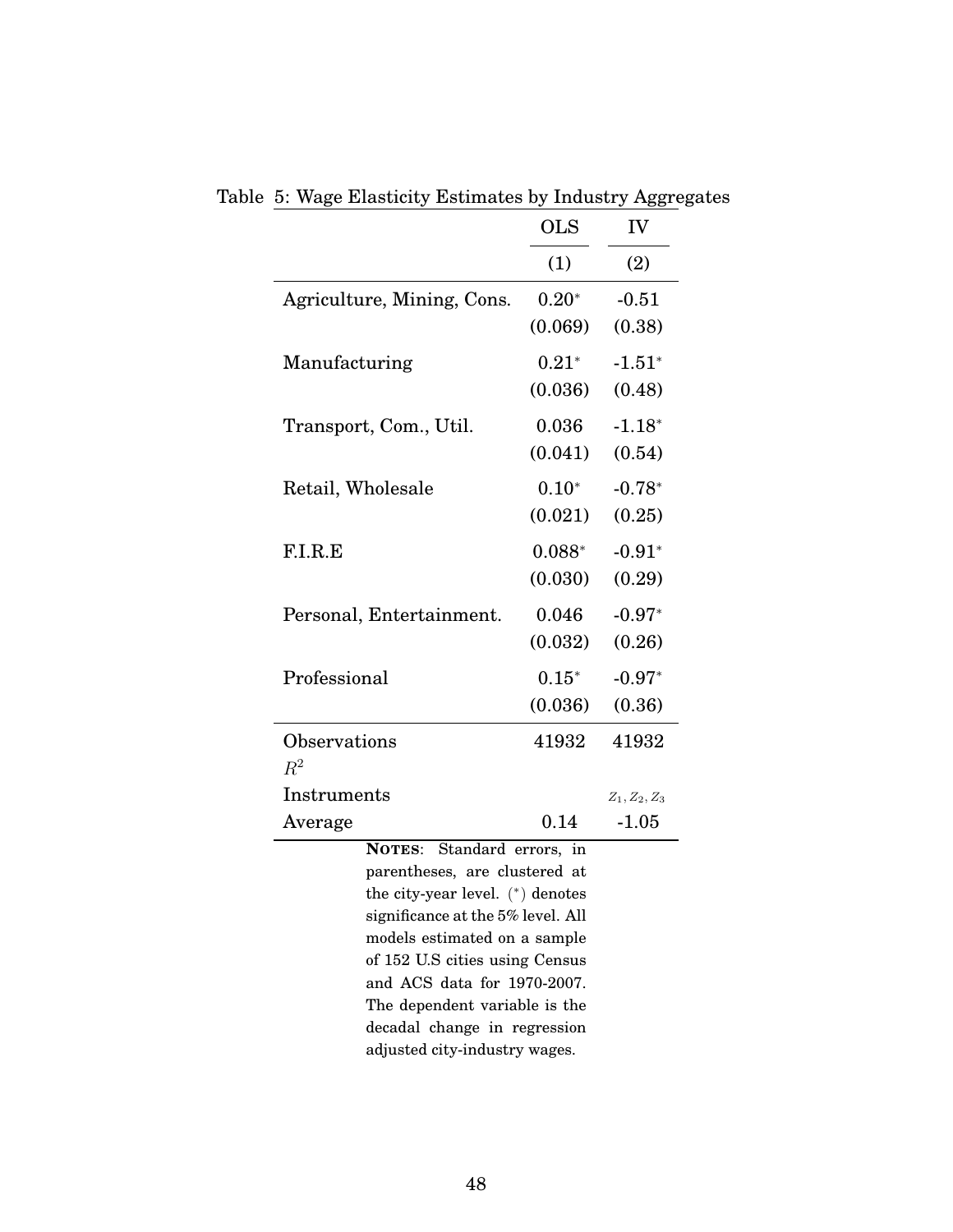Table 5: Wage Elasticity Estimates by Industry Aggregates

| | OLS | IV |
|---|---|---|
| | (1) | (2) |
| Agriculture, Mining, Cons. | $0.20^{*}$ | -0.51 |
| | (0.069) | (0.38) |
| Manufacturing | $0.21^{*}$ | $-1.51^{*}$ |
| | (0.036) | (0.48) |
| Transport, Com., Util. | 0.036 | $-1.18^{*}$ |
| | (0.041) | (0.54) |
| Retail, Wholesale | $0.10^{*}$ | $-0.78^{*}$ |
| | (0.021) | (0.25) |
| F.I.R.E | $0.088^{*}$ | $-0.91^{*}$ |
| | (0.030) | (0.29) |
| Personal, Entertainment. | 0.046 | $-0.97^{*}$ |
| | (0.032) | (0.26) |
| Professional | $0.15^{*}$ | $-0.97^{*}$ |
| | (0.036) | (0.36) |
| Observations | 41932 | 41932 |
| $R^2$ | | |
| Instruments | | $Z_1, Z_2, Z_3$ |
| Average | 0.14 | -1.05 |

**NOTES**: Standard errors, in parentheses, are clustered at the city-year level. ($^{*}$) denotes significance at the 5% level. All models estimated on a sample of 152 U.S cities using Census and ACS data for 1970-2007. The dependent variable is the decadal change in regression adjusted city-industry wages.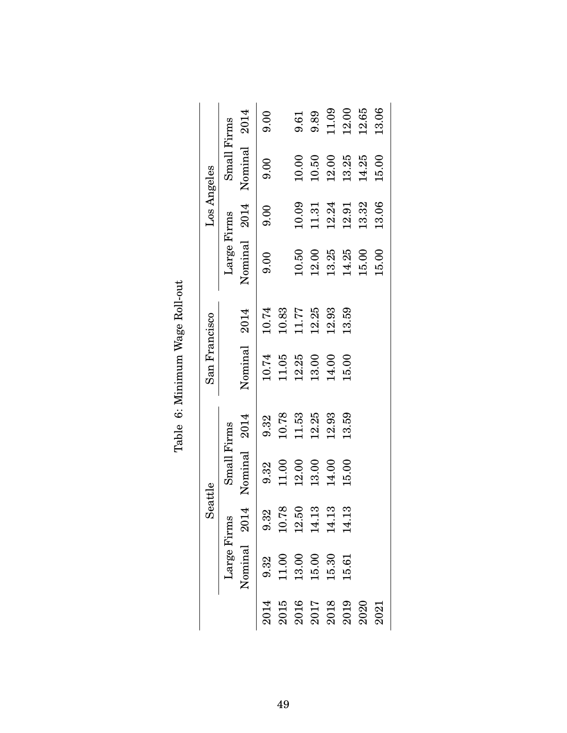Table 6: Minimum Wage Roll-out

| | Seattle | | | | San Francisco | | Los Angeles | | | |
|---|---|---|---|---|---|---|---|---|---|---|
| | Large Firms | | Small Firms | | | | Large Firms | | Small Firms | |
| | Nominal | 2014 | Nominal | 2014 | Nominal | 2014 | Nominal | 2014 | Nominal | 2014 |
| 2014 | 9.32 | 9.32 | 9.32 | 9.32 | 10.74 | 10.74 | 9.00 | 9.00 | 9.00 | 9.00 |
| 2015 | 11.00 | 10.78 | 11.00 | 10.78 | 11.05 | 10.83 | | | | |
| 2016 | 13.00 | 12.50 | 12.00 | 11.53 | 12.25 | 11.77 | 10.50 | 10.09 | 10.00 | 9.61 |
| 2017 | 15.00 | 14.13 | 13.00 | 12.25 | 13.00 | 12.25 | 12.00 | 11.31 | 10.50 | 9.89 |
| 2018 | 15.30 | 14.13 | 14.00 | 12.93 | 14.00 | 12.93 | 13.25 | 12.24 | 12.00 | 11.09 |
| 2019 | 15.61 | 14.13 | 15.00 | 13.59 | 15.00 | 13.59 | 14.25 | 12.91 | 13.25 | 12.00 |
| 2020 | | | | | | | 15.00 | 13.32 | 14.25 | 12.65 |
| 2021 | | | | | | | 15.00 | 13.06 | 15.00 | 13.06 |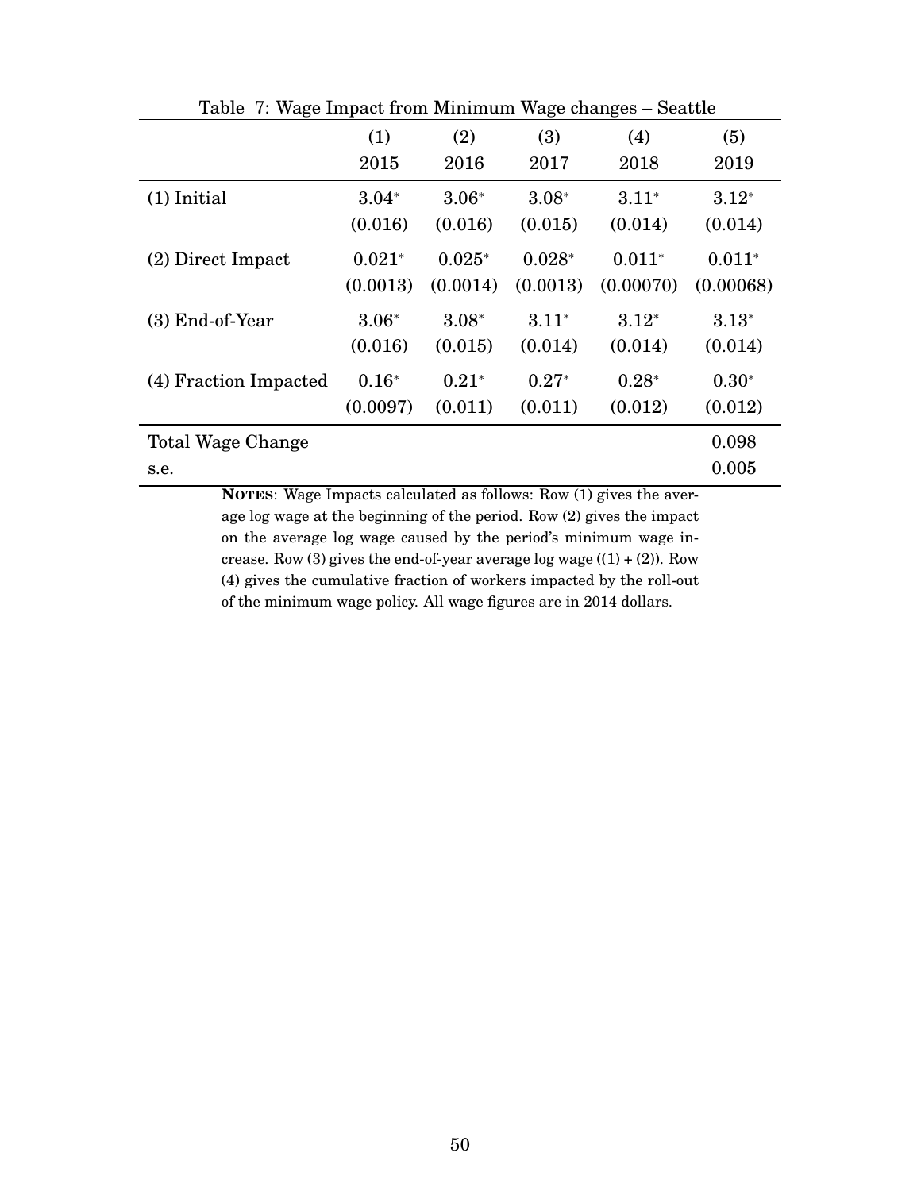Table 7: Wage Impact from Minimum Wage changes – Seattle

| | (1) 2015 | (2) 2016 | (3) 2017 | (4) 2018 | (5) 2019 |
|---|---|---|---|---|---|
| (1) Initial | $3.04^*$ | $3.06^*$ | $3.08^*$ | $3.11^*$ | $3.12^*$ |
| | (0.016) | (0.016) | (0.015) | (0.014) | (0.014) |
| (2) Direct Impact | $0.021^*$ | $0.025^*$ | $0.028^*$ | $0.011^*$ | $0.011^*$ |
| | (0.0013) | (0.0014) | (0.0013) | (0.00070) | (0.00068) |
| (3) End-of-Year | $3.06^*$ | $3.08^*$ | $3.11^*$ | $3.12^*$ | $3.13^*$ |
| | (0.016) | (0.015) | (0.014) | (0.014) | (0.014) |
| (4) Fraction Impacted | $0.16^*$ | $0.21^*$ | $0.27^*$ | $0.28^*$ | $0.30^*$ |
| | (0.0097) | (0.011) | (0.011) | (0.012) | (0.012) |
| Total Wage Change | | | | | 0.098 |
| s.e. | | | | | 0.005 |

**NOTES**: Wage Impacts calculated as follows: Row (1) gives the average log wage at the beginning of the period. Row (2) gives the impact on the average log wage caused by the period's minimum wage increase. Row (3) gives the end-of-year average log wage ((1) + (2)). Row (4) gives the cumulative fraction of workers impacted by the roll-out of the minimum wage policy. All wage figures are in 2014 dollars.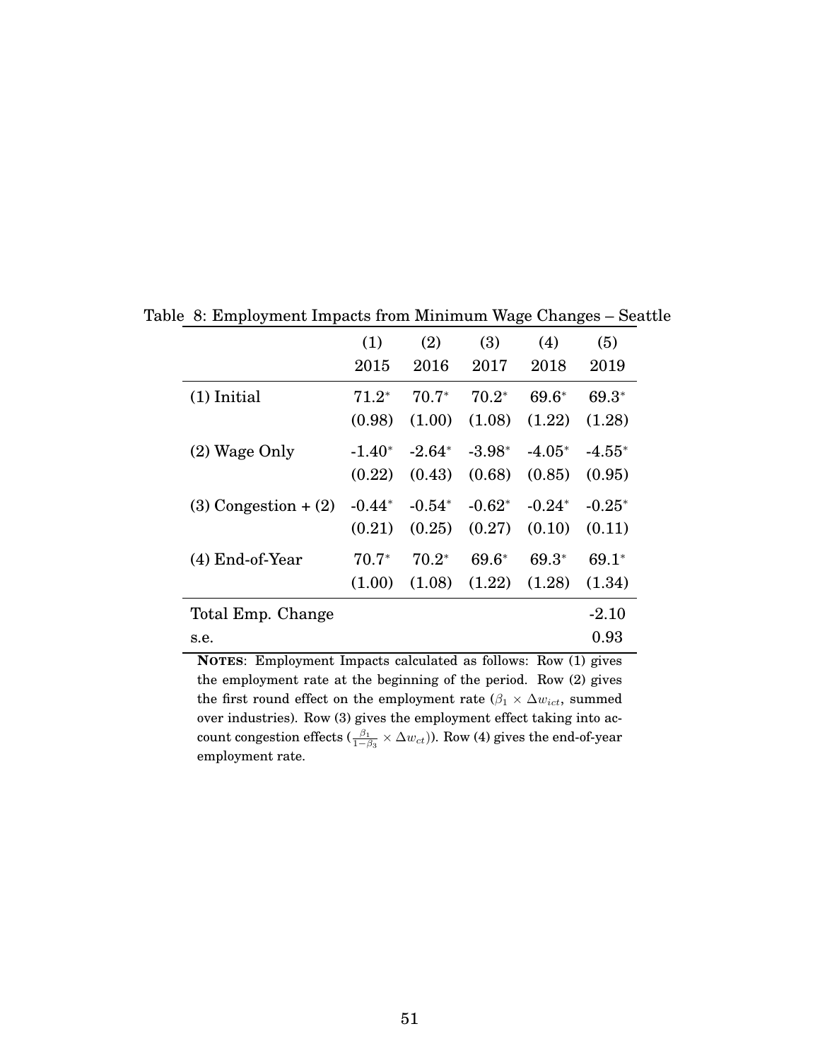Table 8: Employment Impacts from Minimum Wage Changes – Seattle

| | (1) | (2) | (3) | (4) | (5) |
|---|---|---|---|---|---|
| | 2015 | 2016 | 2017 | 2018 | 2019 |
| (1) Initial | 71.2* | 70.7* | 70.2* | 69.6* | 69.3* |
| | (0.98) | (1.00) | (1.08) | (1.22) | (1.28) |
| (2) Wage Only | -1.40* | -2.64* | -3.98* | -4.05* | -4.55* |
| | (0.22) | (0.43) | (0.68) | (0.85) | (0.95) |
| (3) Congestion + (2) | -0.44* | -0.54* | -0.62* | -0.24* | -0.25* |
| | (0.21) | (0.25) | (0.27) | (0.10) | (0.11) |
| (4) End-of-Year | 70.7* | 70.2* | 69.6* | 69.3* | 69.1* |
| | (1.00) | (1.08) | (1.22) | (1.28) | (1.34) |
| Total Emp. Change | | | | | -2.10 |
| s.e. | | | | | 0.93 |

**NOTES**: Employment Impacts calculated as follows: Row (1) gives the employment rate at the beginning of the period. Row (2) gives the first round effect on the employment rate ($\beta_1 \times \Delta w_{ict}$, summed over industries). Row (3) gives the employment effect taking into account congestion effects ($\frac{\beta_1}{1-\beta_3} \times \Delta w_{ct}$)). Row (4) gives the end-of-year employment rate.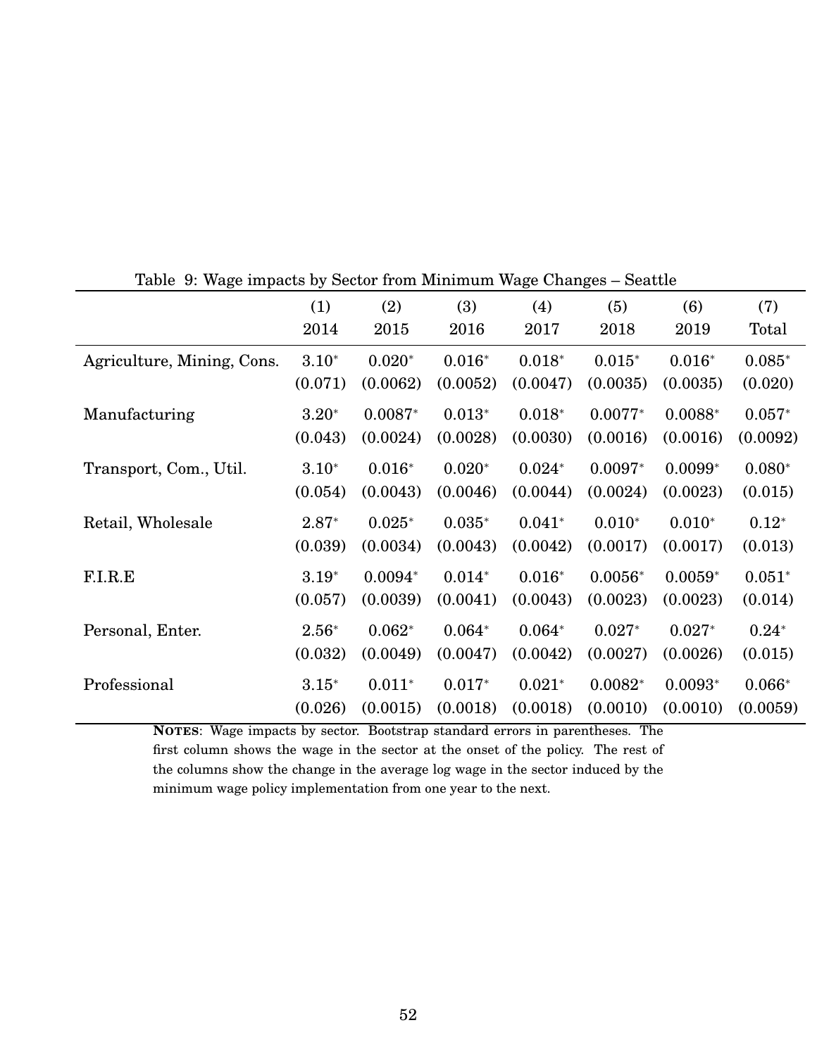Table 9: Wage impacts by Sector from Minimum Wage Changes – Seattle

| | (1) 2014 | (2) 2015 | (3) 2016 | (4) 2017 | (5) 2018 | (6) 2019 | (7) Total |
|---|---|---|---|---|---|---|---|
| Agriculture, Mining, Cons. | 3.10* | 0.020* | 0.016* | 0.018* | 0.015* | 0.016* | 0.085* |
| | (0.071) | (0.0062) | (0.0052) | (0.0047) | (0.0035) | (0.0035) | (0.020) |
| Manufacturing | 3.20* | 0.0087* | 0.013* | 0.018* | 0.0077* | 0.0088* | 0.057* |
| | (0.043) | (0.0024) | (0.0028) | (0.0030) | (0.0016) | (0.0016) | (0.0092) |
| Transport, Com., Util. | 3.10* | 0.016* | 0.020* | 0.024* | 0.0097* | 0.0099* | 0.080* |
| | (0.054) | (0.0043) | (0.0046) | (0.0044) | (0.0024) | (0.0023) | (0.015) |
| Retail, Wholesale | 2.87* | 0.025* | 0.035* | 0.041* | 0.010* | 0.010* | 0.12* |
| | (0.039) | (0.0034) | (0.0043) | (0.0042) | (0.0017) | (0.0017) | (0.013) |
| F.I.R.E | 3.19* | 0.0094* | 0.014* | 0.016* | 0.0056* | 0.0059* | 0.051* |
| | (0.057) | (0.0039) | (0.0041) | (0.0043) | (0.0023) | (0.0023) | (0.014) |
| Personal, Enter. | 2.56* | 0.062* | 0.064* | 0.064* | 0.027* | 0.027* | 0.24* |
| | (0.032) | (0.0049) | (0.0047) | (0.0042) | (0.0027) | (0.0026) | (0.015) |
| Professional | 3.15* | 0.011* | 0.017* | 0.021* | 0.0082* | 0.0093* | 0.066* |
| | (0.026) | (0.0015) | (0.0018) | (0.0018) | (0.0010) | (0.0010) | (0.0059) |

**NOTES**: Wage impacts by sector. Bootstrap standard errors in parentheses. The first column shows the wage in the sector at the onset of the policy. The rest of the columns show the change in the average log wage in the sector induced by the minimum wage policy implementation from one year to the next.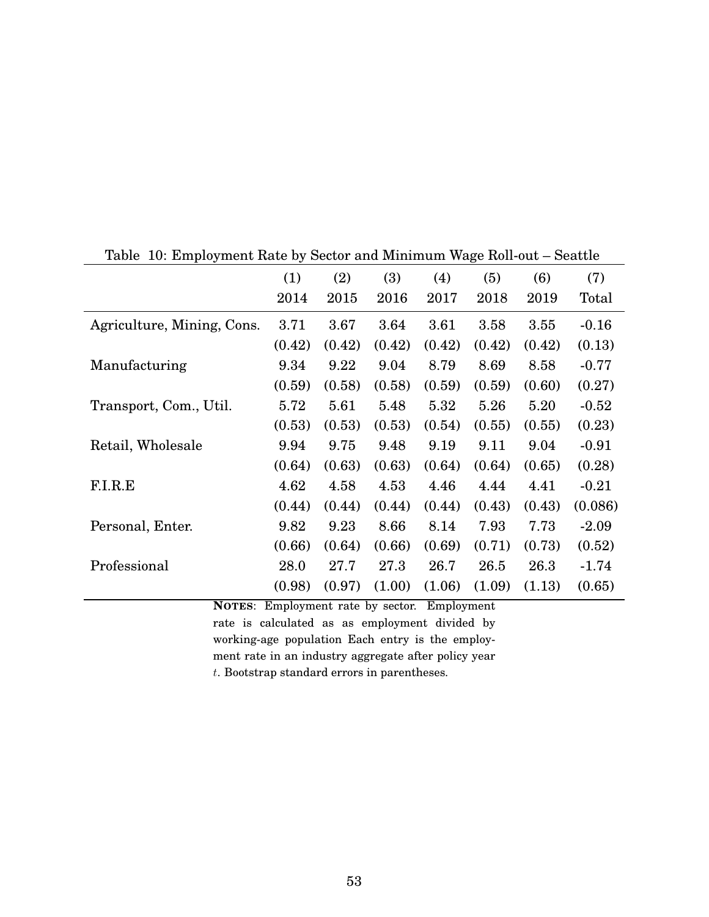Table 10: Employment Rate by Sector and Minimum Wage Roll-out – Seattle

| | (1) | (2) | (3) | (4) | (5) | (6) | (7) |
|---|---|---|---|---|---|---|---|
| | 2014 | 2015 | 2016 | 2017 | 2018 | 2019 | Total |
| Agriculture, Mining, Cons. | 3.71 | 3.67 | 3.64 | 3.61 | 3.58 | 3.55 | -0.16 |
| | (0.42) | (0.42) | (0.42) | (0.42) | (0.42) | (0.42) | (0.13) |
| Manufacturing | 9.34 | 9.22 | 9.04 | 8.79 | 8.69 | 8.58 | -0.77 |
| | (0.59) | (0.58) | (0.58) | (0.59) | (0.59) | (0.60) | (0.27) |
| Transport, Com., Util. | 5.72 | 5.61 | 5.48 | 5.32 | 5.26 | 5.20 | -0.52 |
| | (0.53) | (0.53) | (0.53) | (0.54) | (0.55) | (0.55) | (0.23) |
| Retail, Wholesale | 9.94 | 9.75 | 9.48 | 9.19 | 9.11 | 9.04 | -0.91 |
| | (0.64) | (0.63) | (0.63) | (0.64) | (0.64) | (0.65) | (0.28) |
| F.I.R.E | 4.62 | 4.58 | 4.53 | 4.46 | 4.44 | 4.41 | -0.21 |
| | (0.44) | (0.44) | (0.44) | (0.44) | (0.43) | (0.43) | (0.086) |
| Personal, Enter. | 9.82 | 9.23 | 8.66 | 8.14 | 7.93 | 7.73 | -2.09 |
| | (0.66) | (0.64) | (0.66) | (0.69) | (0.71) | (0.73) | (0.52) |
| Professional | 28.0 | 27.7 | 27.3 | 26.7 | 26.5 | 26.3 | -1.74 |
| | (0.98) | (0.97) | (1.00) | (1.06) | (1.09) | (1.13) | (0.65) |

**NOTES**: Employment rate by sector. Employment rate is calculated as as employment divided by working-age population Each entry is the employment rate in an industry aggregate after policy year $t$. Bootstrap standard errors in parentheses.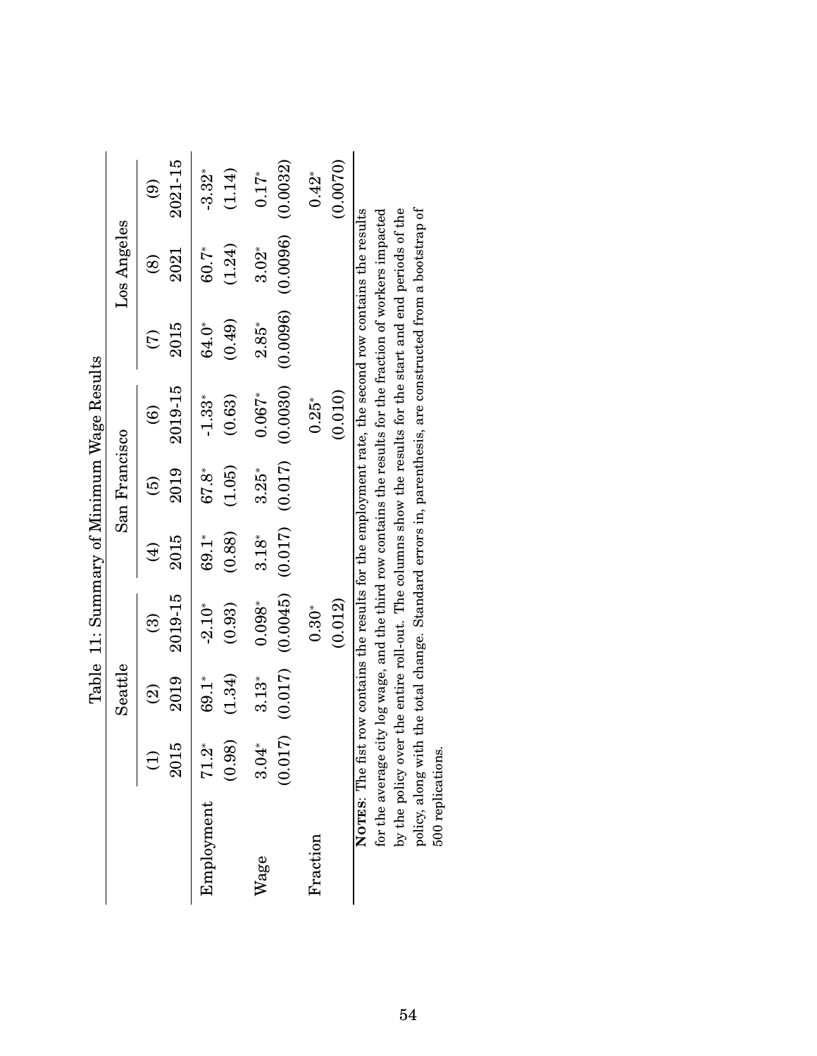Table 11: Summary of Minimum Wage Results

| | Seattle | | | San Francisco | | | Los Angeles | | |
|---|---|---|---|---|---|---|---|---|---|
| | (1) | (2) | (3) | (4) | (5) | (6) | (7) | (8) | (9) |
| | 2015 | 2019 | 2019-15 | 2015 | 2019 | 2019-15 | 2015 | 2021 | 2021-15 |
| Employment | 71.2* | 69.1* | -2.10* | 69.1* | 67.8* | -1.33* | 64.0* | 60.7* | -3.32* |
| | (0.98) | (1.34) | (0.93) | (0.88) | (1.05) | (0.63) | (0.49) | (1.24) | (1.14) |
| Wage | 3.04* | 3.13* | 0.098* | 3.18* | 3.25* | 0.067* | 2.85* | 3.02* | 0.17* |
| | (0.017) | (0.017) | (0.0045) | (0.017) | (0.017) | (0.0030) | (0.0096) | (0.0096) | (0.0032) |
| Fraction | | | 0.30* | | | 0.25* | | | 0.42* |
| | | | (0.012) | | | (0.010) | | | (0.0070) |

**NOTES**: The fist row contains the results for the employment rate, the second row contains the results for the average city log wage, and the third row contains the results for the fraction of workers impacted by the policy over the entire roll-out. The columns show the results for the start and end periods of the policy, along with the total change. Standard errors in, parenthesis, are constructed from a bootstrap of 500 replications.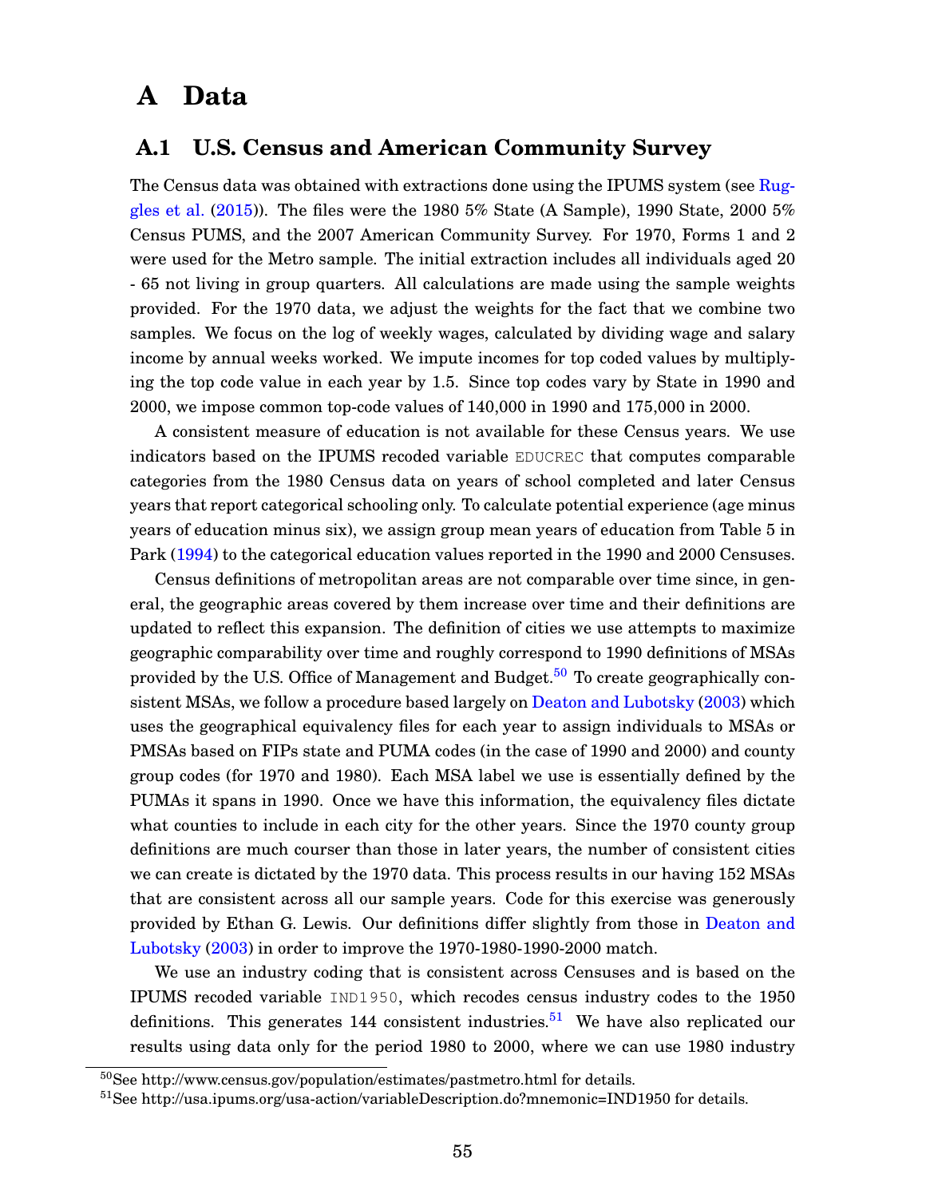# A Data

## A.1 U.S. Census and American Community Survey

The Census data was obtained with extractions done using the IPUMS system (see Ruggles et al. (2015)). The files were the 1980 5% State (A Sample), 1990 State, 2000 5% Census PUMS, and the 2007 American Community Survey. For 1970, Forms 1 and 2 were used for the Metro sample. The initial extraction includes all individuals aged 20 - 65 not living in group quarters. All calculations are made using the sample weights provided. For the 1970 data, we adjust the weights for the fact that we combine two samples. We focus on the log of weekly wages, calculated by dividing wage and salary income by annual weeks worked. We impute incomes for top coded values by multiplying the top code value in each year by 1.5. Since top codes vary by State in 1990 and 2000, we impose common top-code values of 140,000 in 1990 and 175,000 in 2000.

A consistent measure of education is not available for these Census years. We use indicators based on the IPUMS recoded variable EDUCREC that computes comparable categories from the 1980 Census data on years of school completed and later Census years that report categorical schooling only. To calculate potential experience (age minus years of education minus six), we assign group mean years of education from Table 5 in Park (1994) to the categorical education values reported in the 1990 and 2000 Censuses.

Census definitions of metropolitan areas are not comparable over time since, in general, the geographic areas covered by them increase over time and their definitions are updated to reflect this expansion. The definition of cities we use attempts to maximize geographic comparability over time and roughly correspond to 1990 definitions of MSAs provided by the U.S. Office of Management and Budget.[50] To create geographically consistent MSAs, we follow a procedure based largely on Deaton and Lubotsky (2003) which uses the geographical equivalency files for each year to assign individuals to MSAs or PMSAs based on FIPs state and PUMA codes (in the case of 1990 and 2000) and county group codes (for 1970 and 1980). Each MSA label we use is essentially defined by the PUMAs it spans in 1990. Once we have this information, the equivalency files dictate what counties to include in each city for the other years. Since the 1970 county group definitions are much courser than those in later years, the number of consistent cities we can create is dictated by the 1970 data. This process results in our having 152 MSAs that are consistent across all our sample years. Code for this exercise was generously provided by Ethan G. Lewis. Our definitions differ slightly from those in Deaton and Lubotsky (2003) in order to improve the 1970-1980-1990-2000 match.

We use an industry coding that is consistent across Censuses and is based on the IPUMS recoded variable IND1950, which recodes census industry codes to the 1950 definitions. This generates 144 consistent industries.[51] We have also replicated our results using data only for the period 1980 to 2000, where we can use 1980 industry

[50] See http://www.census.gov/population/estimates/pastmetro.html for details.

[51] See http://usa.ipums.org/usa-action/variableDescription.do?mnemonic=IND1950 for details.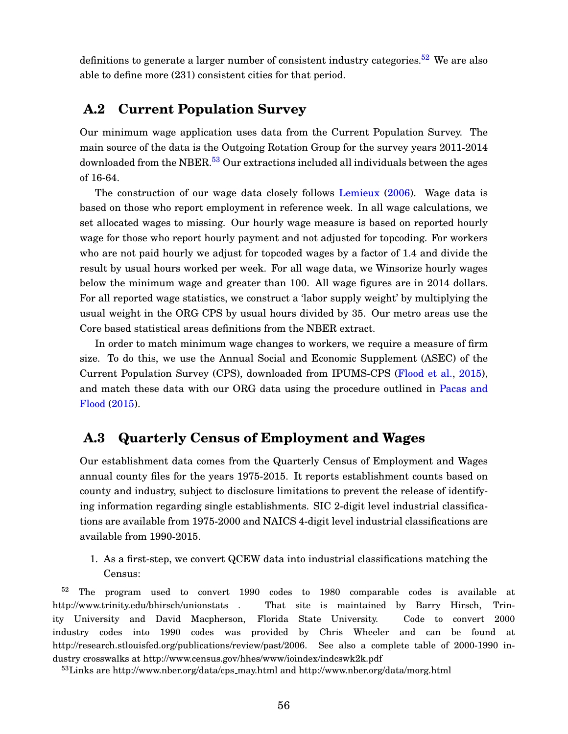definitions to generate a larger number of consistent industry categories.[52] We are also able to define more (231) consistent cities for that period.

## A.2 Current Population Survey

Our minimum wage application uses data from the Current Population Survey. The main source of the data is the Outgoing Rotation Group for the survey years 2011-2014 downloaded from the NBER.[53] Our extractions included all individuals between the ages of 16-64.

The construction of our wage data closely follows Lemieux (2006). Wage data is based on those who report employment in reference week. In all wage calculations, we set allocated wages to missing. Our hourly wage measure is based on reported hourly wage for those who report hourly payment and not adjusted for topcoding. For workers who are not paid hourly we adjust for topcoded wages by a factor of 1.4 and divide the result by usual hours worked per week. For all wage data, we Winsorize hourly wages below the minimum wage and greater than 100. All wage figures are in 2014 dollars. For all reported wage statistics, we construct a 'labor supply weight' by multiplying the usual weight in the ORG CPS by usual hours divided by 35. Our metro areas use the Core based statistical areas definitions from the NBER extract.

In order to match minimum wage changes to workers, we require a measure of firm size. To do this, we use the Annual Social and Economic Supplement (ASEC) of the Current Population Survey (CPS), downloaded from IPUMS-CPS (Flood et al., 2015), and match these data with our ORG data using the procedure outlined in Pacas and Flood (2015).

## A.3 Quarterly Census of Employment and Wages

Our establishment data comes from the Quarterly Census of Employment and Wages annual county files for the years 1975-2015. It reports establishment counts based on county and industry, subject to disclosure limitations to prevent the release of identifying information regarding single establishments. SIC 2-digit level industrial classifications are available from 1975-2000 and NAICS 4-digit level industrial classifications are available from 1990-2015.

1. As a first-step, we convert QCEW data into industrial classifications matching the Census:

---

[52] The program used to convert 1990 codes to 1980 comparable codes is available at http://www.trinity.edu/bhirsch/unionstats . That site is maintained by Barry Hirsch, Trinity University and David Macpherson, Florida State University. Code to convert 2000 industry codes into 1990 codes was provided by Chris Wheeler and can be found at http://research.stlouisfed.org/publications/review/past/2006. See also a complete table of 2000-1990 industry crosswalks at http://www.census.gov/hhes/www/ioindex/indcswk2k.pdf

[53] Links are http://www.nber.org/data/cps_may.html and http://www.nber.org/data/morg.html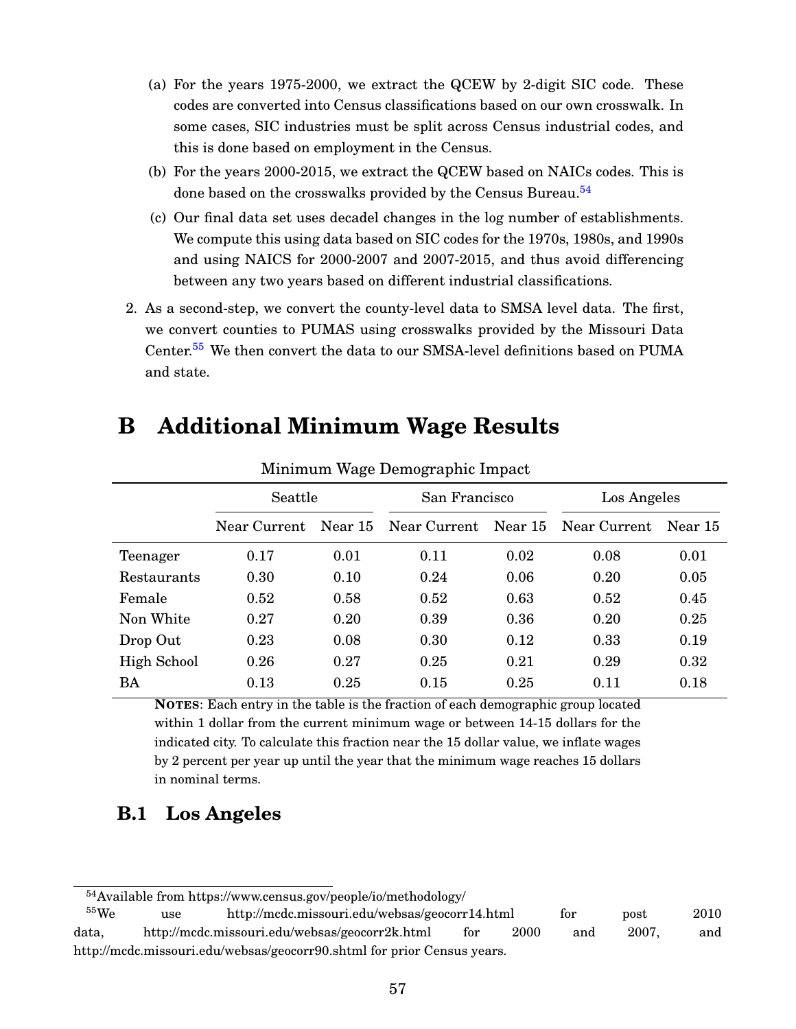(a) For the years 1975-2000, we extract the QCEW by 2-digit SIC code. These codes are converted into Census classifications based on our own crosswalk. In some cases, SIC industries must be split across Census industrial codes, and this is done based on employment in the Census.

(b) For the years 2000-2015, we extract the QCEW based on NAICs codes. This is done based on the crosswalks provided by the Census Bureau.[54]

(c) Our final data set uses decadel changes in the log number of establishments. We compute this using data based on SIC codes for the 1970s, 1980s, and 1990s and using NAICS for 2000-2007 and 2007-2015, and thus avoid differencing between any two years based on different industrial classifications.

2. As a second-step, we convert the county-level data to SMSA level data. The first, we convert counties to PUMAS using crosswalks provided by the Missouri Data Center.[55] We then convert the data to our SMSA-level definitions based on PUMA and state.

# B Additional Minimum Wage Results

Minimum Wage Demographic Impact

| | Seattle | | San Francisco | | Los Angeles | |
|---|---|---|---|---|---|---|
| | Near Current | Near 15 | Near Current | Near 15 | Near Current | Near 15 |
| Teenager | 0.17 | 0.01 | 0.11 | 0.02 | 0.08 | 0.01 |
| Restaurants | 0.30 | 0.10 | 0.24 | 0.06 | 0.20 | 0.05 |
| Female | 0.52 | 0.58 | 0.52 | 0.63 | 0.52 | 0.45 |
| Non White | 0.27 | 0.20 | 0.39 | 0.36 | 0.20 | 0.25 |
| Drop Out | 0.23 | 0.08 | 0.30 | 0.12 | 0.33 | 0.19 |
| High School | 0.26 | 0.27 | 0.25 | 0.21 | 0.29 | 0.32 |
| BA | 0.13 | 0.25 | 0.15 | 0.25 | 0.11 | 0.18 |

**NOTES**: Each entry in the table is the fraction of each demographic group located within 1 dollar from the current minimum wage or between 14-15 dollars for the indicated city. To calculate this fraction near the 15 dollar value, we inflate wages by 2 percent per year up until the year that the minimum wage reaches 15 dollars in nominal terms.

## B.1 Los Angeles

[54] Available from https://www.census.gov/people/io/methodology/

[55] We use http://mcdc.missouri.edu/websas/geocorr14.html for post 2010 data, http://mcdc.missouri.edu/websas/geocorr2k.html for 2000 and 2007, and http://mcdc.missouri.edu/websas/geocorr90.shtml for prior Census years.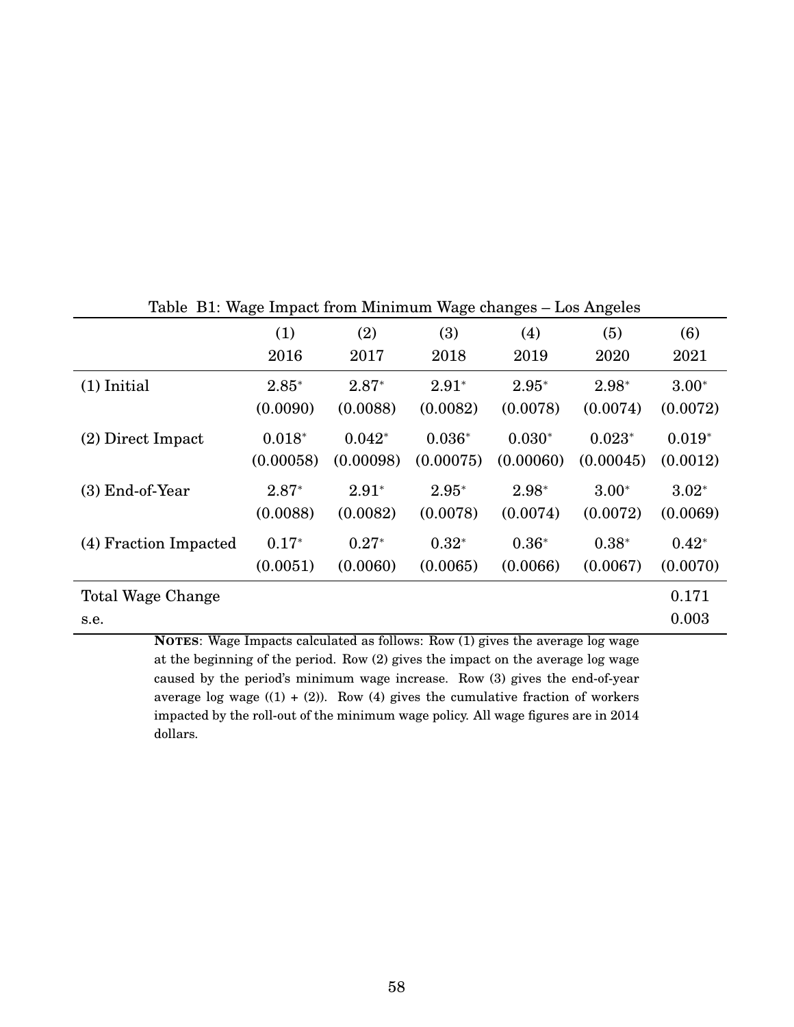Table B1: Wage Impact from Minimum Wage changes – Los Angeles

| | (1) | (2) | (3) | (4) | (5) | (6) |
|---|---|---|---|---|---|---|
| | 2016 | 2017 | 2018 | 2019 | 2020 | 2021 |
| (1) Initial | 2.85* | 2.87* | 2.91* | 2.95* | 2.98* | 3.00* |
| | (0.0090) | (0.0088) | (0.0082) | (0.0078) | (0.0074) | (0.0072) |
| (2) Direct Impact | 0.018* | 0.042* | 0.036* | 0.030* | 0.023* | 0.019* |
| | (0.00058) | (0.00098) | (0.00075) | (0.00060) | (0.00045) | (0.0012) |
| (3) End-of-Year | 2.87* | 2.91* | 2.95* | 2.98* | 3.00* | 3.02* |
| | (0.0088) | (0.0082) | (0.0078) | (0.0074) | (0.0072) | (0.0069) |
| (4) Fraction Impacted | 0.17* | 0.27* | 0.32* | 0.36* | 0.38* | 0.42* |
| | (0.0051) | (0.0060) | (0.0065) | (0.0066) | (0.0067) | (0.0070) |
| Total Wage Change | | | | | | 0.171 |
| s.e. | | | | | | 0.003 |

**NOTES**: Wage Impacts calculated as follows: Row (1) gives the average log wage at the beginning of the period. Row (2) gives the impact on the average log wage caused by the period's minimum wage increase. Row (3) gives the end-of-year average log wage ((1) + (2)). Row (4) gives the cumulative fraction of workers impacted by the roll-out of the minimum wage policy. All wage figures are in 2014 dollars.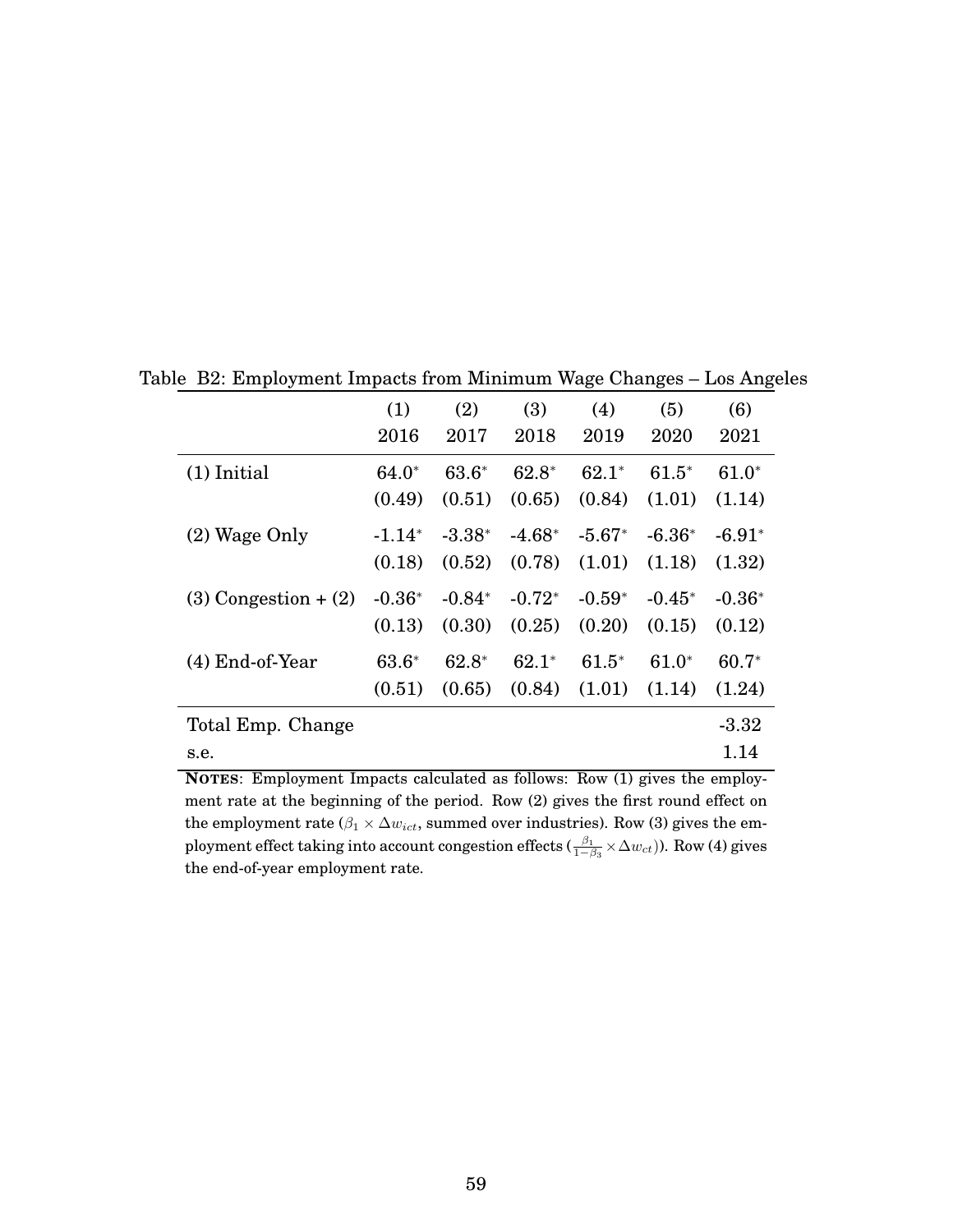Table B2: Employment Impacts from Minimum Wage Changes – Los Angeles

| | (1) 2016 | (2) 2017 | (3) 2018 | (4) 2019 | (5) 2020 | (6) 2021 |
|---|---|---|---|---|---|---|
| (1) Initial | $64.0^{*}$ | $63.6^{*}$ | $62.8^{*}$ | $62.1^{*}$ | $61.5^{*}$ | $61.0^{*}$ |
| | (0.49) | (0.51) | (0.65) | (0.84) | (1.01) | (1.14) |
| (2) Wage Only | $-1.14^{*}$ | $-3.38^{*}$ | $-4.68^{*}$ | $-5.67^{*}$ | $-6.36^{*}$ | $-6.91^{*}$ |
| | (0.18) | (0.52) | (0.78) | (1.01) | (1.18) | (1.32) |
| (3) Congestion + (2) | $-0.36^{*}$ | $-0.84^{*}$ | $-0.72^{*}$ | $-0.59^{*}$ | $-0.45^{*}$ | $-0.36^{*}$ |
| | (0.13) | (0.30) | (0.25) | (0.20) | (0.15) | (0.12) |
| (4) End-of-Year | $63.6^{*}$ | $62.8^{*}$ | $62.1^{*}$ | $61.5^{*}$ | $61.0^{*}$ | $60.7^{*}$ |
| | (0.51) | (0.65) | (0.84) | (1.01) | (1.14) | (1.24) |
| Total Emp. Change | | | | | | -3.32 |
| s.e. | | | | | | 1.14 |

**NOTES**: Employment Impacts calculated as follows: Row (1) gives the employment rate at the beginning of the period. Row (2) gives the first round effect on the employment rate ($\beta_1 \times \Delta w_{ict}$, summed over industries). Row (3) gives the employment effect taking into account congestion effects ($\frac{\beta_1}{1-\beta_3} \times \Delta w_{ct}$)). Row (4) gives the end-of-year employment rate.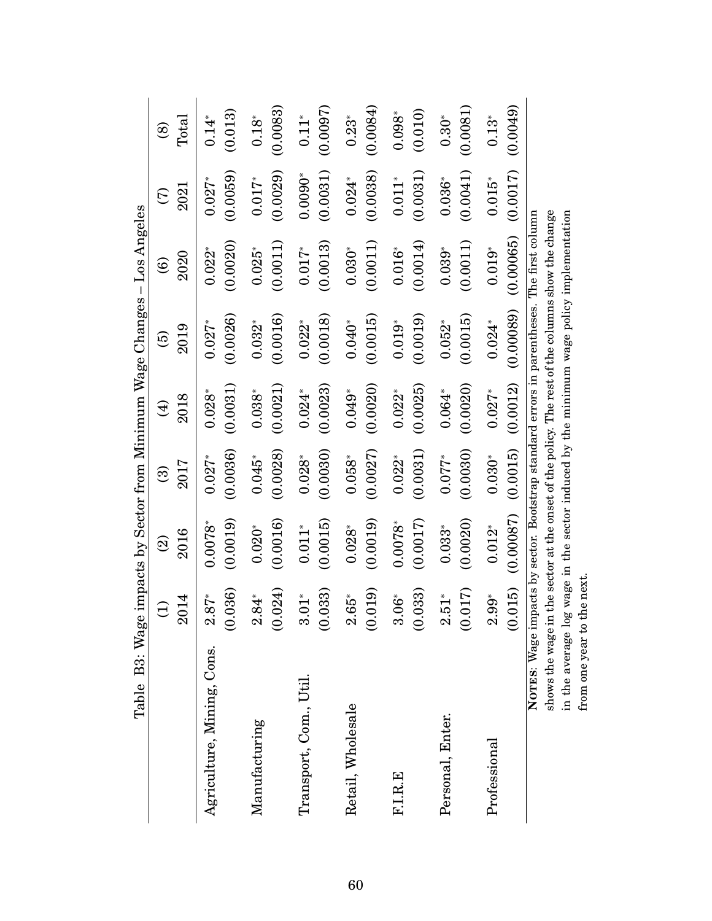Table B3: Wage impacts by Sector from Minimum Wage Changes – Los Angeles

| | (1) | (2) | (3) | (4) | (5) | (6) | (7) | (8) |
|---|---|---|---|---|---|---|---|---|
| | 2014 | 2016 | 2017 | 2018 | 2019 | 2020 | 2021 | Total |
| Agriculture, Mining, Cons. | 2.87* | 0.0078* | 0.027* | 0.028* | 0.027* | 0.022* | 0.027* | 0.14* |
| | (0.036) | (0.0019) | (0.0036) | (0.0031) | (0.0026) | (0.0020) | (0.0059) | (0.013) |
| Manufacturing | 2.84* | 0.020* | 0.045* | 0.038* | 0.032* | 0.025* | 0.017* | 0.18* |
| | (0.024) | (0.0016) | (0.0028) | (0.0021) | (0.0016) | (0.0011) | (0.0029) | (0.0083) |
| Transport, Com., Util. | 3.01* | 0.011* | 0.028* | 0.024* | 0.022* | 0.017* | 0.0090* | 0.11* |
| | (0.033) | (0.0015) | (0.0030) | (0.0023) | (0.0018) | (0.0013) | (0.0031) | (0.0097) |
| Retail, Wholesale | 2.65* | 0.028* | 0.058* | 0.049* | 0.040* | 0.030* | 0.024* | 0.23* |
| | (0.019) | (0.0019) | (0.0027) | (0.0020) | (0.0015) | (0.0011) | (0.0038) | (0.0084) |
| F.I.R.E | 3.06* | 0.0078* | 0.022* | 0.022* | 0.019* | 0.016* | 0.011* | 0.098* |
| | (0.033) | (0.0017) | (0.0031) | (0.0025) | (0.0019) | (0.0014) | (0.0031) | (0.010) |
| Personal, Enter. | 2.51* | 0.033* | 0.077* | 0.064* | 0.052* | 0.039* | 0.036* | 0.30* |
| | (0.017) | (0.0020) | (0.0030) | (0.0020) | (0.0015) | (0.0011) | (0.0041) | (0.0081) |
| Professional | 2.99* | 0.012* | 0.030* | 0.027* | 0.024* | 0.019* | 0.015* | 0.13* |
| | (0.015) | (0.00087) | (0.0015) | (0.0012) | (0.00089) | (0.00065) | (0.0017) | (0.0049) |

**NOTES**: Wage impacts by sector. Bootstrap standard errors in parentheses. The first column shows the wage in the sector at the onset of the policy. The rest of the columns show the change in the average log wage in the sector induced by the minimum wage policy implementation from one year to the next.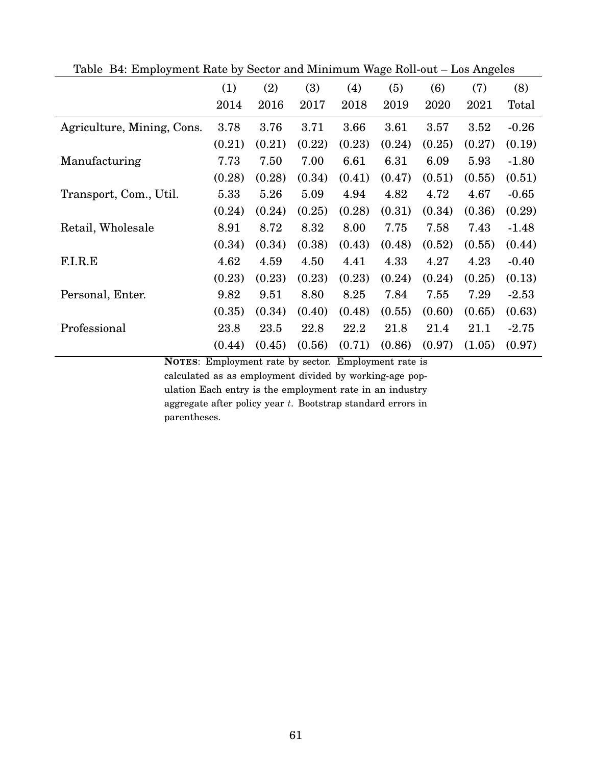Table B4: Employment Rate by Sector and Minimum Wage Roll-out – Los Angeles

| | (1) | (2) | (3) | (4) | (5) | (6) | (7) | (8) |
|---|---|---|---|---|---|---|---|---|
| | 2014 | 2016 | 2017 | 2018 | 2019 | 2020 | 2021 | Total |
| Agriculture, Mining, Cons. | 3.78 | 3.76 | 3.71 | 3.66 | 3.61 | 3.57 | 3.52 | -0.26 |
| | (0.21) | (0.21) | (0.22) | (0.23) | (0.24) | (0.25) | (0.27) | (0.19) |
| Manufacturing | 7.73 | 7.50 | 7.00 | 6.61 | 6.31 | 6.09 | 5.93 | -1.80 |
| | (0.28) | (0.28) | (0.34) | (0.41) | (0.47) | (0.51) | (0.55) | (0.51) |
| Transport, Com., Util. | 5.33 | 5.26 | 5.09 | 4.94 | 4.82 | 4.72 | 4.67 | -0.65 |
| | (0.24) | (0.24) | (0.25) | (0.28) | (0.31) | (0.34) | (0.36) | (0.29) |
| Retail, Wholesale | 8.91 | 8.72 | 8.32 | 8.00 | 7.75 | 7.58 | 7.43 | -1.48 |
| | (0.34) | (0.34) | (0.38) | (0.43) | (0.48) | (0.52) | (0.55) | (0.44) |
| F.I.R.E | 4.62 | 4.59 | 4.50 | 4.41 | 4.33 | 4.27 | 4.23 | -0.40 |
| | (0.23) | (0.23) | (0.23) | (0.23) | (0.24) | (0.24) | (0.25) | (0.13) |
| Personal, Enter. | 9.82 | 9.51 | 8.80 | 8.25 | 7.84 | 7.55 | 7.29 | -2.53 |
| | (0.35) | (0.34) | (0.40) | (0.48) | (0.55) | (0.60) | (0.65) | (0.63) |
| Professional | 23.8 | 23.5 | 22.8 | 22.2 | 21.8 | 21.4 | 21.1 | -2.75 |
| | (0.44) | (0.45) | (0.56) | (0.71) | (0.86) | (0.97) | (1.05) | (0.97) |

**NOTES**: Employment rate by sector. Employment rate is calculated as as employment divided by working-age population Each entry is the employment rate in an industry aggregate after policy year $t$. Bootstrap standard errors in parentheses.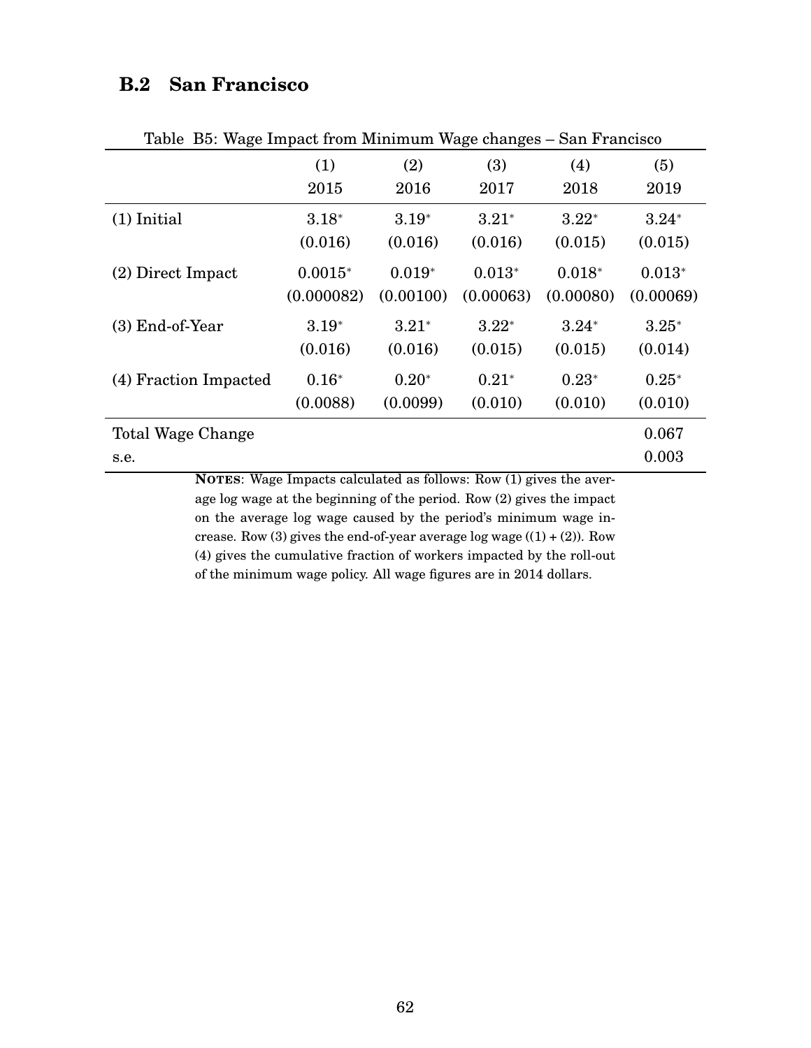## B.2 San Francisco

Table B5: Wage Impact from Minimum Wage changes – San Francisco

| | (1) | (2) | (3) | (4) | (5) |
|---|---|---|---|---|---|
| | 2015 | 2016 | 2017 | 2018 | 2019 |
| (1) Initial | $3.18^*$ | $3.19^*$ | $3.21^*$ | $3.22^*$ | $3.24^*$ |
| | (0.016) | (0.016) | (0.016) | (0.015) | (0.015) |
| (2) Direct Impact | $0.0015^*$ | $0.019^*$ | $0.013^*$ | $0.018^*$ | $0.013^*$ |
| | (0.000082) | (0.00100) | (0.00063) | (0.00080) | (0.00069) |
| (3) End-of-Year | $3.19^*$ | $3.21^*$ | $3.22^*$ | $3.24^*$ | $3.25^*$ |
| | (0.016) | (0.016) | (0.015) | (0.015) | (0.014) |
| (4) Fraction Impacted | $0.16^*$ | $0.20^*$ | $0.21^*$ | $0.23^*$ | $0.25^*$ |
| | (0.0088) | (0.0099) | (0.010) | (0.010) | (0.010) |
| Total Wage Change | | | | | 0.067 |
| s.e. | | | | | 0.003 |

**NOTES**: Wage Impacts calculated as follows: Row (1) gives the average log wage at the beginning of the period. Row (2) gives the impact on the average log wage caused by the period's minimum wage increase. Row (3) gives the end-of-year average log wage ((1) + (2)). Row (4) gives the cumulative fraction of workers impacted by the roll-out of the minimum wage policy. All wage figures are in 2014 dollars.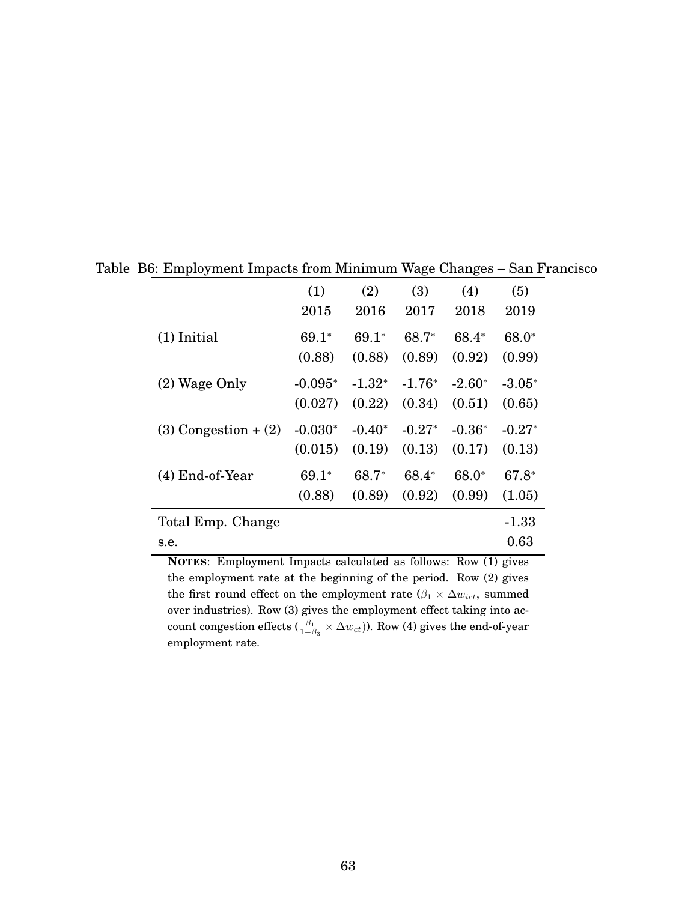Table B6: Employment Impacts from Minimum Wage Changes – San Francisco

| | (1) | (2) | (3) | (4) | (5) |
|---|---|---|---|---|---|
| | 2015 | 2016 | 2017 | 2018 | 2019 |
| (1) Initial | 69.1* | 69.1* | 68.7* | 68.4* | 68.0* |
| | (0.88) | (0.88) | (0.89) | (0.92) | (0.99) |
| (2) Wage Only | -0.095* | -1.32* | -1.76* | -2.60* | -3.05* |
| | (0.027) | (0.22) | (0.34) | (0.51) | (0.65) |
| (3) Congestion + (2) | -0.030* | -0.40* | -0.27* | -0.36* | -0.27* |
| | (0.015) | (0.19) | (0.13) | (0.17) | (0.13) |
| (4) End-of-Year | 69.1* | 68.7* | 68.4* | 68.0* | 67.8* |
| | (0.88) | (0.89) | (0.92) | (0.99) | (1.05) |
| Total Emp. Change | | | | | -1.33 |
| s.e. | | | | | 0.63 |

**NOTES**: Employment Impacts calculated as follows: Row (1) gives the employment rate at the beginning of the period. Row (2) gives the first round effect on the employment rate ($\beta_1 \times \Delta w_{ict}$, summed over industries). Row (3) gives the employment effect taking into account congestion effects ($\frac{\beta_1}{1-\beta_3} \times \Delta w_{ct}$)). Row (4) gives the end-of-year employment rate.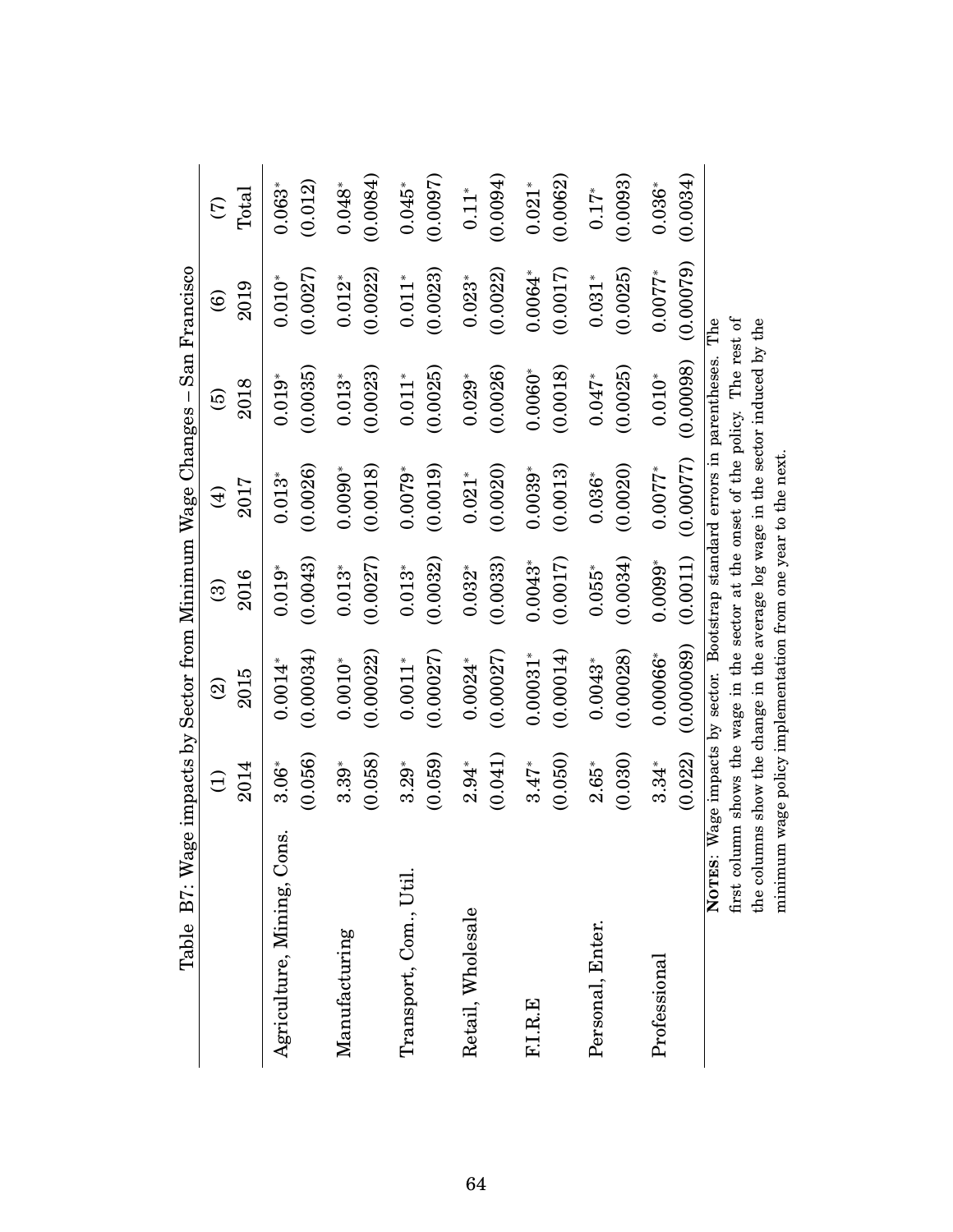Table B7: Wage impacts by Sector from Minimum Wage Changes – San Francisco

| | (1) 2014 | (2) 2015 | (3) 2016 | (4) 2017 | (5) 2018 | (6) 2019 | (7) Total |
|---|---|---|---|---|---|---|---|
| Agriculture, Mining, Cons. | 3.06* | 0.0014* | 0.019* | 0.013* | 0.019* | 0.010* | 0.063* |
| | (0.056) | (0.00034) | (0.0043) | (0.0026) | (0.0035) | (0.0027) | (0.012) |
| Manufacturing | 3.39* | 0.0010* | 0.013* | 0.0090* | 0.013* | 0.012* | 0.048* |
| | (0.058) | (0.00022) | (0.0027) | (0.0018) | (0.0023) | (0.0022) | (0.0084) |
| Transport, Com., Util. | 3.29* | 0.0011* | 0.013* | 0.0079* | 0.011* | 0.011* | 0.045* |
| | (0.059) | (0.00027) | (0.0032) | (0.0019) | (0.0025) | (0.0023) | (0.0097) |
| Retail, Wholesale | 2.94* | 0.0024* | 0.032* | 0.021* | 0.029* | 0.023* | 0.11* |
| | (0.041) | (0.00027) | (0.0033) | (0.0020) | (0.0026) | (0.0022) | (0.0094) |
| F.I.R.E | 3.47* | 0.00031* | 0.0043* | 0.0039* | 0.0060* | 0.0064* | 0.021* |
| | (0.050) | (0.00014) | (0.0017) | (0.0013) | (0.0018) | (0.0017) | (0.0062) |
| Personal, Enter. | 2.65* | 0.0043* | 0.055* | 0.036* | 0.047* | 0.031* | 0.17* |
| | (0.030) | (0.00028) | (0.0034) | (0.0020) | (0.0025) | (0.0025) | (0.0093) |
| Professional | 3.34* | 0.00066* | 0.0099* | 0.0077* | 0.010* | 0.0077* | 0.036* |
| | (0.022) | (0.000089) | (0.0011) | (0.00077) | (0.00098) | (0.00079) | (0.0034) |

**NOTES**: Wage impacts by sector. Bootstrap standard errors in parentheses. The first column shows the wage in the sector at the onset of the policy. The rest of the columns show the change in the average log wage in the sector induced by the minimum wage policy implementation from one year to the next.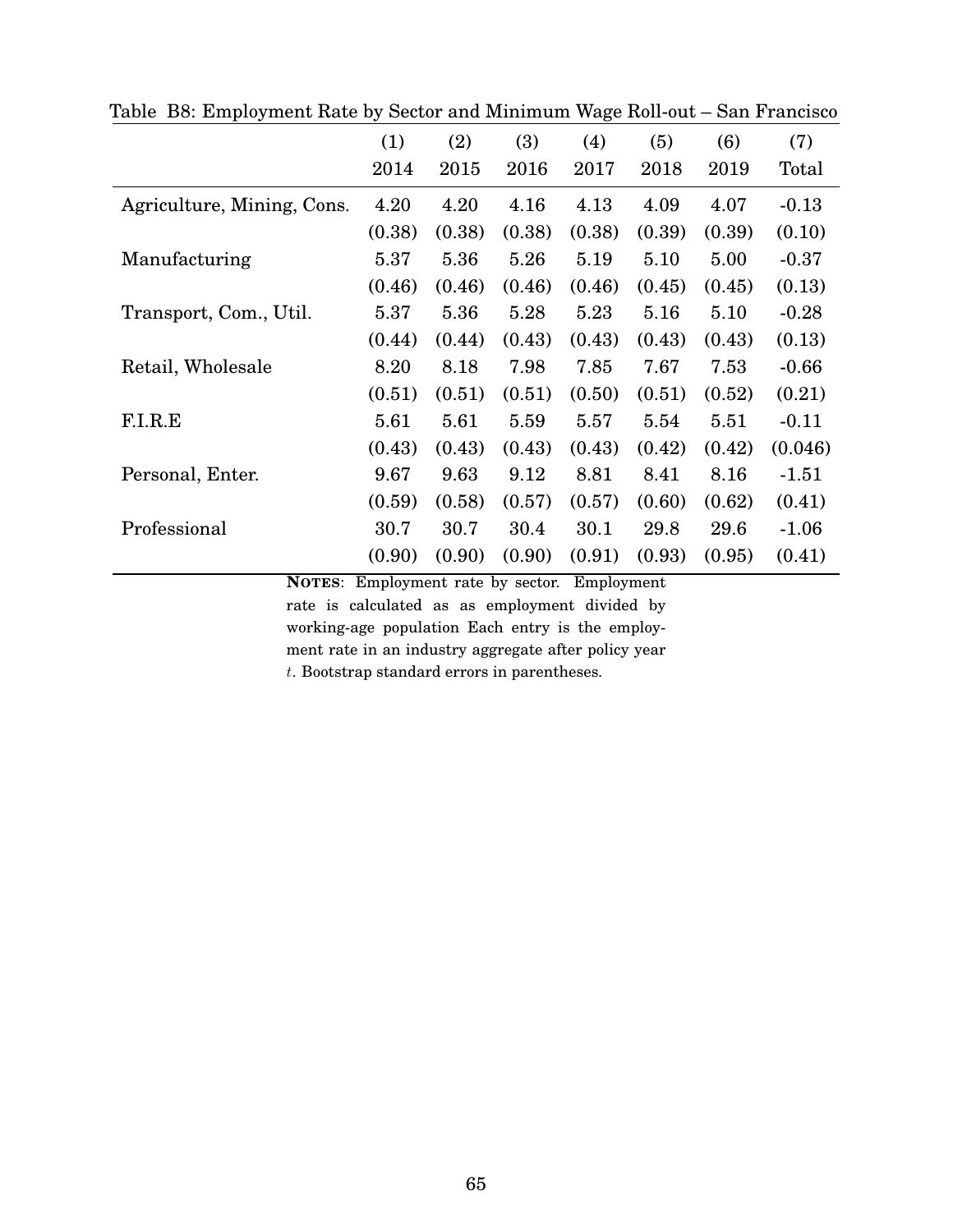Table B8: Employment Rate by Sector and Minimum Wage Roll-out – San Francisco

| | (1) | (2) | (3) | (4) | (5) | (6) | (7) |
|---|---|---|---|---|---|---|---|
| | 2014 | 2015 | 2016 | 2017 | 2018 | 2019 | Total |
| Agriculture, Mining, Cons. | 4.20 | 4.20 | 4.16 | 4.13 | 4.09 | 4.07 | -0.13 |
| | (0.38) | (0.38) | (0.38) | (0.38) | (0.39) | (0.39) | (0.10) |
| Manufacturing | 5.37 | 5.36 | 5.26 | 5.19 | 5.10 | 5.00 | -0.37 |
| | (0.46) | (0.46) | (0.46) | (0.46) | (0.45) | (0.45) | (0.13) |
| Transport, Com., Util. | 5.37 | 5.36 | 5.28 | 5.23 | 5.16 | 5.10 | -0.28 |
| | (0.44) | (0.44) | (0.43) | (0.43) | (0.43) | (0.43) | (0.13) |
| Retail, Wholesale | 8.20 | 8.18 | 7.98 | 7.85 | 7.67 | 7.53 | -0.66 |
| | (0.51) | (0.51) | (0.51) | (0.50) | (0.51) | (0.52) | (0.21) |
| F.I.R.E | 5.61 | 5.61 | 5.59 | 5.57 | 5.54 | 5.51 | -0.11 |
| | (0.43) | (0.43) | (0.43) | (0.43) | (0.42) | (0.42) | (0.046) |
| Personal, Enter. | 9.67 | 9.63 | 9.12 | 8.81 | 8.41 | 8.16 | -1.51 |
| | (0.59) | (0.58) | (0.57) | (0.57) | (0.60) | (0.62) | (0.41) |
| Professional | 30.7 | 30.7 | 30.4 | 30.1 | 29.8 | 29.6 | -1.06 |
| | (0.90) | (0.90) | (0.90) | (0.91) | (0.93) | (0.95) | (0.41) |

**NOTES**: Employment rate by sector. Employment rate is calculated as as employment divided by working-age population Each entry is the employment rate in an industry aggregate after policy year $t$. Bootstrap standard errors in parentheses.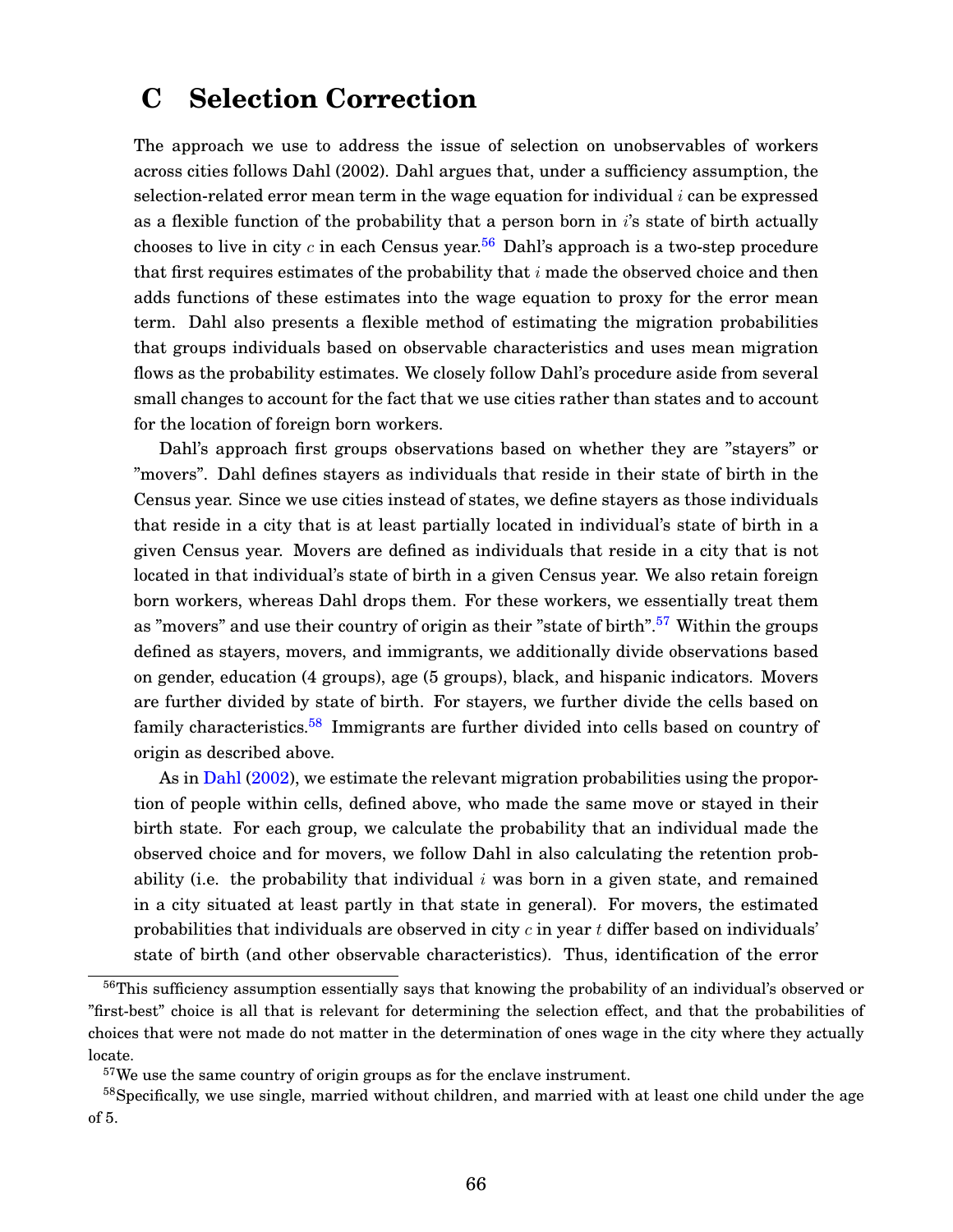# C Selection Correction

The approach we use to address the issue of selection on unobservables of workers across cities follows Dahl (2002). Dahl argues that, under a sufficiency assumption, the selection-related error mean term in the wage equation for individual $i$ can be expressed as a flexible function of the probability that a person born in $i$'s state of birth actually chooses to live in city $c$ in each Census year.[56] Dahl's approach is a two-step procedure that first requires estimates of the probability that $i$ made the observed choice and then adds functions of these estimates into the wage equation to proxy for the error mean term. Dahl also presents a flexible method of estimating the migration probabilities that groups individuals based on observable characteristics and uses mean migration flows as the probability estimates. We closely follow Dahl's procedure aside from several small changes to account for the fact that we use cities rather than states and to account for the location of foreign born workers.

Dahl's approach first groups observations based on whether they are "stayers" or "movers". Dahl defines stayers as individuals that reside in their state of birth in the Census year. Since we use cities instead of states, we define stayers as those individuals that reside in a city that is at least partially located in individual's state of birth in a given Census year. Movers are defined as individuals that reside in a city that is not located in that individual's state of birth in a given Census year. We also retain foreign born workers, whereas Dahl drops them. For these workers, we essentially treat them as "movers" and use their country of origin as their "state of birth".[57] Within the groups defined as stayers, movers, and immigrants, we additionally divide observations based on gender, education (4 groups), age (5 groups), black, and hispanic indicators. Movers are further divided by state of birth. For stayers, we further divide the cells based on family characteristics.[58] Immigrants are further divided into cells based on country of origin as described above.

As in Dahl (2002), we estimate the relevant migration probabilities using the proportion of people within cells, defined above, who made the same move or stayed in their birth state. For each group, we calculate the probability that an individual made the observed choice and for movers, we follow Dahl in also calculating the retention probability (i.e. the probability that individual $i$ was born in a given state, and remained in a city situated at least partly in that state in general). For movers, the estimated probabilities that individuals are observed in city $c$ in year $t$ differ based on individuals' state of birth (and other observable characteristics). Thus, identification of the error

[56] This sufficiency assumption essentially says that knowing the probability of an individual's observed or "first-best" choice is all that is relevant for determining the selection effect, and that the probabilities of choices that were not made do not matter in the determination of ones wage in the city where they actually locate.

[57] We use the same country of origin groups as for the enclave instrument.

[58] Specifically, we use single, married without children, and married with at least one child under the age of 5.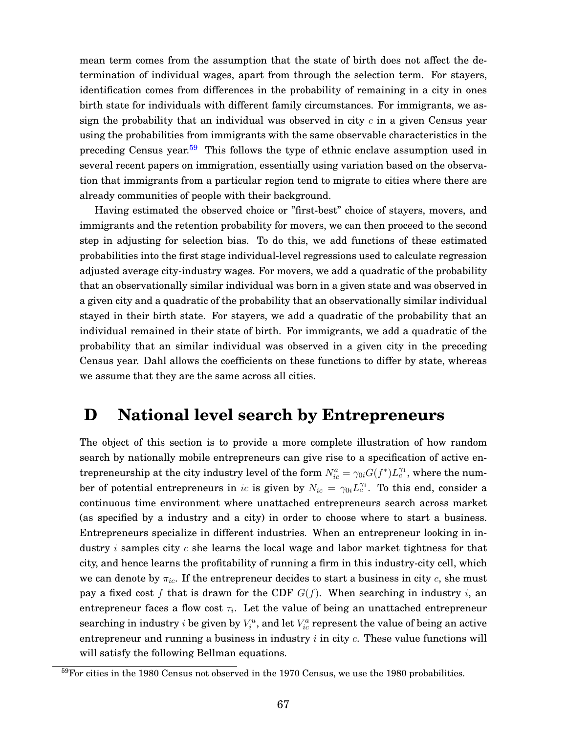mean term comes from the assumption that the state of birth does not affect the determination of individual wages, apart from through the selection term. For stayers, identification comes from differences in the probability of remaining in a city in ones birth state for individuals with different family circumstances. For immigrants, we assign the probability that an individual was observed in city $c$ in a given Census year using the probabilities from immigrants with the same observable characteristics in the preceding Census year.[59] This follows the type of ethnic enclave assumption used in several recent papers on immigration, essentially using variation based on the observation that immigrants from a particular region tend to migrate to cities where there are already communities of people with their background.

Having estimated the observed choice or "first-best" choice of stayers, movers, and immigrants and the retention probability for movers, we can then proceed to the second step in adjusting for selection bias. To do this, we add functions of these estimated probabilities into the first stage individual-level regressions used to calculate regression adjusted average city-industry wages. For movers, we add a quadratic of the probability that an observationally similar individual was born in a given state and was observed in a given city and a quadratic of the probability that an observationally similar individual stayed in their birth state. For stayers, we add a quadratic of the probability that an individual remained in their state of birth. For immigrants, we add a quadratic of the probability that an similar individual was observed in a given city in the preceding Census year. Dahl allows the coefficients on these functions to differ by state, whereas we assume that they are the same across all cities.

# D National level search by Entrepreneurs

The object of this section is to provide a more complete illustration of how random search by nationally mobile entrepreneurs can give rise to a specification of active entrepreneurship at the city industry level of the form $N_{ic}^a = \gamma_{0i} G(f^*) L_c^{\gamma_1}$, where the number of potential entrepreneurs in $ic$ is given by $N_{ic} = \gamma_{0i} L_c^{\gamma_1}$. To this end, consider a continuous time environment where unattached entrepreneurs search across market (as specified by a industry and a city) in order to choose where to start a business. Entrepreneurs specialize in different industries. When an entrepreneur looking in industry $i$ samples city $c$ she learns the local wage and labor market tightness for that city, and hence learns the profitability of running a firm in this industry-city cell, which we can denote by $\pi_{ic}$. If the entrepreneur decides to start a business in city $c$, she must pay a fixed cost $f$ that is drawn for the CDF $G(f)$. When searching in industry $i$, an entrepreneur faces a flow cost $\tau_i$. Let the value of being an unattached entrepreneur searching in industry $i$ be given by $V_i^u$, and let $V_{ic}^a$ represent the value of being an active entrepreneur and running a business in industry $i$ in city $c$. These value functions will will satisfy the following Bellman equations.

[59] For cities in the 1980 Census not observed in the 1970 Census, we use the 1980 probabilities.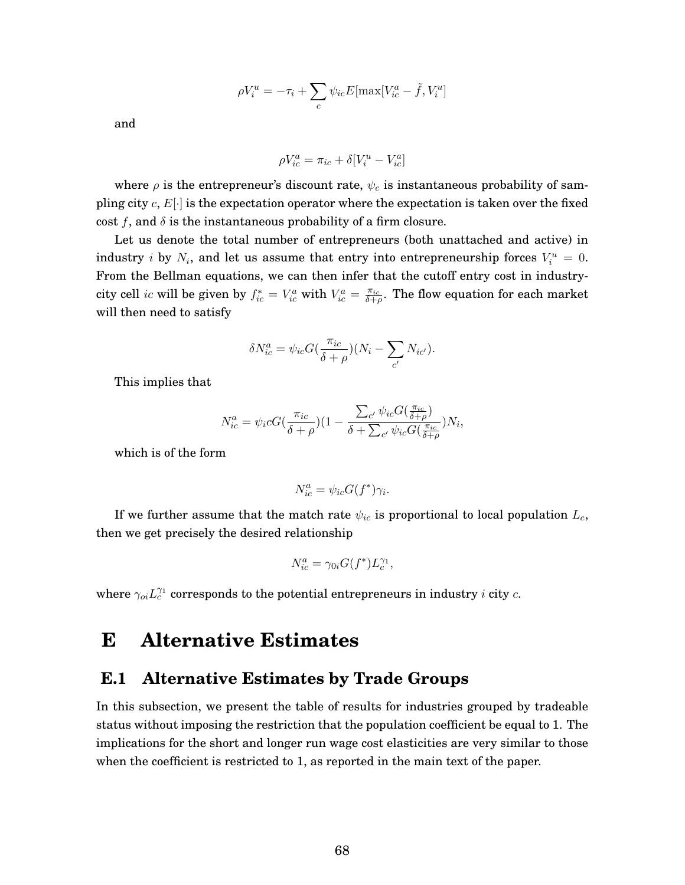$$\rho V_i^u = -\tau_i + \sum_c \psi_{ic} E[\max[V_{ic}^a - \tilde{f}, V_i^u]$$

and

$$\rho V_{ic}^a = \pi_{ic} + \delta[V_i^u - V_{ic}^a]$$

where $\rho$ is the entrepreneur's discount rate, $\psi_c$ is instantaneous probability of sampling city $c$, $E[\cdot]$ is the expectation operator where the expectation is taken over the fixed cost $f$, and $\delta$ is the instantaneous probability of a firm closure.

Let us denote the total number of entrepreneurs (both unattached and active) in industry $i$ by $N_i$, and let us assume that entry into entrepreneurship forces $V_i^u = 0$. From the Bellman equations, we can then infer that the cutoff entry cost in industry-city cell $ic$ will be given by $f_{ic}^* = V_{ic}^a$ with $V_{ic}^a = \frac{\pi_{ic}}{\delta+\rho}$. The flow equation for each market will then need to satisfy

$$\delta N_{ic}^a = \psi_{ic} G(\frac{\pi_{ic}}{\delta + \rho})(N_i - \sum_{c'} N_{ic'}).$$

This implies that

$$N_{ic}^a = \psi_i c G(\frac{\pi_{ic}}{\delta + \rho})(1 - \frac{\sum_{c'} \psi_{ic} G(\frac{\pi_{ic}}{\delta+\rho})}{\delta + \sum_{c'} \psi_{ic} G(\frac{\pi_{ic}}{\delta+\rho}})N_i,$$

which is of the form

$$N_{ic}^a = \psi_{ic} G(f^*)\gamma_i.$$

If we further assume that the match rate $\psi_{ic}$ is proportional to local population $L_c$, then we get precisely the desired relationship

$$N_{ic}^a = \gamma_{0i} G(f^*) L_c^{\gamma_1},$$

where $\gamma_{oi} L_c^{\gamma_1}$ corresponds to the potential entrepreneurs in industry $i$ city $c$.

# E Alternative Estimates

## E.1 Alternative Estimates by Trade Groups

In this subsection, we present the table of results for industries grouped by tradeable status without imposing the restriction that the population coefficient be equal to 1. The implications for the short and longer run wage cost elasticities are very similar to those when the coefficient is restricted to 1, as reported in the main text of the paper.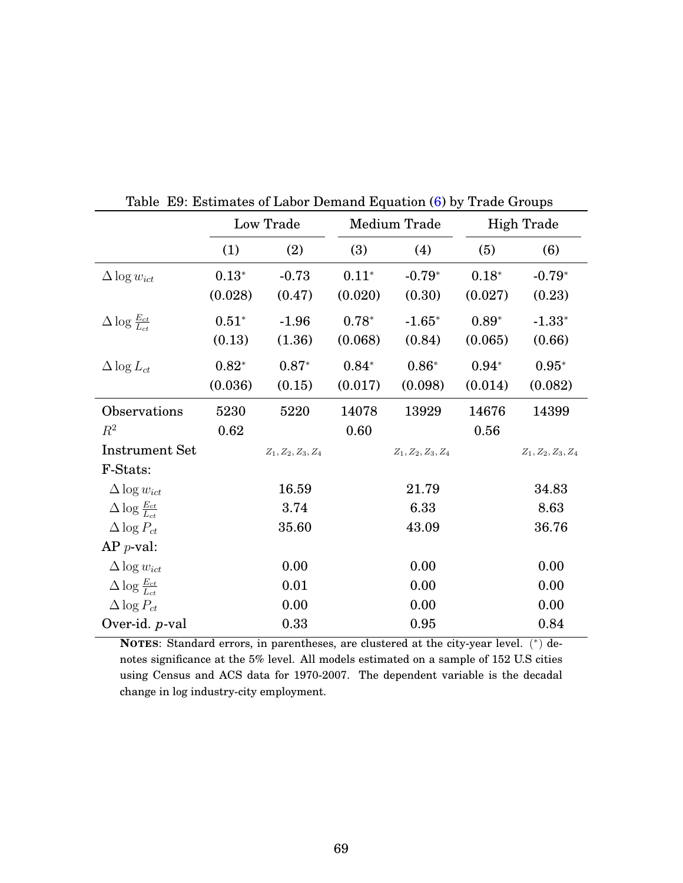Table E9: Estimates of Labor Demand Equation (6) by Trade Groups

| | Low Trade | | Medium Trade | | High Trade | |
|---|---|---|---|---|---|---|
| | (1) | (2) | (3) | (4) | (5) | (6) |
| $\Delta \log w_{ict}$ | $0.13^{*}$ | -0.73 | $0.11^{*}$ | $-0.79^{*}$ | $0.18^{*}$ | $-0.79^{*}$ |
| | (0.028) | (0.47) | (0.020) | (0.30) | (0.027) | (0.23) |
| $\Delta \log \frac{E_{ct}}{L_{ct}}$ | $0.51^{*}$ | -1.96 | $0.78^{*}$ | $-1.65^{*}$ | $0.89^{*}$ | $-1.33^{*}$ |
| | (0.13) | (1.36) | (0.068) | (0.84) | (0.065) | (0.66) |
| $\Delta \log L_{ct}$ | $0.82^{*}$ | $0.87^{*}$ | $0.84^{*}$ | $0.86^{*}$ | $0.94^{*}$ | $0.95^{*}$ |
| | (0.036) | (0.15) | (0.017) | (0.098) | (0.014) | (0.082) |
| Observations | 5230 | 5220 | 14078 | 13929 | 14676 | 14399 |
| $R^2$ | 0.62 | | 0.60 | | 0.56 | |
| Instrument Set | | $Z_1, Z_2, Z_3, Z_4$ | | $Z_1, Z_2, Z_3, Z_4$ | | $Z_1, Z_2, Z_3, Z_4$ |
| F-Stats: | | | | | | |
| $\Delta \log w_{ict}$ | | 16.59 | | 21.79 | | 34.83 |
| $\Delta \log \frac{E_{ct}}{L_{ct}}$ | | 3.74 | | 6.33 | | 8.63 |
| $\Delta \log P_{ct}$ | | 35.60 | | 43.09 | | 36.76 |
| AP $p$-val: | | | | | | |
| $\Delta \log w_{ict}$ | | 0.00 | | 0.00 | | 0.00 |
| $\Delta \log \frac{E_{ct}}{L_{ct}}$ | | 0.01 | | 0.00 | | 0.00 |
| $\Delta \log P_{ct}$ | | 0.00 | | 0.00 | | 0.00 |
| Over-id. $p$-val | | 0.33 | | 0.95 | | 0.84 |

**NOTES**: Standard errors, in parentheses, are clustered at the city-year level. (*) denotes significance at the 5% level. All models estimated on a sample of 152 U.S cities using Census and ACS data for 1970-2007. The dependent variable is the decadal change in log industry-city employment.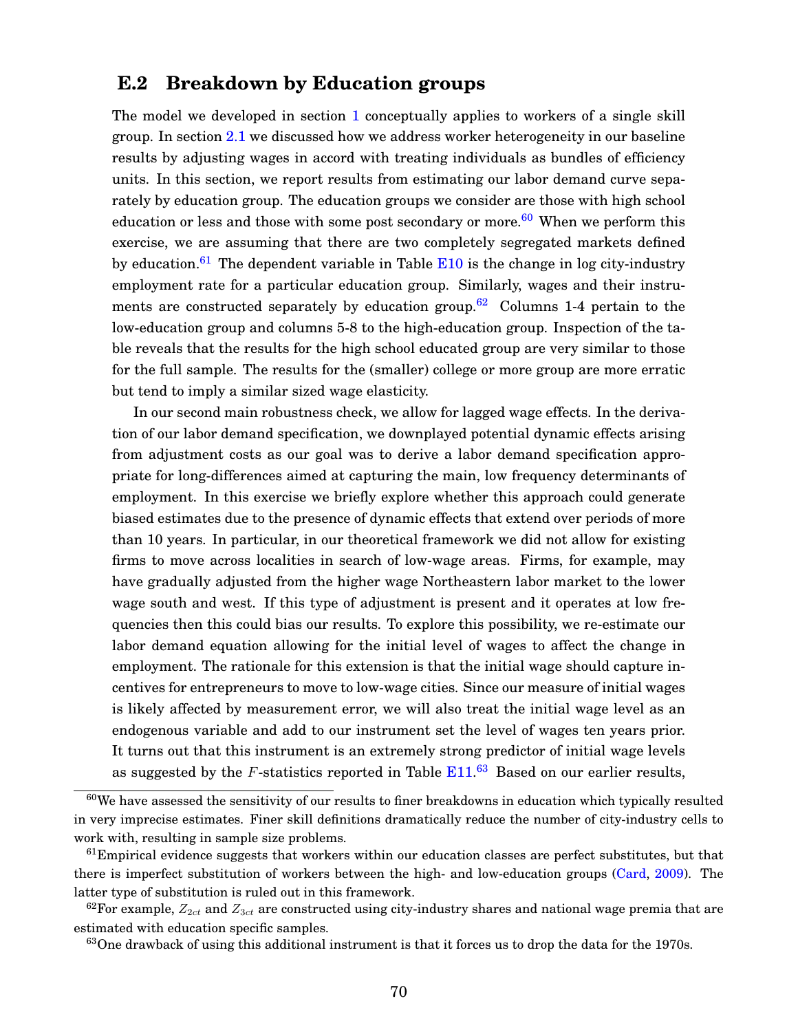## E.2 Breakdown by Education groups

The model we developed in section 1 conceptually applies to workers of a single skill group. In section 2.1 we discussed how we address worker heterogeneity in our baseline results by adjusting wages in accord with treating individuals as bundles of efficiency units. In this section, we report results from estimating our labor demand curve separately by education group. The education groups we consider are those with high school education or less and those with some post secondary or more.[60] When we perform this exercise, we are assuming that there are two completely segregated markets defined by education.[61] The dependent variable in Table E10 is the change in log city-industry employment rate for a particular education group. Similarly, wages and their instruments are constructed separately by education group.[62] Columns 1-4 pertain to the low-education group and columns 5-8 to the high-education group. Inspection of the table reveals that the results for the high school educated group are very similar to those for the full sample. The results for the (smaller) college or more group are more erratic but tend to imply a similar sized wage elasticity.

In our second main robustness check, we allow for lagged wage effects. In the derivation of our labor demand specification, we downplayed potential dynamic effects arising from adjustment costs as our goal was to derive a labor demand specification appropriate for long-differences aimed at capturing the main, low frequency determinants of employment. In this exercise we briefly explore whether this approach could generate biased estimates due to the presence of dynamic effects that extend over periods of more than 10 years. In particular, in our theoretical framework we did not allow for existing firms to move across localities in search of low-wage areas. Firms, for example, may have gradually adjusted from the higher wage Northeastern labor market to the lower wage south and west. If this type of adjustment is present and it operates at low frequencies then this could bias our results. To explore this possibility, we re-estimate our labor demand equation allowing for the initial level of wages to affect the change in employment. The rationale for this extension is that the initial wage should capture incentives for entrepreneurs to move to low-wage cities. Since our measure of initial wages is likely affected by measurement error, we will also treat the initial wage level as an endogenous variable and add to our instrument set the level of wages ten years prior. It turns out that this instrument is an extremely strong predictor of initial wage levels as suggested by the $F$-statistics reported in Table E11.[63] Based on our earlier results,

[60] We have assessed the sensitivity of our results to finer breakdowns in education which typically resulted in very imprecise estimates. Finer skill definitions dramatically reduce the number of city-industry cells to work with, resulting in sample size problems.

[61] Empirical evidence suggests that workers within our education classes are perfect substitutes, but that there is imperfect substitution of workers between the high- and low-education groups (Card, 2009). The latter type of substitution is ruled out in this framework.

[62] For example, $Z_{2ct}$ and $Z_{3ct}$ are constructed using city-industry shares and national wage premia that are estimated with education specific samples.

[63] One drawback of using this additional instrument is that it forces us to drop the data for the 1970s.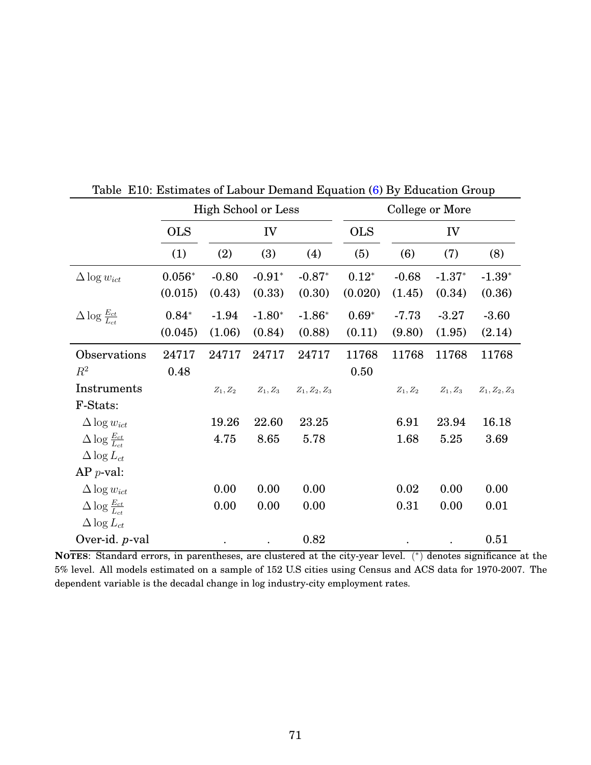Table E10: Estimates of Labour Demand Equation (6) By Education Group

| | High School or Less | | | | College or More | | | |
|---|---|---|---|---|---|---|---|---|
| | OLS | IV | | | OLS | IV | | |
| | (1) | (2) | (3) | (4) | (5) | (6) | (7) | (8) |
| $\Delta \log w_{ict}$ | $0.056^{*}$ | -0.80 | $-0.91^{*}$ | $-0.87^{*}$ | $0.12^{*}$ | -0.68 | $-1.37^{*}$ | $-1.39^{*}$ |
| | (0.015) | (0.43) | (0.33) | (0.30) | (0.020) | (1.45) | (0.34) | (0.36) |
| $\Delta \log \frac{E_{ct}}{L_{ct}}$ | $0.84^{*}$ | -1.94 | $-1.80^{*}$ | $-1.86^{*}$ | $0.69^{*}$ | -7.73 | -3.27 | -3.60 |
| | (0.045) | (1.06) | (0.84) | (0.88) | (0.11) | (9.80) | (1.95) | (2.14) |
| Observations | 24717 | 24717 | 24717 | 24717 | 11768 | 11768 | 11768 | 11768 |
| $R^2$ | 0.48 | | | | 0.50 | | | |
| Instruments | | $Z_1, Z_2$ | $Z_1, Z_3$ | $Z_1, Z_2, Z_3$ | | $Z_1, Z_2$ | $Z_1, Z_3$ | $Z_1, Z_2, Z_3$ |
| F-Stats: | | | | | | | | |
| $\Delta \log w_{ict}$ | | 19.26 | 22.60 | 23.25 | | 6.91 | 23.94 | 16.18 |
| $\Delta \log \frac{E_{ct}}{L_{ct}}$ | | 4.75 | 8.65 | 5.78 | | 1.68 | 5.25 | 3.69 |
| $\Delta \log L_{ct}$ | | | | | | | | |
| AP $p$-val: | | | | | | | | |
| $\Delta \log w_{ict}$ | | 0.00 | 0.00 | 0.00 | | 0.02 | 0.00 | 0.00 |
| $\Delta \log \frac{E_{ct}}{L_{ct}}$ | | 0.00 | 0.00 | 0.00 | | 0.31 | 0.00 | 0.01 |
| $\Delta \log L_{ct}$ | | | | | | | | |
| Over-id. $p$-val | | . | . | 0.82 | | . | . | 0.51 |

**NOTES**: Standard errors, in parentheses, are clustered at the city-year level. (*) denotes significance at the 5% level. All models estimated on a sample of 152 U.S cities using Census and ACS data for 1970-2007. The dependent variable is the decadal change in log industry-city employment rates.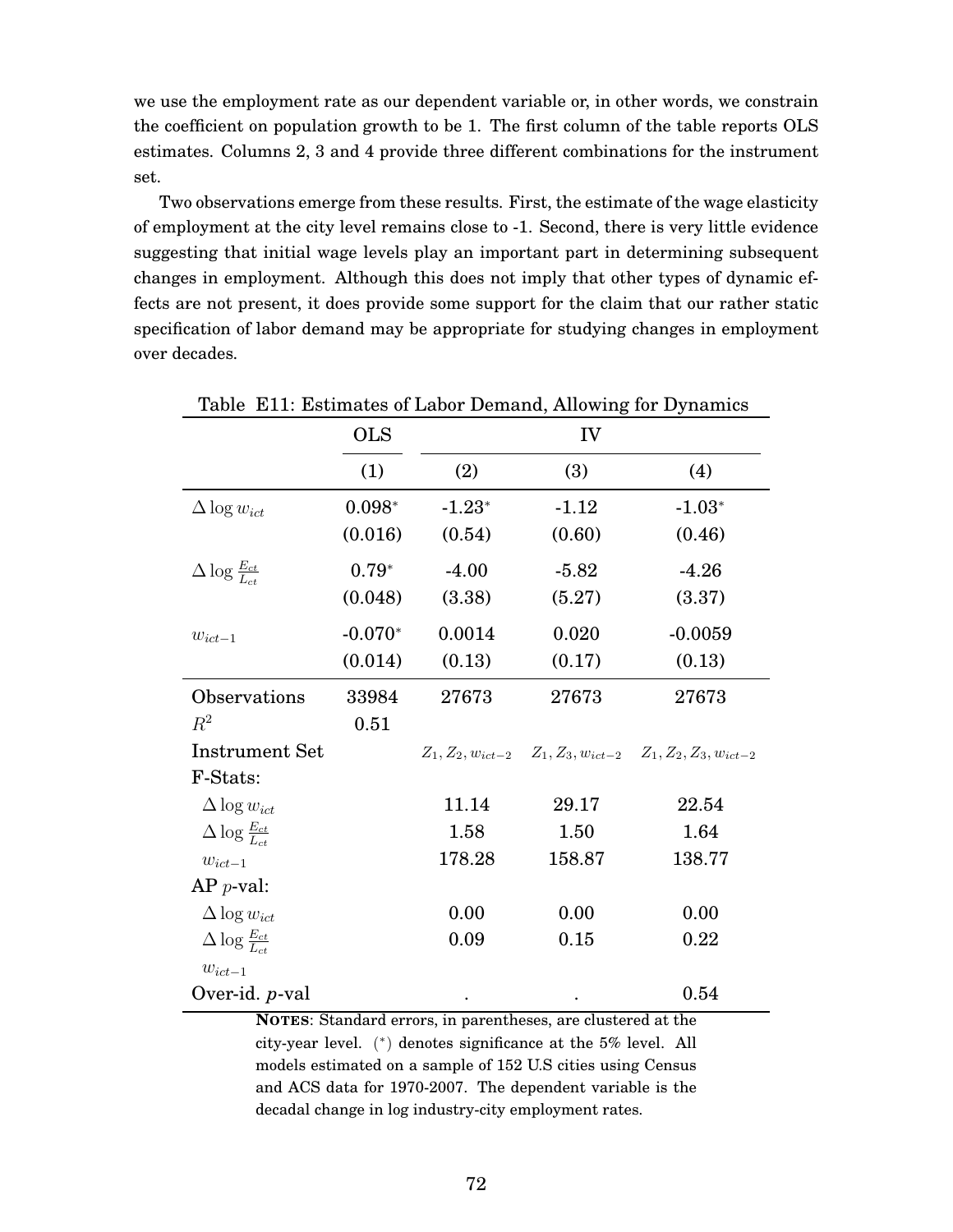we use the employment rate as our dependent variable or, in other words, we constrain the coefficient on population growth to be 1. The first column of the table reports OLS estimates. Columns 2, 3 and 4 provide three different combinations for the instrument set.

Two observations emerge from these results. First, the estimate of the wage elasticity of employment at the city level remains close to -1. Second, there is very little evidence suggesting that initial wage levels play an important part in determining subsequent changes in employment. Although this does not imply that other types of dynamic effects are not present, it does provide some support for the claim that our rather static specification of labor demand may be appropriate for studying changes in employment over decades.

Table E11: Estimates of Labor Demand, Allowing for Dynamics

| | OLS | IV | | |
|---|---|---|---|---|
| | (1) | (2) | (3) | (4) |
| $\Delta \log w_{ict}$ | 0.098* | -1.23* | -1.12 | -1.03* |
| | (0.016) | (0.54) | (0.60) | (0.46) |
| $\Delta \log \frac{E_{ct}}{L_{ct}}$ | 0.79* | -4.00 | -5.82 | -4.26 |
| | (0.048) | (3.38) | (5.27) | (3.37) |
| $w_{ict-1}$ | -0.070* | 0.0014 | 0.020 | -0.0059 |
| | (0.014) | (0.13) | (0.17) | (0.13) |
| Observations | 33984 | 27673 | 27673 | 27673 |
| $R^2$ | 0.51 | | | |
| Instrument Set | | $Z_1, Z_2, w_{ict-2}$ | $Z_1, Z_3, w_{ict-2}$ | $Z_1, Z_2, Z_3, w_{ict-2}$ |
| F-Stats: | | | | |
| $\Delta \log w_{ict}$ | | 11.14 | 29.17 | 22.54 |
| $\Delta \log \frac{E_{ct}}{L_{ct}}$ | | 1.58 | 1.50 | 1.64 |
| $w_{ict-1}$ | | 178.28 | 158.87 | 138.77 |
| AP $p$-val: | | | | |
| $\Delta \log w_{ict}$ | | 0.00 | 0.00 | 0.00 |
| $\Delta \log \frac{E_{ct}}{L_{ct}}$ | | 0.09 | 0.15 | 0.22 |
| $w_{ict-1}$ | | | | |
| Over-id. $p$-val | | . | . | 0.54 |

**NOTES**: Standard errors, in parentheses, are clustered at the city-year level. (*) denotes significance at the 5% level. All models estimated on a sample of 152 U.S cities using Census and ACS data for 1970-2007. The dependent variable is the decadal change in log industry-city employment rates.